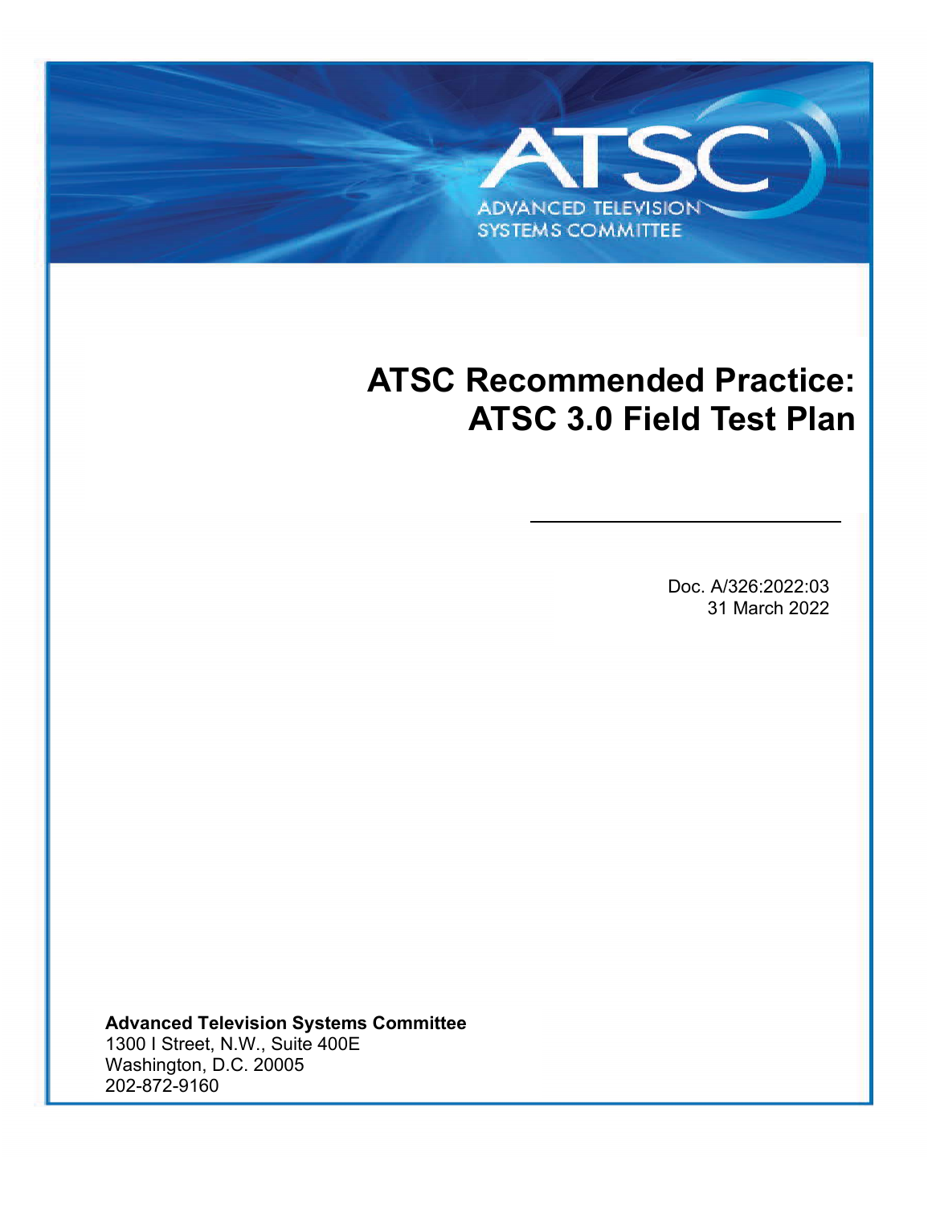ATSC

ADVANCED TELEVISION SYSTEMS COMMITTEE

# ATSC Recommended Practice: ATSC 3.0 Field Test Plan

Doc. A/326:2022:03
31 March 2022

**Advanced Television Systems Committee**
1300 I Street, N.W., Suite 400E
Washington, D.C. 20005
202-872-9160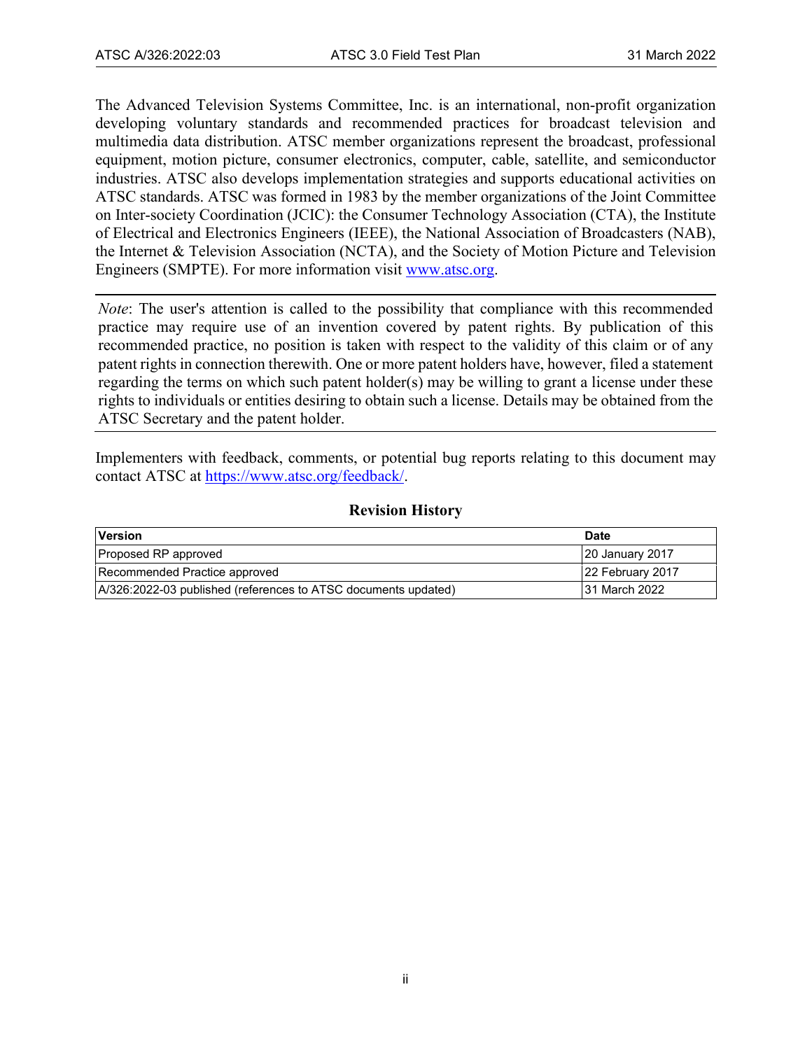The Advanced Television Systems Committee, Inc. is an international, non-profit organization developing voluntary standards and recommended practices for broadcast television and multimedia data distribution. ATSC member organizations represent the broadcast, professional equipment, motion picture, consumer electronics, computer, cable, satellite, and semiconductor industries. ATSC also develops implementation strategies and supports educational activities on ATSC standards. ATSC was formed in 1983 by the member organizations of the Joint Committee on Inter-society Coordination (JCIC): the Consumer Technology Association (CTA), the Institute of Electrical and Electronics Engineers (IEEE), the National Association of Broadcasters (NAB), the Internet & Television Association (NCTA), and the Society of Motion Picture and Television Engineers (SMPTE). For more information visit [www.atsc.org](http://www.atsc.org).

*Note*: The user's attention is called to the possibility that compliance with this recommended practice may require use of an invention covered by patent rights. By publication of this recommended practice, no position is taken with respect to the validity of this claim or of any patent rights in connection therewith. One or more patent holders have, however, filed a statement regarding the terms on which such patent holder(s) may be willing to grant a license under these rights to individuals or entities desiring to obtain such a license. Details may be obtained from the ATSC Secretary and the patent holder.

Implementers with feedback, comments, or potential bug reports relating to this document may contact ATSC at [https://www.atsc.org/feedback/](https://www.atsc.org/feedback/).

**Revision History**

| **Version** | **Date** |
|---|---|
| Proposed RP approved | 20 January 2017 |
| Recommended Practice approved | 22 February 2017 |
| A/326:2022-03 published (references to ATSC documents updated) | 31 March 2022 |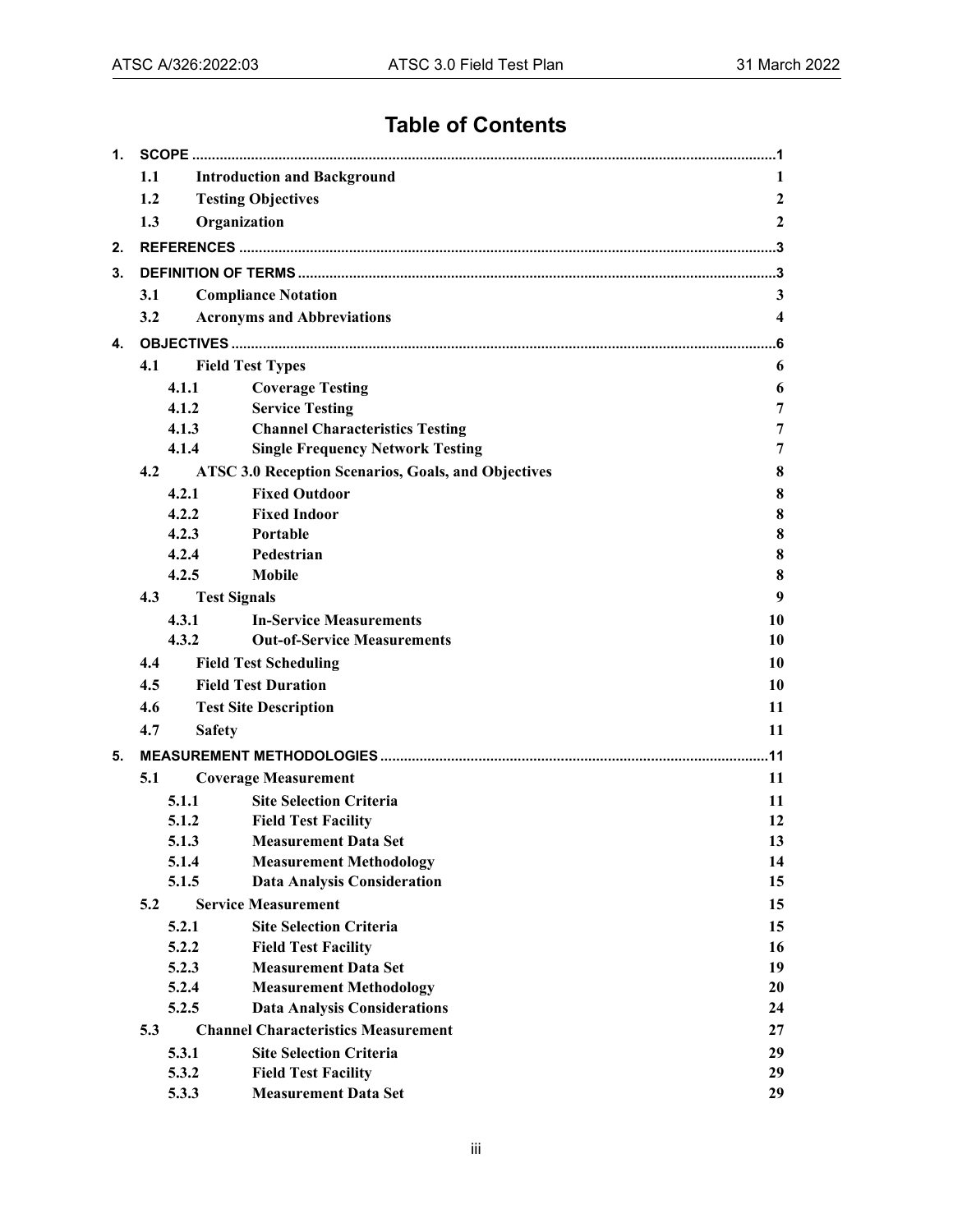# Table of Contents

1. **SCOPE** ....... 1
   - 1.1 **Introduction and Background** 1
   - 1.2 **Testing Objectives** 2
   - 1.3 **Organization** 2
2. **REFERENCES** ....... 3
3. **DEFINITION OF TERMS** ....... 3
   - 3.1 **Compliance Notation** 3
   - 3.2 **Acronyms and Abbreviations** 4
4. **OBJECTIVES** ....... 6
   - 4.1 **Field Test Types** 6
     - 4.1.1 **Coverage Testing** 6
     - 4.1.2 **Service Testing** 7
     - 4.1.3 **Channel Characteristics Testing** 7
     - 4.1.4 **Single Frequency Network Testing** 7
   - 4.2 **ATSC 3.0 Reception Scenarios, Goals, and Objectives** 8
     - 4.2.1 **Fixed Outdoor** 8
     - 4.2.2 **Fixed Indoor** 8
     - 4.2.3 **Portable** 8
     - 4.2.4 **Pedestrian** 8
     - 4.2.5 **Mobile** 8
   - 4.3 **Test Signals** 9
     - 4.3.1 **In-Service Measurements** 10
     - 4.3.2 **Out-of-Service Measurements** 10
   - 4.4 **Field Test Scheduling** 10
   - 4.5 **Field Test Duration** 10
   - 4.6 **Test Site Description** 11
   - 4.7 **Safety** 11
5. **MEASUREMENT METHODOLOGIES** ....... 11
   - 5.1 **Coverage Measurement** 11
     - 5.1.1 **Site Selection Criteria** 11
     - 5.1.2 **Field Test Facility** 12
     - 5.1.3 **Measurement Data Set** 13
     - 5.1.4 **Measurement Methodology** 14
     - 5.1.5 **Data Analysis Consideration** 15
   - 5.2 **Service Measurement** 15
     - 5.2.1 **Site Selection Criteria** 15
     - 5.2.2 **Field Test Facility** 16
     - 5.2.3 **Measurement Data Set** 19
     - 5.2.4 **Measurement Methodology** 20
     - 5.2.5 **Data Analysis Considerations** 24
   - 5.3 **Channel Characteristics Measurement** 27
     - 5.3.1 **Site Selection Criteria** 29
     - 5.3.2 **Field Test Facility** 29
     - 5.3.3 **Measurement Data Set** 29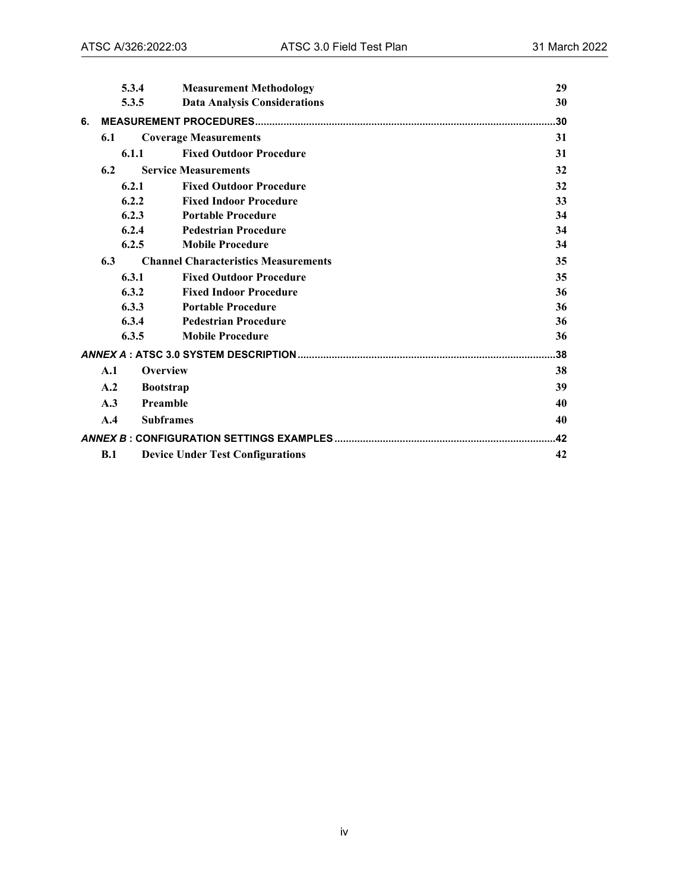5.3.4 **Measurement Methodology** 29
5.3.5 **Data Analysis Considerations** 30

**6. MEASUREMENT PROCEDURES** ........................................................................................................30

6.1 **Coverage Measurements** 31
6.1.1 **Fixed Outdoor Procedure** 31

6.2 **Service Measurements** 32
6.2.1 **Fixed Outdoor Procedure** 32
6.2.2 **Fixed Indoor Procedure** 33
6.2.3 **Portable Procedure** 34
6.2.4 **Pedestrian Procedure** 34
6.2.5 **Mobile Procedure** 34

6.3 **Channel Characteristics Measurements** 35
6.3.1 **Fixed Outdoor Procedure** 35
6.3.2 **Fixed Indoor Procedure** 36
6.3.3 **Portable Procedure** 36
6.3.4 **Pedestrian Procedure** 36
6.3.5 **Mobile Procedure** 36

***ANNEX A* : ATSC 3.0 SYSTEM DESCRIPTION** .........................................................................................38

A.1 **Overview** 38
A.2 **Bootstrap** 39
A.3 **Preamble** 40
A.4 **Subframes** 40

***ANNEX B* : CONFIGURATION SETTINGS EXAMPLES** .............................................................................42

B.1 **Device Under Test Configurations** 42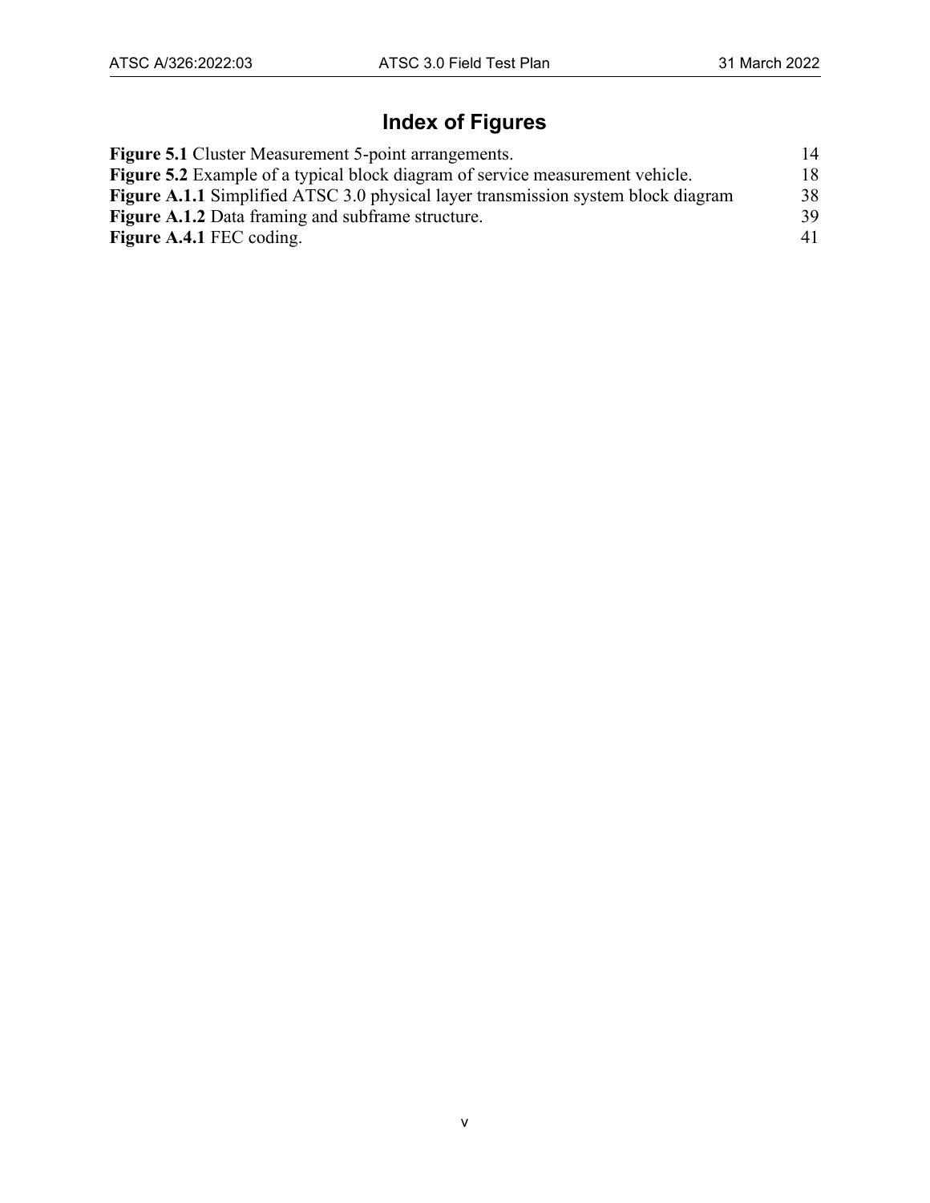# Index of Figures

**Figure 5.1** Cluster Measurement 5-point arrangements. 14
**Figure 5.2** Example of a typical block diagram of service measurement vehicle. 18
**Figure A.1.1** Simplified ATSC 3.0 physical layer transmission system block diagram 38
**Figure A.1.2** Data framing and subframe structure. 39
**Figure A.4.1** FEC coding. 41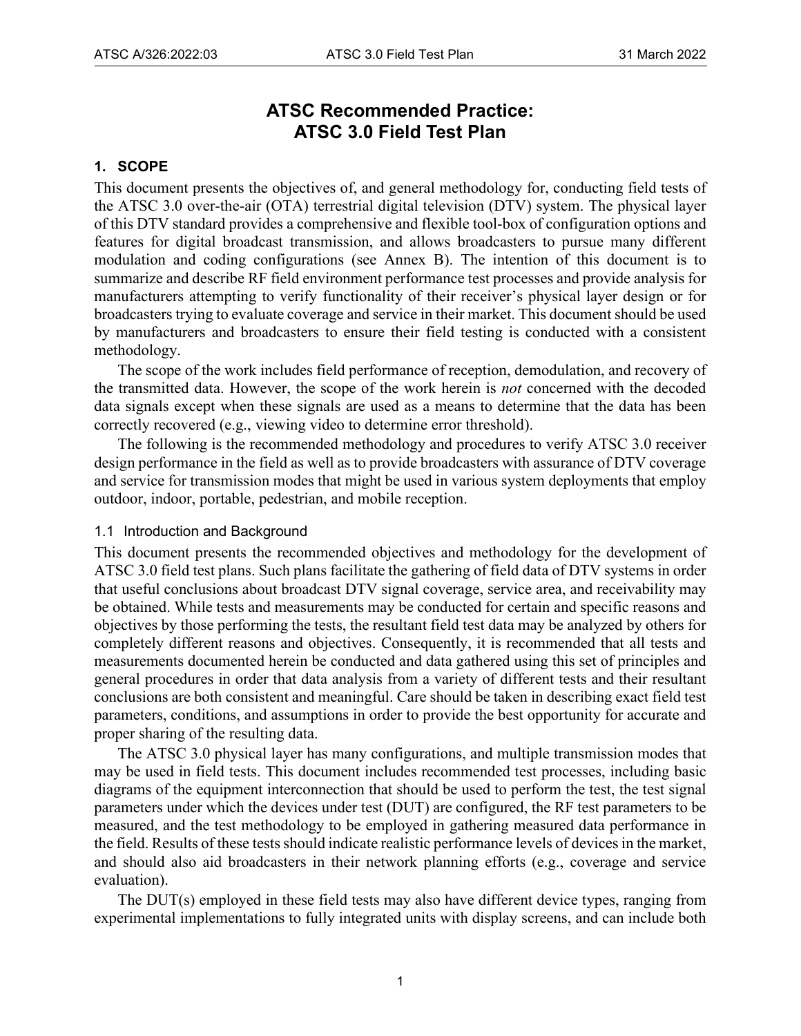# ATSC Recommended Practice: ATSC 3.0 Field Test Plan

## 1. SCOPE

This document presents the objectives of, and general methodology for, conducting field tests of the ATSC 3.0 over-the-air (OTA) terrestrial digital television (DTV) system. The physical layer of this DTV standard provides a comprehensive and flexible tool-box of configuration options and features for digital broadcast transmission, and allows broadcasters to pursue many different modulation and coding configurations (see Annex B). The intention of this document is to summarize and describe RF field environment performance test processes and provide analysis for manufacturers attempting to verify functionality of their receiver's physical layer design or for broadcasters trying to evaluate coverage and service in their market. This document should be used by manufacturers and broadcasters to ensure their field testing is conducted with a consistent methodology.

The scope of the work includes field performance of reception, demodulation, and recovery of the transmitted data. However, the scope of the work herein is *not* concerned with the decoded data signals except when these signals are used as a means to determine that the data has been correctly recovered (e.g., viewing video to determine error threshold).

The following is the recommended methodology and procedures to verify ATSC 3.0 receiver design performance in the field as well as to provide broadcasters with assurance of DTV coverage and service for transmission modes that might be used in various system deployments that employ outdoor, indoor, portable, pedestrian, and mobile reception.

### 1.1 Introduction and Background

This document presents the recommended objectives and methodology for the development of ATSC 3.0 field test plans. Such plans facilitate the gathering of field data of DTV systems in order that useful conclusions about broadcast DTV signal coverage, service area, and receivability may be obtained. While tests and measurements may be conducted for certain and specific reasons and objectives by those performing the tests, the resultant field test data may be analyzed by others for completely different reasons and objectives. Consequently, it is recommended that all tests and measurements documented herein be conducted and data gathered using this set of principles and general procedures in order that data analysis from a variety of different tests and their resultant conclusions are both consistent and meaningful. Care should be taken in describing exact field test parameters, conditions, and assumptions in order to provide the best opportunity for accurate and proper sharing of the resulting data.

The ATSC 3.0 physical layer has many configurations, and multiple transmission modes that may be used in field tests. This document includes recommended test processes, including basic diagrams of the equipment interconnection that should be used to perform the test, the test signal parameters under which the devices under test (DUT) are configured, the RF test parameters to be measured, and the test methodology to be employed in gathering measured data performance in the field. Results of these tests should indicate realistic performance levels of devices in the market, and should also aid broadcasters in their network planning efforts (e.g., coverage and service evaluation).

The DUT(s) employed in these field tests may also have different device types, ranging from experimental implementations to fully integrated units with display screens, and can include both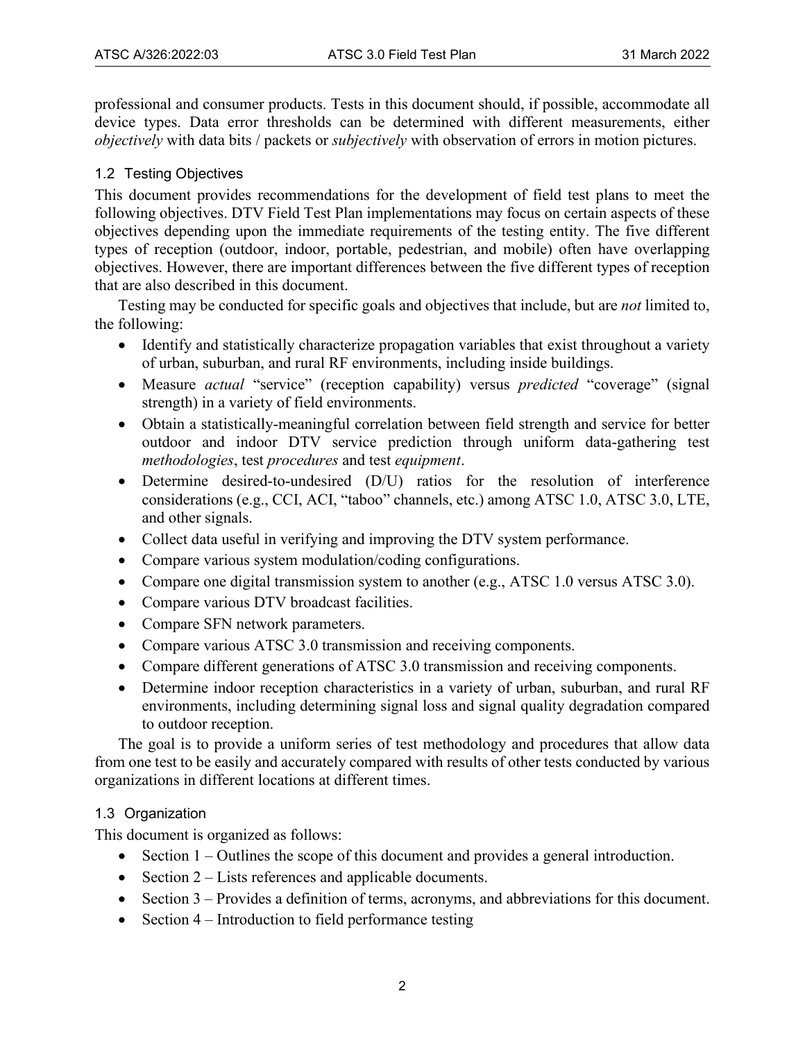professional and consumer products. Tests in this document should, if possible, accommodate all device types. Data error thresholds can be determined with different measurements, either *objectively* with data bits / packets or *subjectively* with observation of errors in motion pictures.

### 1.2 Testing Objectives

This document provides recommendations for the development of field test plans to meet the following objectives. DTV Field Test Plan implementations may focus on certain aspects of these objectives depending upon the immediate requirements of the testing entity. The five different types of reception (outdoor, indoor, portable, pedestrian, and mobile) often have overlapping objectives. However, there are important differences between the five different types of reception that are also described in this document.

Testing may be conducted for specific goals and objectives that include, but are *not* limited to, the following:

- Identify and statistically characterize propagation variables that exist throughout a variety of urban, suburban, and rural RF environments, including inside buildings.
- Measure *actual* "service" (reception capability) versus *predicted* "coverage" (signal strength) in a variety of field environments.
- Obtain a statistically-meaningful correlation between field strength and service for better outdoor and indoor DTV service prediction through uniform data-gathering test *methodologies*, test *procedures* and test *equipment*.
- Determine desired-to-undesired (D/U) ratios for the resolution of interference considerations (e.g., CCI, ACI, "taboo" channels, etc.) among ATSC 1.0, ATSC 3.0, LTE, and other signals.
- Collect data useful in verifying and improving the DTV system performance.
- Compare various system modulation/coding configurations.
- Compare one digital transmission system to another (e.g., ATSC 1.0 versus ATSC 3.0).
- Compare various DTV broadcast facilities.
- Compare SFN network parameters.
- Compare various ATSC 3.0 transmission and receiving components.
- Compare different generations of ATSC 3.0 transmission and receiving components.
- Determine indoor reception characteristics in a variety of urban, suburban, and rural RF environments, including determining signal loss and signal quality degradation compared to outdoor reception.

The goal is to provide a uniform series of test methodology and procedures that allow data from one test to be easily and accurately compared with results of other tests conducted by various organizations in different locations at different times.

### 1.3 Organization

This document is organized as follows:

- Section 1 – Outlines the scope of this document and provides a general introduction.
- Section 2 – Lists references and applicable documents.
- Section 3 – Provides a definition of terms, acronyms, and abbreviations for this document.
- Section 4 – Introduction to field performance testing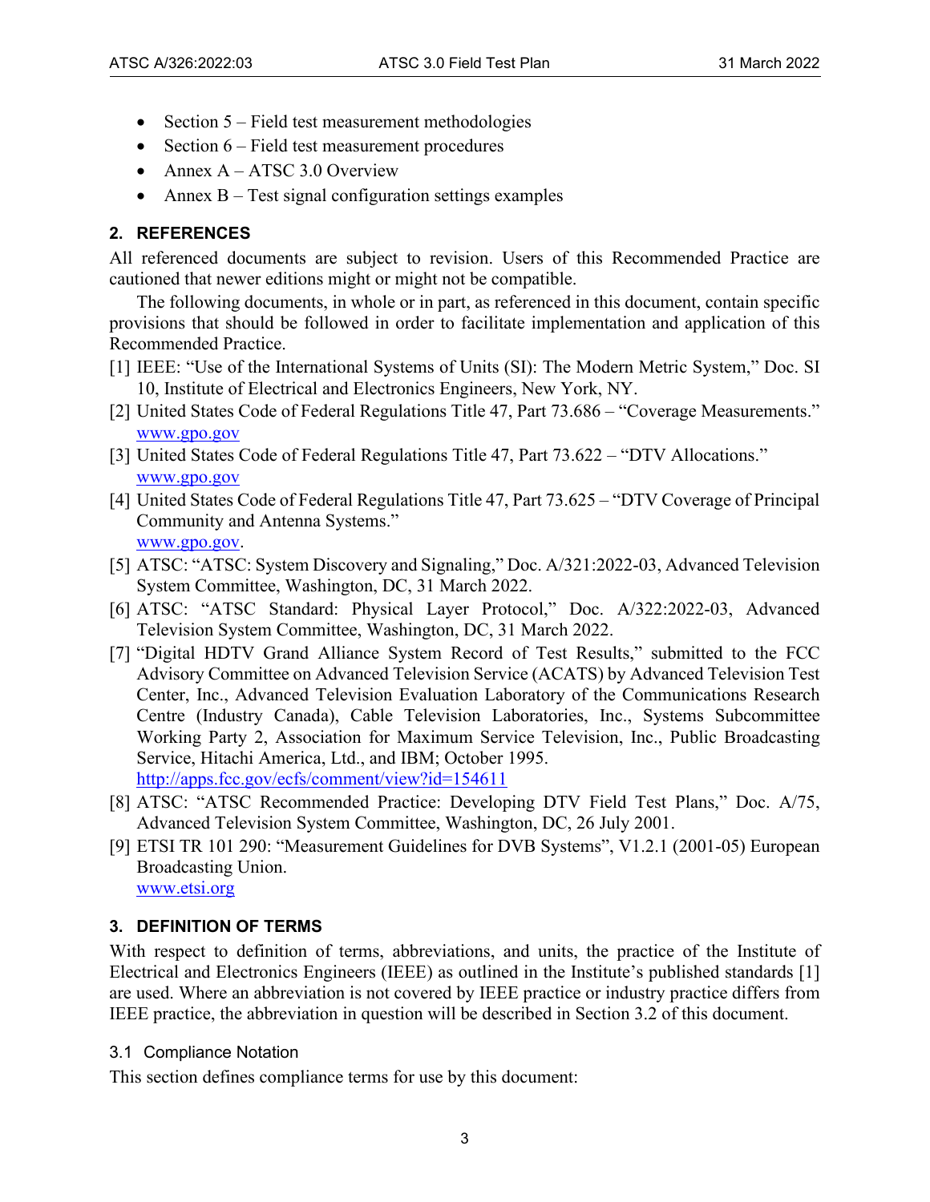- Section 5 – Field test measurement methodologies
- Section 6 – Field test measurement procedures
- Annex A – ATSC 3.0 Overview
- Annex B – Test signal configuration settings examples

## 2. REFERENCES

All referenced documents are subject to revision. Users of this Recommended Practice are cautioned that newer editions might or might not be compatible.

The following documents, in whole or in part, as referenced in this document, contain specific provisions that should be followed in order to facilitate implementation and application of this Recommended Practice.

[1] IEEE: "Use of the International Systems of Units (SI): The Modern Metric System," Doc. SI 10, Institute of Electrical and Electronics Engineers, New York, NY.

[2] United States Code of Federal Regulations Title 47, Part 73.686 – "Coverage Measurements." www.gpo.gov

[3] United States Code of Federal Regulations Title 47, Part 73.622 – "DTV Allocations." www.gpo.gov

[4] United States Code of Federal Regulations Title 47, Part 73.625 – "DTV Coverage of Principal Community and Antenna Systems." www.gpo.gov.

[5] ATSC: "ATSC: System Discovery and Signaling," Doc. A/321:2022-03, Advanced Television System Committee, Washington, DC, 31 March 2022.

[6] ATSC: "ATSC Standard: Physical Layer Protocol," Doc. A/322:2022-03, Advanced Television System Committee, Washington, DC, 31 March 2022.

[7] "Digital HDTV Grand Alliance System Record of Test Results," submitted to the FCC Advisory Committee on Advanced Television Service (ACATS) by Advanced Television Test Center, Inc., Advanced Television Evaluation Laboratory of the Communications Research Centre (Industry Canada), Cable Television Laboratories, Inc., Systems Subcommittee Working Party 2, Association for Maximum Service Television, Inc., Public Broadcasting Service, Hitachi America, Ltd., and IBM; October 1995. http://apps.fcc.gov/ecfs/comment/view?id=154611

[8] ATSC: "ATSC Recommended Practice: Developing DTV Field Test Plans," Doc. A/75, Advanced Television System Committee, Washington, DC, 26 July 2001.

[9] ETSI TR 101 290: "Measurement Guidelines for DVB Systems", V1.2.1 (2001-05) European Broadcasting Union. www.etsi.org

## 3. DEFINITION OF TERMS

With respect to definition of terms, abbreviations, and units, the practice of the Institute of Electrical and Electronics Engineers (IEEE) as outlined in the Institute's published standards [1] are used. Where an abbreviation is not covered by IEEE practice or industry practice differs from IEEE practice, the abbreviation in question will be described in Section 3.2 of this document.

### 3.1 Compliance Notation

This section defines compliance terms for use by this document: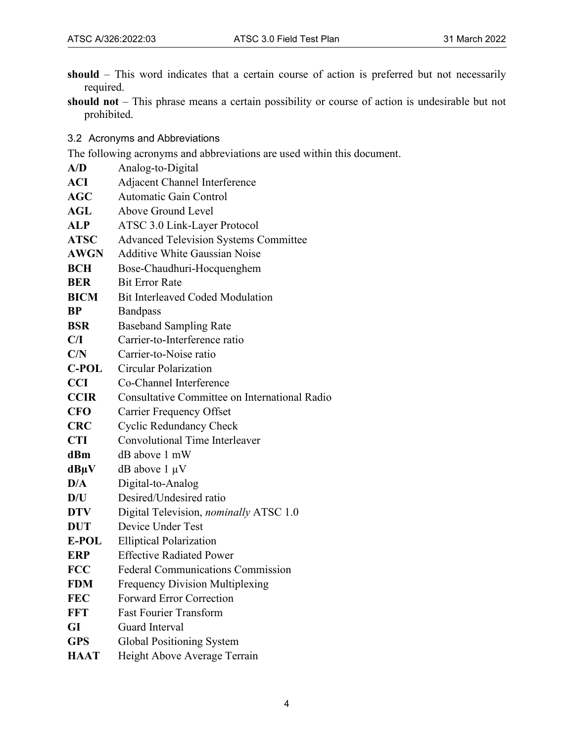**should** – This word indicates that a certain course of action is preferred but not necessarily required.

**should not** – This phrase means a certain possibility or course of action is undesirable but not prohibited.

### 3.2 Acronyms and Abbreviations

The following acronyms and abbreviations are used within this document.

**A/D** Analog-to-Digital

**ACI** Adjacent Channel Interference

**AGC** Automatic Gain Control

**AGL** Above Ground Level

**ALP** ATSC 3.0 Link-Layer Protocol

**ATSC** Advanced Television Systems Committee

**AWGN** Additive White Gaussian Noise

**BCH** Bose-Chaudhuri-Hocquenghem

**BER** Bit Error Rate

**BICM** Bit Interleaved Coded Modulation

**BP** Bandpass

**BSR** Baseband Sampling Rate

**C/I** Carrier-to-Interference ratio

**C/N** Carrier-to-Noise ratio

**C-POL** Circular Polarization

**CCI** Co-Channel Interference

**CCIR** Consultative Committee on International Radio

**CFO** Carrier Frequency Offset

**CRC** Cyclic Redundancy Check

**CTI** Convolutional Time Interleaver

**dBm** dB above 1 mW

**dBμV** dB above 1 μV

**D/A** Digital-to-Analog

**D/U** Desired/Undesired ratio

**DTV** Digital Television, *nominally* ATSC 1.0

**DUT** Device Under Test

**E-POL** Elliptical Polarization

**ERP** Effective Radiated Power

**FCC** Federal Communications Commission

**FDM** Frequency Division Multiplexing

**FEC** Forward Error Correction

**FFT** Fast Fourier Transform

**GI** Guard Interval

**GPS** Global Positioning System

**HAAT** Height Above Average Terrain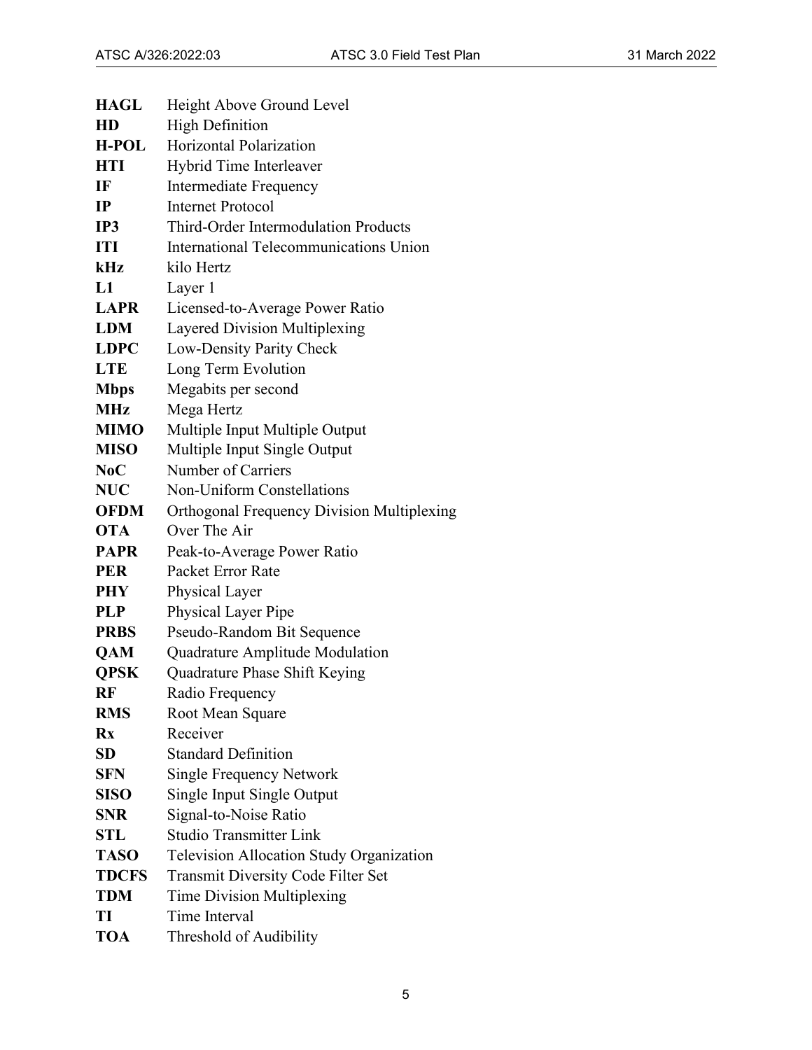**HAGL** Height Above Ground Level
**HD** High Definition
**H-POL** Horizontal Polarization
**HTI** Hybrid Time Interleaver
**IF** Intermediate Frequency
**IP** Internet Protocol
**IP3** Third-Order Intermodulation Products
**ITI** International Telecommunications Union
**kHz** kilo Hertz
**L1** Layer 1
**LAPR** Licensed-to-Average Power Ratio
**LDM** Layered Division Multiplexing
**LDPC** Low-Density Parity Check
**LTE** Long Term Evolution
**Mbps** Megabits per second
**MHz** Mega Hertz
**MIMO** Multiple Input Multiple Output
**MISO** Multiple Input Single Output
**NoC** Number of Carriers
**NUC** Non-Uniform Constellations
**OFDM** Orthogonal Frequency Division Multiplexing
**OTA** Over The Air
**PAPR** Peak-to-Average Power Ratio
**PER** Packet Error Rate
**PHY** Physical Layer
**PLP** Physical Layer Pipe
**PRBS** Pseudo-Random Bit Sequence
**QAM** Quadrature Amplitude Modulation
**QPSK** Quadrature Phase Shift Keying
**RF** Radio Frequency
**RMS** Root Mean Square
**Rx** Receiver
**SD** Standard Definition
**SFN** Single Frequency Network
**SISO** Single Input Single Output
**SNR** Signal-to-Noise Ratio
**STL** Studio Transmitter Link
**TASO** Television Allocation Study Organization
**TDCFS** Transmit Diversity Code Filter Set
**TDM** Time Division Multiplexing
**TI** Time Interval
**TOA** Threshold of Audibility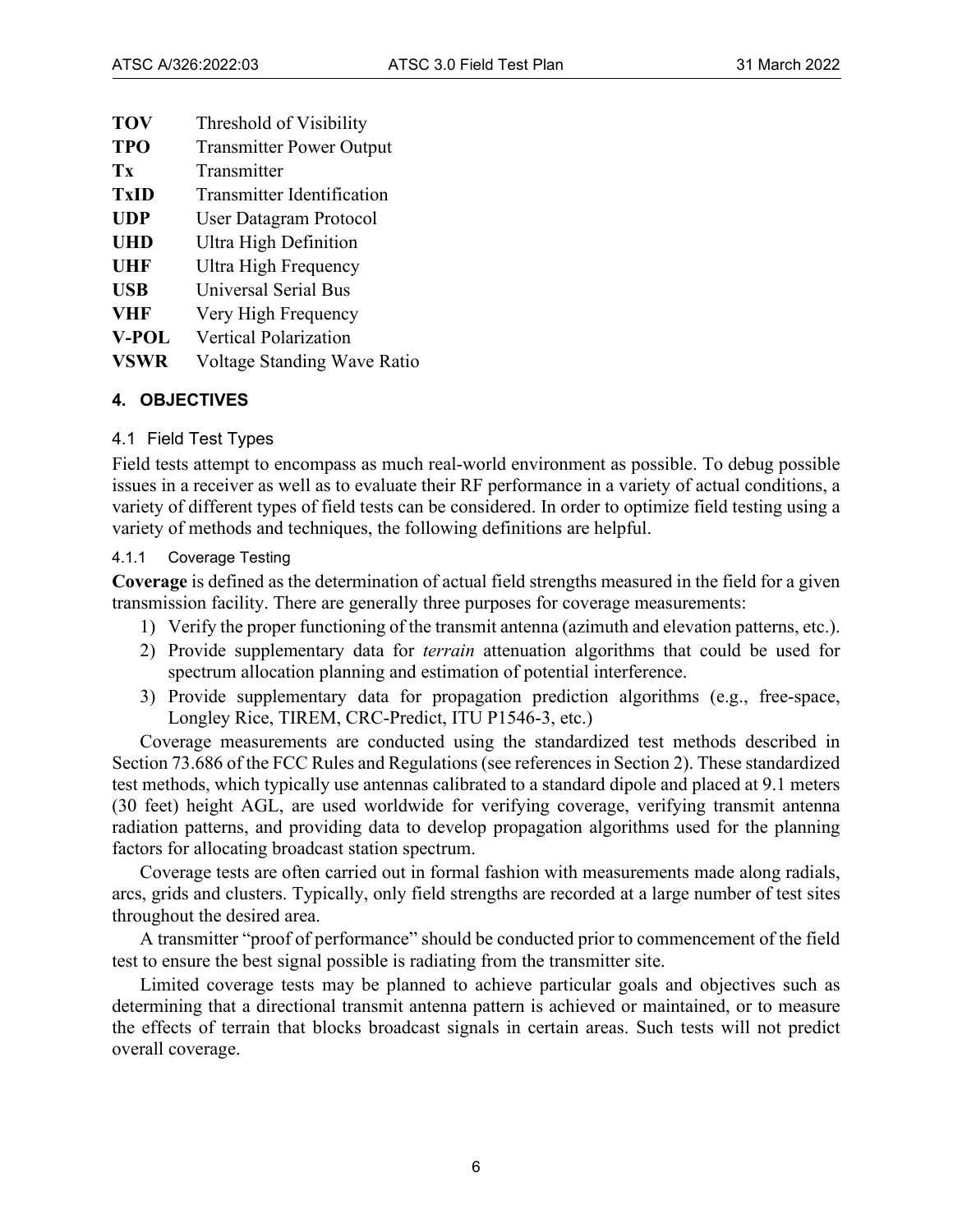| | |
|---|---|
| **TOV** | Threshold of Visibility |
| **TPO** | Transmitter Power Output |
| **Tx** | Transmitter |
| **TxID** | Transmitter Identification |
| **UDP** | User Datagram Protocol |
| **UHD** | Ultra High Definition |
| **UHF** | Ultra High Frequency |
| **USB** | Universal Serial Bus |
| **VHF** | Very High Frequency |
| **V-POL** | Vertical Polarization |
| **VSWR** | Voltage Standing Wave Ratio |

## 4. OBJECTIVES

### 4.1 Field Test Types

Field tests attempt to encompass as much real-world environment as possible. To debug possible issues in a receiver as well as to evaluate their RF performance in a variety of actual conditions, a variety of different types of field tests can be considered. In order to optimize field testing using a variety of methods and techniques, the following definitions are helpful.

#### 4.1.1 Coverage Testing

**Coverage** is defined as the determination of actual field strengths measured in the field for a given transmission facility. There are generally three purposes for coverage measurements:

1) Verify the proper functioning of the transmit antenna (azimuth and elevation patterns, etc.).
2) Provide supplementary data for *terrain* attenuation algorithms that could be used for spectrum allocation planning and estimation of potential interference.
3) Provide supplementary data for propagation prediction algorithms (e.g., free-space, Longley Rice, TIREM, CRC-Predict, ITU P1546-3, etc.)

Coverage measurements are conducted using the standardized test methods described in Section 73.686 of the FCC Rules and Regulations (see references in Section 2). These standardized test methods, which typically use antennas calibrated to a standard dipole and placed at 9.1 meters (30 feet) height AGL, are used worldwide for verifying coverage, verifying transmit antenna radiation patterns, and providing data to develop propagation algorithms used for the planning factors for allocating broadcast station spectrum.

Coverage tests are often carried out in formal fashion with measurements made along radials, arcs, grids and clusters. Typically, only field strengths are recorded at a large number of test sites throughout the desired area.

A transmitter "proof of performance" should be conducted prior to commencement of the field test to ensure the best signal possible is radiating from the transmitter site.

Limited coverage tests may be planned to achieve particular goals and objectives such as determining that a directional transmit antenna pattern is achieved or maintained, or to measure the effects of terrain that blocks broadcast signals in certain areas. Such tests will not predict overall coverage.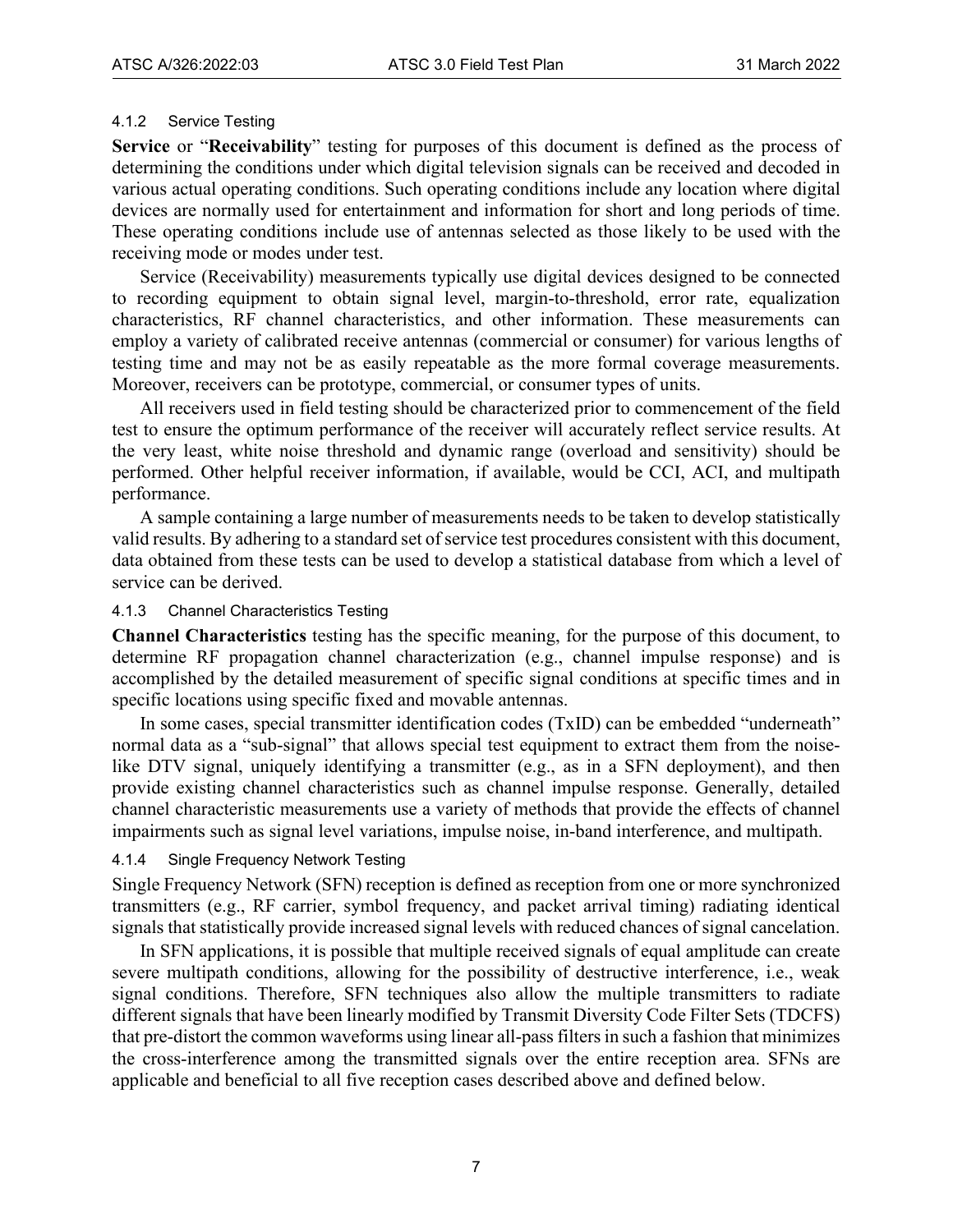#### 4.1.2 Service Testing

**Service** or "**Receivability**" testing for purposes of this document is defined as the process of determining the conditions under which digital television signals can be received and decoded in various actual operating conditions. Such operating conditions include any location where digital devices are normally used for entertainment and information for short and long periods of time. These operating conditions include use of antennas selected as those likely to be used with the receiving mode or modes under test.

Service (Receivability) measurements typically use digital devices designed to be connected to recording equipment to obtain signal level, margin-to-threshold, error rate, equalization characteristics, RF channel characteristics, and other information. These measurements can employ a variety of calibrated receive antennas (commercial or consumer) for various lengths of testing time and may not be as easily repeatable as the more formal coverage measurements. Moreover, receivers can be prototype, commercial, or consumer types of units.

All receivers used in field testing should be characterized prior to commencement of the field test to ensure the optimum performance of the receiver will accurately reflect service results. At the very least, white noise threshold and dynamic range (overload and sensitivity) should be performed. Other helpful receiver information, if available, would be CCI, ACI, and multipath performance.

A sample containing a large number of measurements needs to be taken to develop statistically valid results. By adhering to a standard set of service test procedures consistent with this document, data obtained from these tests can be used to develop a statistical database from which a level of service can be derived.

#### 4.1.3 Channel Characteristics Testing

**Channel Characteristics** testing has the specific meaning, for the purpose of this document, to determine RF propagation channel characterization (e.g., channel impulse response) and is accomplished by the detailed measurement of specific signal conditions at specific times and in specific locations using specific fixed and movable antennas.

In some cases, special transmitter identification codes (TxID) can be embedded "underneath" normal data as a "sub-signal" that allows special test equipment to extract them from the noise-like DTV signal, uniquely identifying a transmitter (e.g., as in a SFN deployment), and then provide existing channel characteristics such as channel impulse response. Generally, detailed channel characteristic measurements use a variety of methods that provide the effects of channel impairments such as signal level variations, impulse noise, in-band interference, and multipath.

#### 4.1.4 Single Frequency Network Testing

Single Frequency Network (SFN) reception is defined as reception from one or more synchronized transmitters (e.g., RF carrier, symbol frequency, and packet arrival timing) radiating identical signals that statistically provide increased signal levels with reduced chances of signal cancelation.

In SFN applications, it is possible that multiple received signals of equal amplitude can create severe multipath conditions, allowing for the possibility of destructive interference, i.e., weak signal conditions. Therefore, SFN techniques also allow the multiple transmitters to radiate different signals that have been linearly modified by Transmit Diversity Code Filter Sets (TDCFS) that pre-distort the common waveforms using linear all-pass filters in such a fashion that minimizes the cross-interference among the transmitted signals over the entire reception area. SFNs are applicable and beneficial to all five reception cases described above and defined below.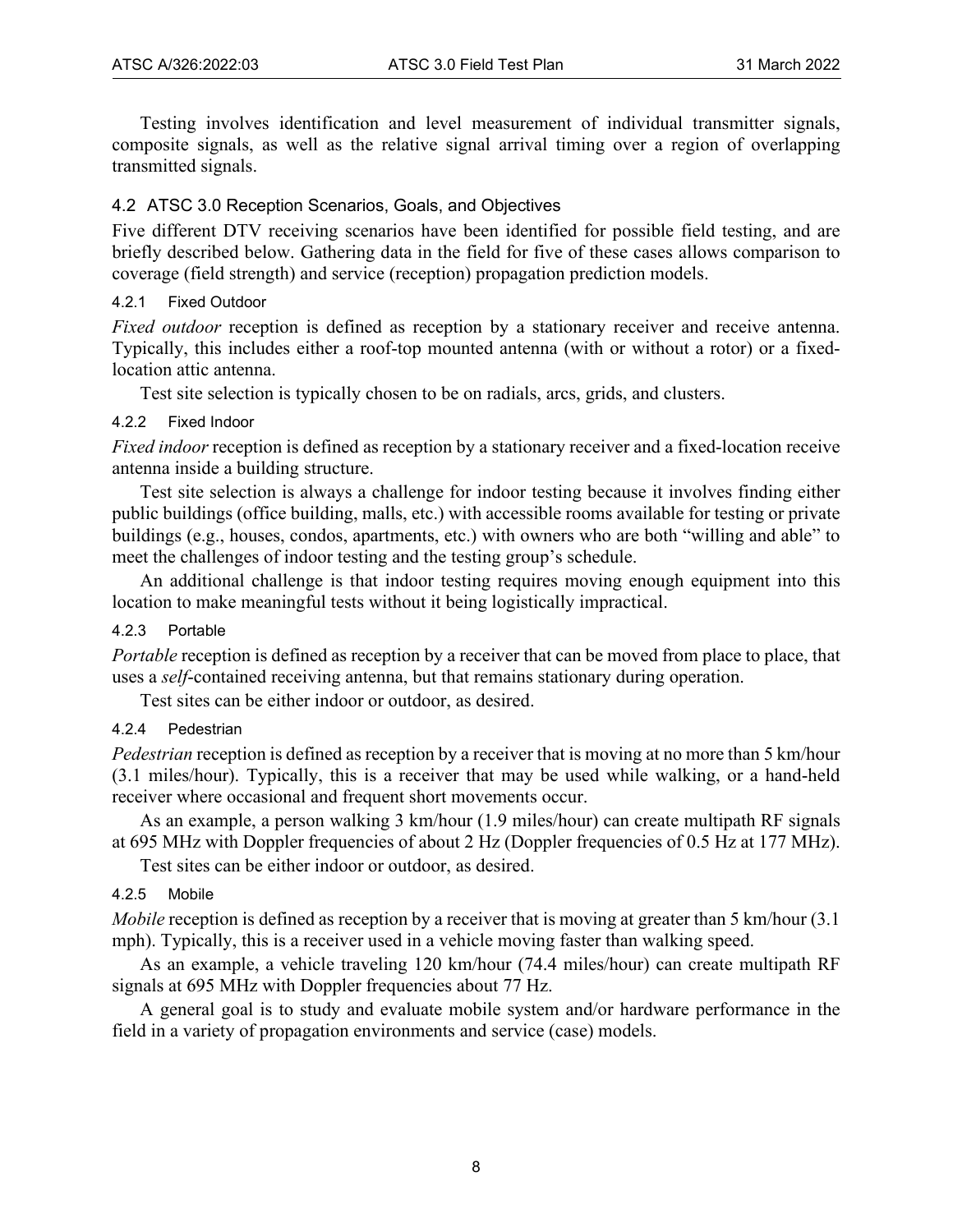Testing involves identification and level measurement of individual transmitter signals, composite signals, as well as the relative signal arrival timing over a region of overlapping transmitted signals.

## 4.2 ATSC 3.0 Reception Scenarios, Goals, and Objectives

Five different DTV receiving scenarios have been identified for possible field testing, and are briefly described below. Gathering data in the field for five of these cases allows comparison to coverage (field strength) and service (reception) propagation prediction models.

### 4.2.1 Fixed Outdoor

*Fixed outdoor* reception is defined as reception by a stationary receiver and receive antenna. Typically, this includes either a roof-top mounted antenna (with or without a rotor) or a fixed-location attic antenna.

Test site selection is typically chosen to be on radials, arcs, grids, and clusters.

### 4.2.2 Fixed Indoor

*Fixed indoor* reception is defined as reception by a stationary receiver and a fixed-location receive antenna inside a building structure.

Test site selection is always a challenge for indoor testing because it involves finding either public buildings (office building, malls, etc.) with accessible rooms available for testing or private buildings (e.g., houses, condos, apartments, etc.) with owners who are both "willing and able" to meet the challenges of indoor testing and the testing group's schedule.

An additional challenge is that indoor testing requires moving enough equipment into this location to make meaningful tests without it being logistically impractical.

### 4.2.3 Portable

*Portable* reception is defined as reception by a receiver that can be moved from place to place, that uses a *self*-contained receiving antenna, but that remains stationary during operation.

Test sites can be either indoor or outdoor, as desired.

### 4.2.4 Pedestrian

*Pedestrian* reception is defined as reception by a receiver that is moving at no more than 5 km/hour (3.1 miles/hour). Typically, this is a receiver that may be used while walking, or a hand-held receiver where occasional and frequent short movements occur.

As an example, a person walking 3 km/hour (1.9 miles/hour) can create multipath RF signals at 695 MHz with Doppler frequencies of about 2 Hz (Doppler frequencies of 0.5 Hz at 177 MHz).

Test sites can be either indoor or outdoor, as desired.

### 4.2.5 Mobile

*Mobile* reception is defined as reception by a receiver that is moving at greater than 5 km/hour (3.1 mph). Typically, this is a receiver used in a vehicle moving faster than walking speed.

As an example, a vehicle traveling 120 km/hour (74.4 miles/hour) can create multipath RF signals at 695 MHz with Doppler frequencies about 77 Hz.

A general goal is to study and evaluate mobile system and/or hardware performance in the field in a variety of propagation environments and service (case) models.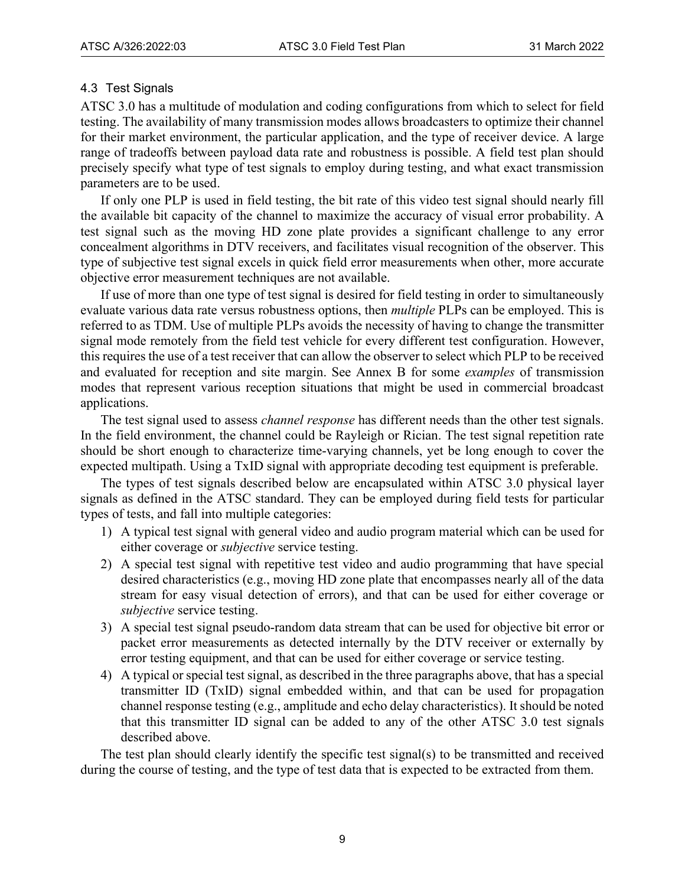### 4.3 Test Signals

ATSC 3.0 has a multitude of modulation and coding configurations from which to select for field testing. The availability of many transmission modes allows broadcasters to optimize their channel for their market environment, the particular application, and the type of receiver device. A large range of tradeoffs between payload data rate and robustness is possible. A field test plan should precisely specify what type of test signals to employ during testing, and what exact transmission parameters are to be used.

If only one PLP is used in field testing, the bit rate of this video test signal should nearly fill the available bit capacity of the channel to maximize the accuracy of visual error probability. A test signal such as the moving HD zone plate provides a significant challenge to any error concealment algorithms in DTV receivers, and facilitates visual recognition of the observer. This type of subjective test signal excels in quick field error measurements when other, more accurate objective error measurement techniques are not available.

If use of more than one type of test signal is desired for field testing in order to simultaneously evaluate various data rate versus robustness options, then *multiple* PLPs can be employed. This is referred to as TDM. Use of multiple PLPs avoids the necessity of having to change the transmitter signal mode remotely from the field test vehicle for every different test configuration. However, this requires the use of a test receiver that can allow the observer to select which PLP to be received and evaluated for reception and site margin. See Annex B for some *examples* of transmission modes that represent various reception situations that might be used in commercial broadcast applications.

The test signal used to assess *channel response* has different needs than the other test signals. In the field environment, the channel could be Rayleigh or Rician. The test signal repetition rate should be short enough to characterize time-varying channels, yet be long enough to cover the expected multipath. Using a TxID signal with appropriate decoding test equipment is preferable.

The types of test signals described below are encapsulated within ATSC 3.0 physical layer signals as defined in the ATSC standard. They can be employed during field tests for particular types of tests, and fall into multiple categories:

1) A typical test signal with general video and audio program material which can be used for either coverage or *subjective* service testing.
2) A special test signal with repetitive test video and audio programming that have special desired characteristics (e.g., moving HD zone plate that encompasses nearly all of the data stream for easy visual detection of errors), and that can be used for either coverage or *subjective* service testing.
3) A special test signal pseudo-random data stream that can be used for objective bit error or packet error measurements as detected internally by the DTV receiver or externally by error testing equipment, and that can be used for either coverage or service testing.
4) A typical or special test signal, as described in the three paragraphs above, that has a special transmitter ID (TxID) signal embedded within, and that can be used for propagation channel response testing (e.g., amplitude and echo delay characteristics). It should be noted that this transmitter ID signal can be added to any of the other ATSC 3.0 test signals described above.

The test plan should clearly identify the specific test signal(s) to be transmitted and received during the course of testing, and the type of test data that is expected to be extracted from them.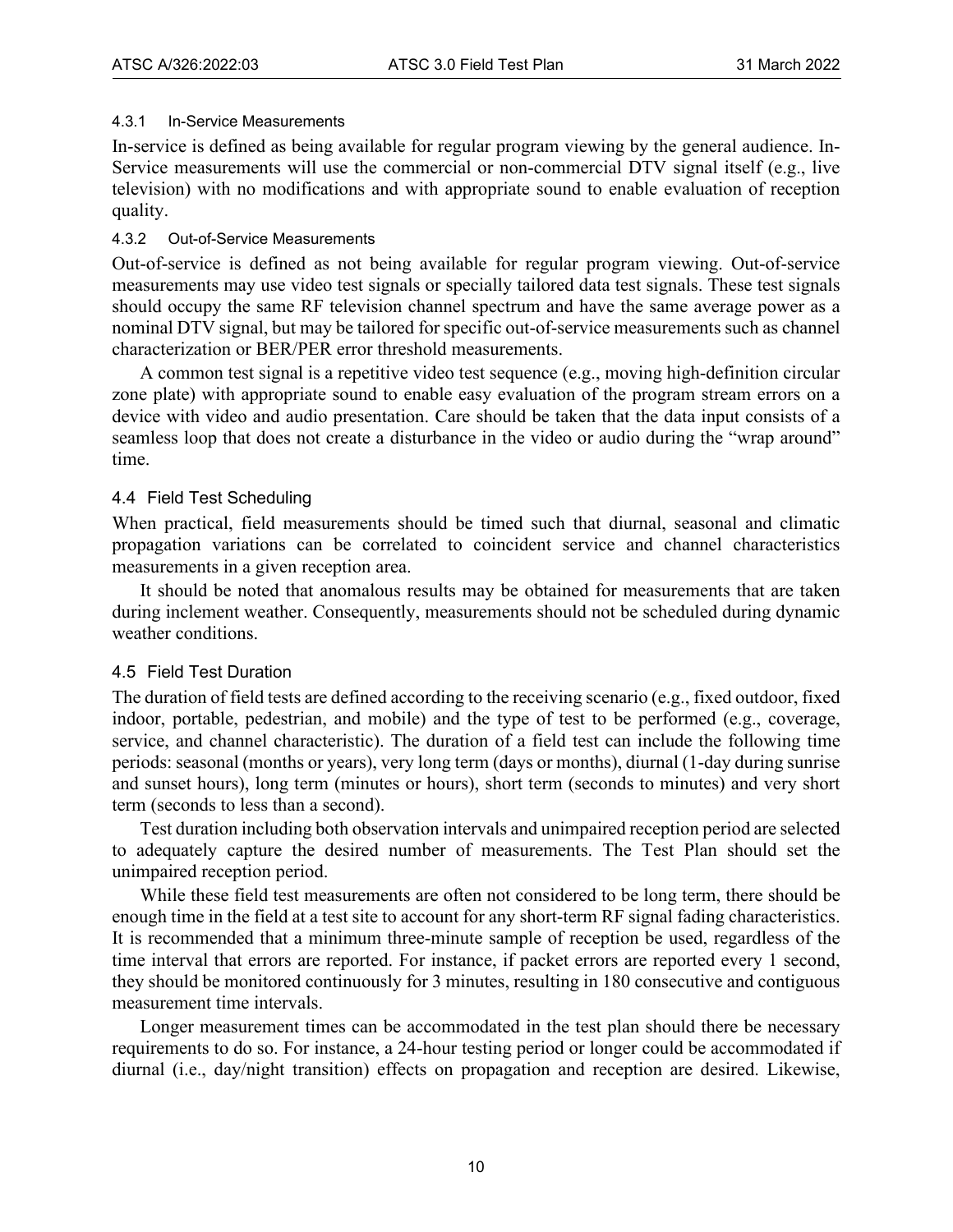#### 4.3.1 In-Service Measurements

In-service is defined as being available for regular program viewing by the general audience. In-Service measurements will use the commercial or non-commercial DTV signal itself (e.g., live television) with no modifications and with appropriate sound to enable evaluation of reception quality.

#### 4.3.2 Out-of-Service Measurements

Out-of-service is defined as not being available for regular program viewing. Out-of-service measurements may use video test signals or specially tailored data test signals. These test signals should occupy the same RF television channel spectrum and have the same average power as a nominal DTV signal, but may be tailored for specific out-of-service measurements such as channel characterization or BER/PER error threshold measurements.

A common test signal is a repetitive video test sequence (e.g., moving high-definition circular zone plate) with appropriate sound to enable easy evaluation of the program stream errors on a device with video and audio presentation. Care should be taken that the data input consists of a seamless loop that does not create a disturbance in the video or audio during the "wrap around" time.

### 4.4 Field Test Scheduling

When practical, field measurements should be timed such that diurnal, seasonal and climatic propagation variations can be correlated to coincident service and channel characteristics measurements in a given reception area.

It should be noted that anomalous results may be obtained for measurements that are taken during inclement weather. Consequently, measurements should not be scheduled during dynamic weather conditions.

### 4.5 Field Test Duration

The duration of field tests are defined according to the receiving scenario (e.g., fixed outdoor, fixed indoor, portable, pedestrian, and mobile) and the type of test to be performed (e.g., coverage, service, and channel characteristic). The duration of a field test can include the following time periods: seasonal (months or years), very long term (days or months), diurnal (1-day during sunrise and sunset hours), long term (minutes or hours), short term (seconds to minutes) and very short term (seconds to less than a second).

Test duration including both observation intervals and unimpaired reception period are selected to adequately capture the desired number of measurements. The Test Plan should set the unimpaired reception period.

While these field test measurements are often not considered to be long term, there should be enough time in the field at a test site to account for any short-term RF signal fading characteristics. It is recommended that a minimum three-minute sample of reception be used, regardless of the time interval that errors are reported. For instance, if packet errors are reported every 1 second, they should be monitored continuously for 3 minutes, resulting in 180 consecutive and contiguous measurement time intervals.

Longer measurement times can be accommodated in the test plan should there be necessary requirements to do so. For instance, a 24-hour testing period or longer could be accommodated if diurnal (i.e., day/night transition) effects on propagation and reception are desired. Likewise,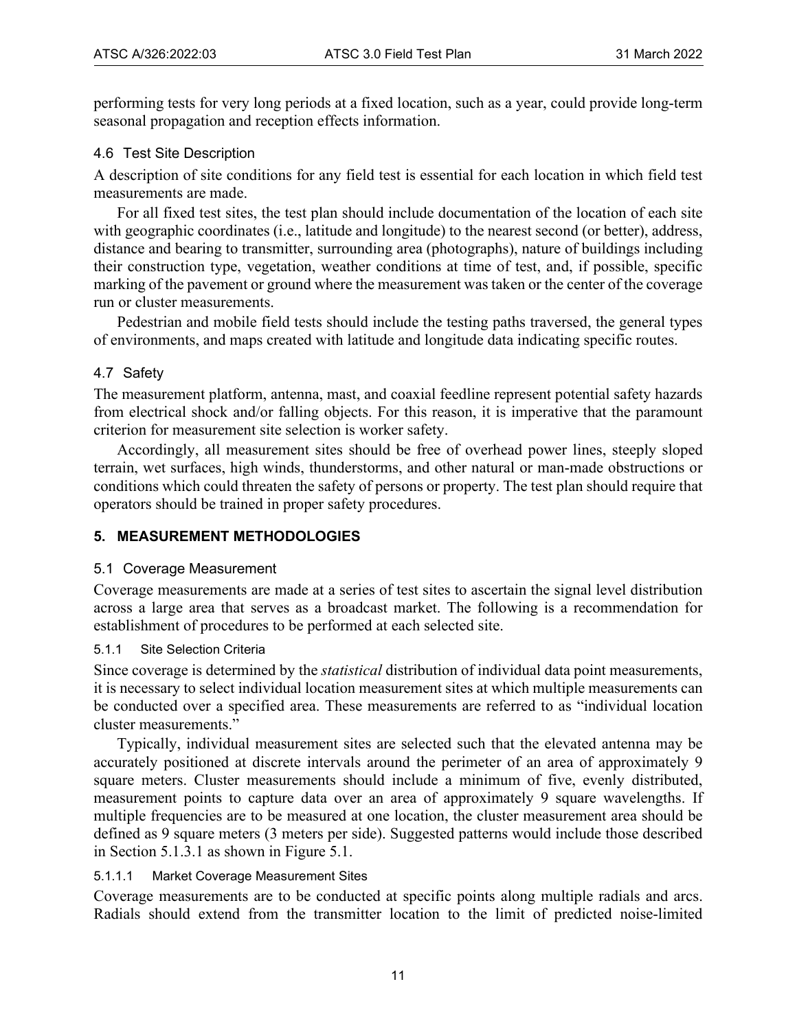performing tests for very long periods at a fixed location, such as a year, could provide long-term seasonal propagation and reception effects information.

### 4.6 Test Site Description

A description of site conditions for any field test is essential for each location in which field test measurements are made.

For all fixed test sites, the test plan should include documentation of the location of each site with geographic coordinates (i.e., latitude and longitude) to the nearest second (or better), address, distance and bearing to transmitter, surrounding area (photographs), nature of buildings including their construction type, vegetation, weather conditions at time of test, and, if possible, specific marking of the pavement or ground where the measurement was taken or the center of the coverage run or cluster measurements.

Pedestrian and mobile field tests should include the testing paths traversed, the general types of environments, and maps created with latitude and longitude data indicating specific routes.

### 4.7 Safety

The measurement platform, antenna, mast, and coaxial feedline represent potential safety hazards from electrical shock and/or falling objects. For this reason, it is imperative that the paramount criterion for measurement site selection is worker safety.

Accordingly, all measurement sites should be free of overhead power lines, steeply sloped terrain, wet surfaces, high winds, thunderstorms, and other natural or man-made obstructions or conditions which could threaten the safety of persons or property. The test plan should require that operators should be trained in proper safety procedures.

## 5. MEASUREMENT METHODOLOGIES

### 5.1 Coverage Measurement

Coverage measurements are made at a series of test sites to ascertain the signal level distribution across a large area that serves as a broadcast market. The following is a recommendation for establishment of procedures to be performed at each selected site.

#### 5.1.1 Site Selection Criteria

Since coverage is determined by the *statistical* distribution of individual data point measurements, it is necessary to select individual location measurement sites at which multiple measurements can be conducted over a specified area. These measurements are referred to as "individual location cluster measurements."

Typically, individual measurement sites are selected such that the elevated antenna may be accurately positioned at discrete intervals around the perimeter of an area of approximately 9 square meters. Cluster measurements should include a minimum of five, evenly distributed, measurement points to capture data over an area of approximately 9 square wavelengths. If multiple frequencies are to be measured at one location, the cluster measurement area should be defined as 9 square meters (3 meters per side). Suggested patterns would include those described in Section 5.1.3.1 as shown in Figure 5.1.

##### 5.1.1.1 Market Coverage Measurement Sites

Coverage measurements are to be conducted at specific points along multiple radials and arcs. Radials should extend from the transmitter location to the limit of predicted noise-limited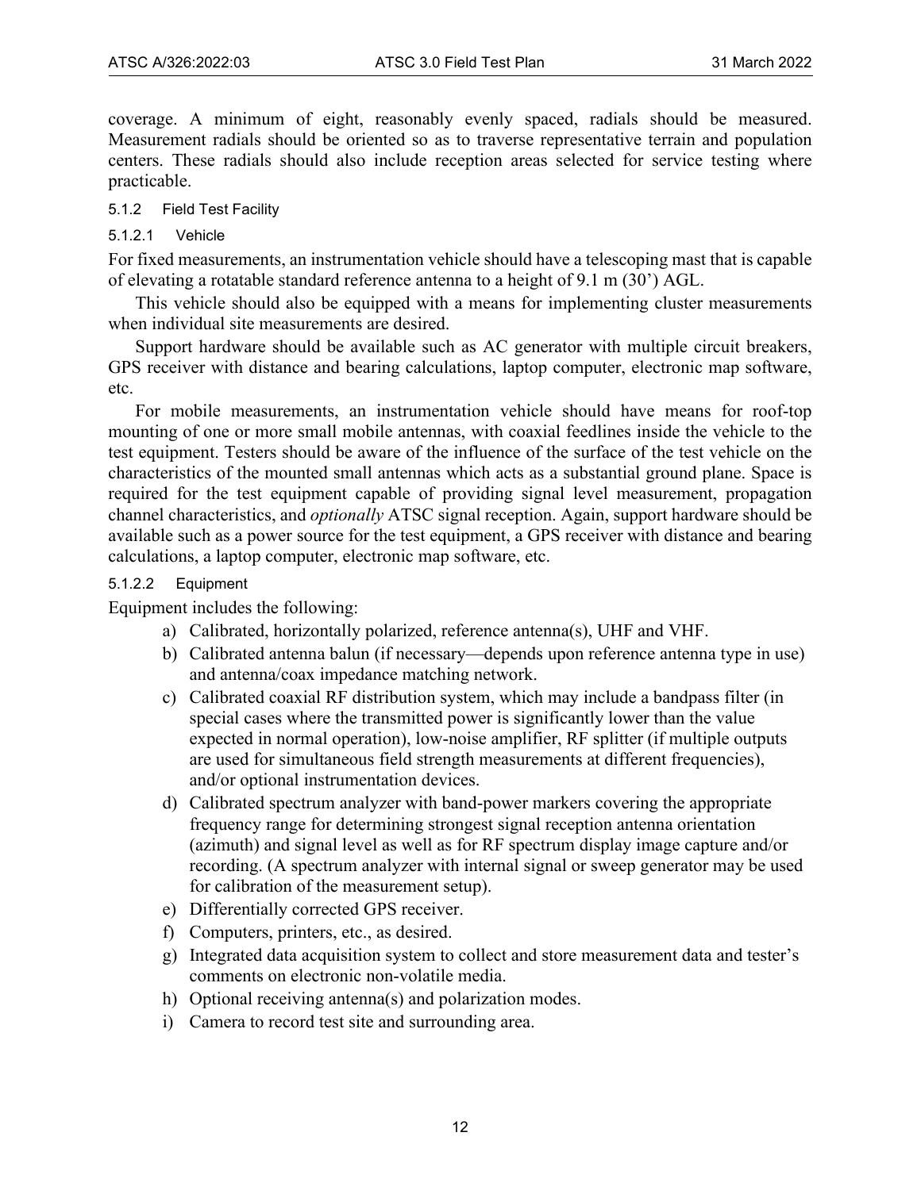coverage. A minimum of eight, reasonably evenly spaced, radials should be measured. Measurement radials should be oriented so as to traverse representative terrain and population centers. These radials should also include reception areas selected for service testing where practicable.

#### 5.1.2 Field Test Facility

##### 5.1.2.1 Vehicle

For fixed measurements, an instrumentation vehicle should have a telescoping mast that is capable of elevating a rotatable standard reference antenna to a height of 9.1 m (30') AGL.

This vehicle should also be equipped with a means for implementing cluster measurements when individual site measurements are desired.

Support hardware should be available such as AC generator with multiple circuit breakers, GPS receiver with distance and bearing calculations, laptop computer, electronic map software, etc.

For mobile measurements, an instrumentation vehicle should have means for roof-top mounting of one or more small mobile antennas, with coaxial feedlines inside the vehicle to the test equipment. Testers should be aware of the influence of the surface of the test vehicle on the characteristics of the mounted small antennas which acts as a substantial ground plane. Space is required for the test equipment capable of providing signal level measurement, propagation channel characteristics, and *optionally* ATSC signal reception. Again, support hardware should be available such as a power source for the test equipment, a GPS receiver with distance and bearing calculations, a laptop computer, electronic map software, etc.

##### 5.1.2.2 Equipment

Equipment includes the following:

a) Calibrated, horizontally polarized, reference antenna(s), UHF and VHF.
b) Calibrated antenna balun (if necessary—depends upon reference antenna type in use) and antenna/coax impedance matching network.
c) Calibrated coaxial RF distribution system, which may include a bandpass filter (in special cases where the transmitted power is significantly lower than the value expected in normal operation), low-noise amplifier, RF splitter (if multiple outputs are used for simultaneous field strength measurements at different frequencies), and/or optional instrumentation devices.
d) Calibrated spectrum analyzer with band-power markers covering the appropriate frequency range for determining strongest signal reception antenna orientation (azimuth) and signal level as well as for RF spectrum display image capture and/or recording. (A spectrum analyzer with internal signal or sweep generator may be used for calibration of the measurement setup).
e) Differentially corrected GPS receiver.
f) Computers, printers, etc., as desired.
g) Integrated data acquisition system to collect and store measurement data and tester's comments on electronic non-volatile media.
h) Optional receiving antenna(s) and polarization modes.
i) Camera to record test site and surrounding area.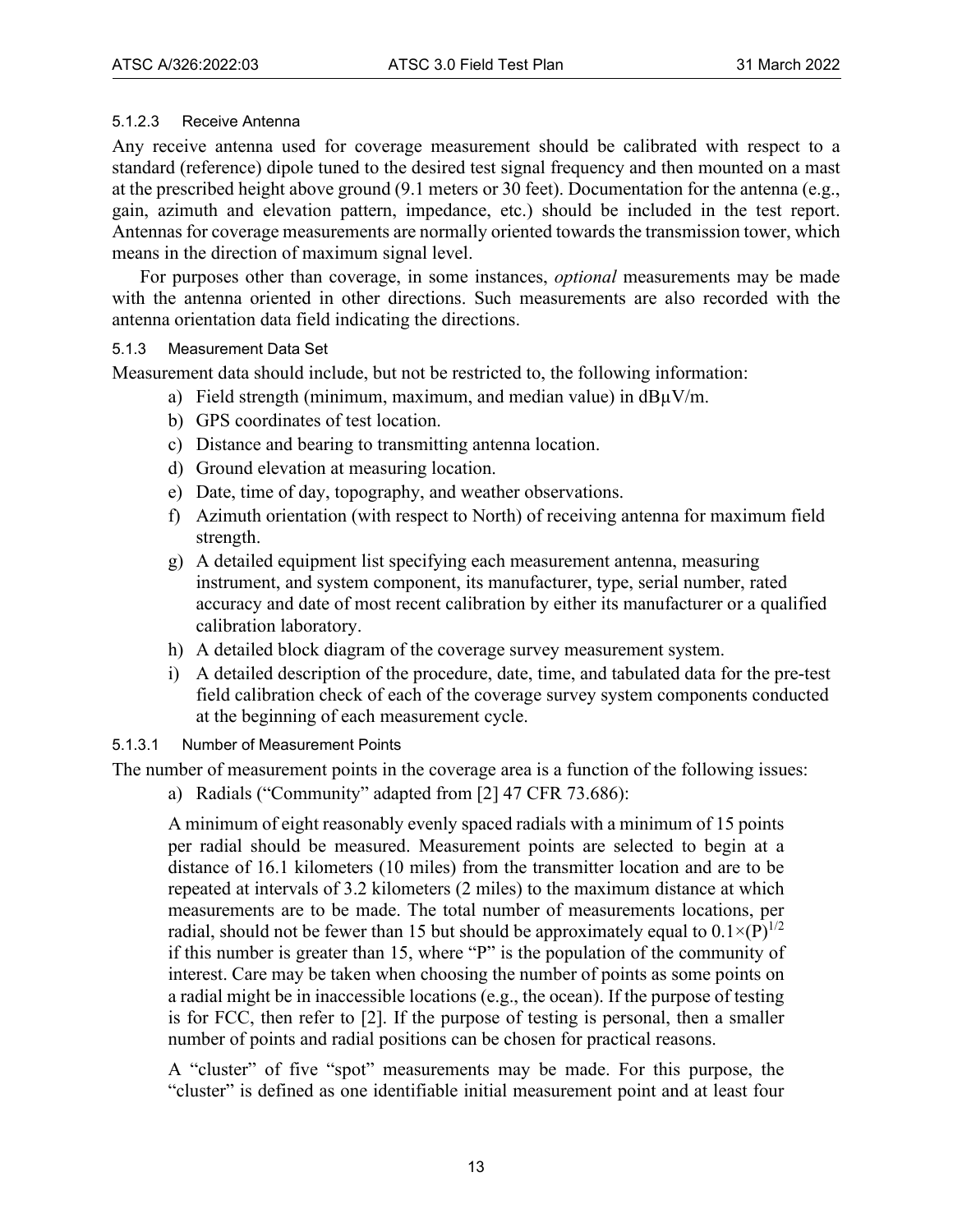#### 5.1.2.3 Receive Antenna

Any receive antenna used for coverage measurement should be calibrated with respect to a standard (reference) dipole tuned to the desired test signal frequency and then mounted on a mast at the prescribed height above ground (9.1 meters or 30 feet). Documentation for the antenna (e.g., gain, azimuth and elevation pattern, impedance, etc.) should be included in the test report. Antennas for coverage measurements are normally oriented towards the transmission tower, which means in the direction of maximum signal level.

For purposes other than coverage, in some instances, *optional* measurements may be made with the antenna oriented in other directions. Such measurements are also recorded with the antenna orientation data field indicating the directions.

### 5.1.3 Measurement Data Set

Measurement data should include, but not be restricted to, the following information:

a) Field strength (minimum, maximum, and median value) in dBµV/m.
b) GPS coordinates of test location.
c) Distance and bearing to transmitting antenna location.
d) Ground elevation at measuring location.
e) Date, time of day, topography, and weather observations.
f) Azimuth orientation (with respect to North) of receiving antenna for maximum field strength.
g) A detailed equipment list specifying each measurement antenna, measuring instrument, and system component, its manufacturer, type, serial number, rated accuracy and date of most recent calibration by either its manufacturer or a qualified calibration laboratory.
h) A detailed block diagram of the coverage survey measurement system.
i) A detailed description of the procedure, date, time, and tabulated data for the pre-test field calibration check of each of the coverage survey system components conducted at the beginning of each measurement cycle.

#### 5.1.3.1 Number of Measurement Points

The number of measurement points in the coverage area is a function of the following issues:

a) Radials ("Community" adapted from [2] 47 CFR 73.686):

A minimum of eight reasonably evenly spaced radials with a minimum of 15 points per radial should be measured. Measurement points are selected to begin at a distance of 16.1 kilometers (10 miles) from the transmitter location and are to be repeated at intervals of 3.2 kilometers (2 miles) to the maximum distance at which measurements are to be made. The total number of measurements locations, per radial, should not be fewer than 15 but should be approximately equal to $0.1\times(P)^{1/2}$ if this number is greater than 15, where "P" is the population of the community of interest. Care may be taken when choosing the number of points as some points on a radial might be in inaccessible locations (e.g., the ocean). If the purpose of testing is for FCC, then refer to [2]. If the purpose of testing is personal, then a smaller number of points and radial positions can be chosen for practical reasons.

A "cluster" of five "spot" measurements may be made. For this purpose, the "cluster" is defined as one identifiable initial measurement point and at least four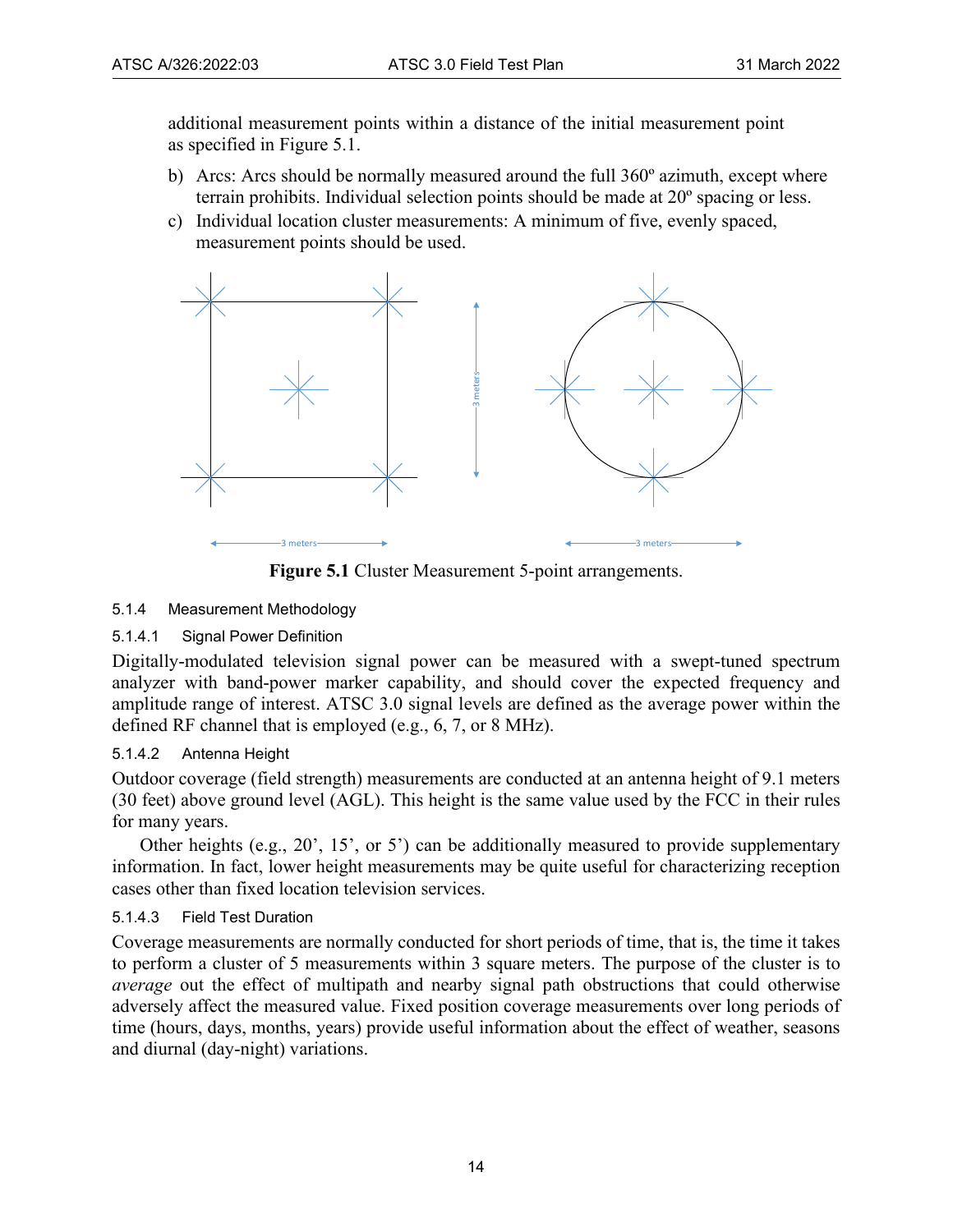additional measurement points within a distance of the initial measurement point as specified in Figure 5.1.

b) Arcs: Arcs should be normally measured around the full 360º azimuth, except where terrain prohibits. Individual selection points should be made at 20º spacing or less.

c) Individual location cluster measurements: A minimum of five, evenly spaced, measurement points should be used.

**Figure 5.1** Cluster Measurement 5-point arrangements.

#### 5.1.4 Measurement Methodology

##### 5.1.4.1 Signal Power Definition

Digitally-modulated television signal power can be measured with a swept-tuned spectrum analyzer with band-power marker capability, and should cover the expected frequency and amplitude range of interest. ATSC 3.0 signal levels are defined as the average power within the defined RF channel that is employed (e.g., 6, 7, or 8 MHz).

##### 5.1.4.2 Antenna Height

Outdoor coverage (field strength) measurements are conducted at an antenna height of 9.1 meters (30 feet) above ground level (AGL). This height is the same value used by the FCC in their rules for many years.

Other heights (e.g., 20', 15', or 5') can be additionally measured to provide supplementary information. In fact, lower height measurements may be quite useful for characterizing reception cases other than fixed location television services.

##### 5.1.4.3 Field Test Duration

Coverage measurements are normally conducted for short periods of time, that is, the time it takes to perform a cluster of 5 measurements within 3 square meters. The purpose of the cluster is to *average* out the effect of multipath and nearby signal path obstructions that could otherwise adversely affect the measured value. Fixed position coverage measurements over long periods of time (hours, days, months, years) provide useful information about the effect of weather, seasons and diurnal (day-night) variations.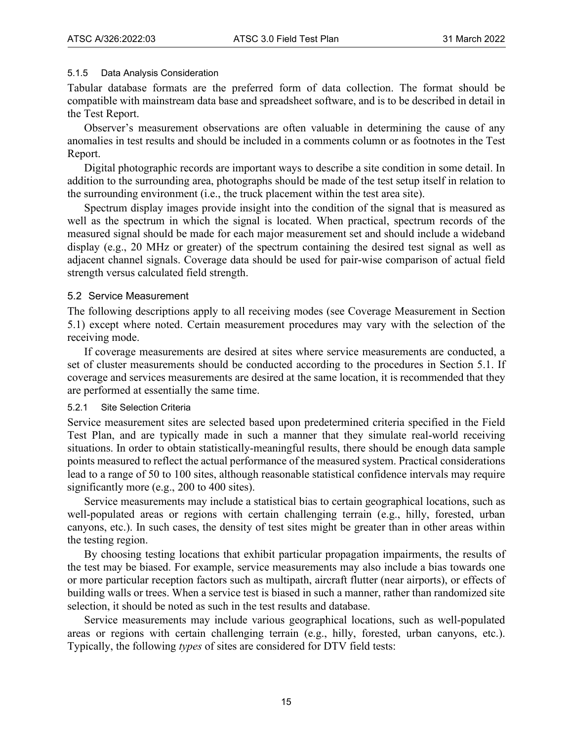#### 5.1.5 Data Analysis Consideration

Tabular database formats are the preferred form of data collection. The format should be compatible with mainstream data base and spreadsheet software, and is to be described in detail in the Test Report.

Observer's measurement observations are often valuable in determining the cause of any anomalies in test results and should be included in a comments column or as footnotes in the Test Report.

Digital photographic records are important ways to describe a site condition in some detail. In addition to the surrounding area, photographs should be made of the test setup itself in relation to the surrounding environment (i.e., the truck placement within the test area site).

Spectrum display images provide insight into the condition of the signal that is measured as well as the spectrum in which the signal is located. When practical, spectrum records of the measured signal should be made for each major measurement set and should include a wideband display (e.g., 20 MHz or greater) of the spectrum containing the desired test signal as well as adjacent channel signals. Coverage data should be used for pair-wise comparison of actual field strength versus calculated field strength.

### 5.2 Service Measurement

The following descriptions apply to all receiving modes (see Coverage Measurement in Section 5.1) except where noted. Certain measurement procedures may vary with the selection of the receiving mode.

If coverage measurements are desired at sites where service measurements are conducted, a set of cluster measurements should be conducted according to the procedures in Section 5.1. If coverage and services measurements are desired at the same location, it is recommended that they are performed at essentially the same time.

#### 5.2.1 Site Selection Criteria

Service measurement sites are selected based upon predetermined criteria specified in the Field Test Plan, and are typically made in such a manner that they simulate real-world receiving situations. In order to obtain statistically-meaningful results, there should be enough data sample points measured to reflect the actual performance of the measured system. Practical considerations lead to a range of 50 to 100 sites, although reasonable statistical confidence intervals may require significantly more (e.g., 200 to 400 sites).

Service measurements may include a statistical bias to certain geographical locations, such as well-populated areas or regions with certain challenging terrain (e.g., hilly, forested, urban canyons, etc.). In such cases, the density of test sites might be greater than in other areas within the testing region.

By choosing testing locations that exhibit particular propagation impairments, the results of the test may be biased. For example, service measurements may also include a bias towards one or more particular reception factors such as multipath, aircraft flutter (near airports), or effects of building walls or trees. When a service test is biased in such a manner, rather than randomized site selection, it should be noted as such in the test results and database.

Service measurements may include various geographical locations, such as well-populated areas or regions with certain challenging terrain (e.g., hilly, forested, urban canyons, etc.). Typically, the following *types* of sites are considered for DTV field tests: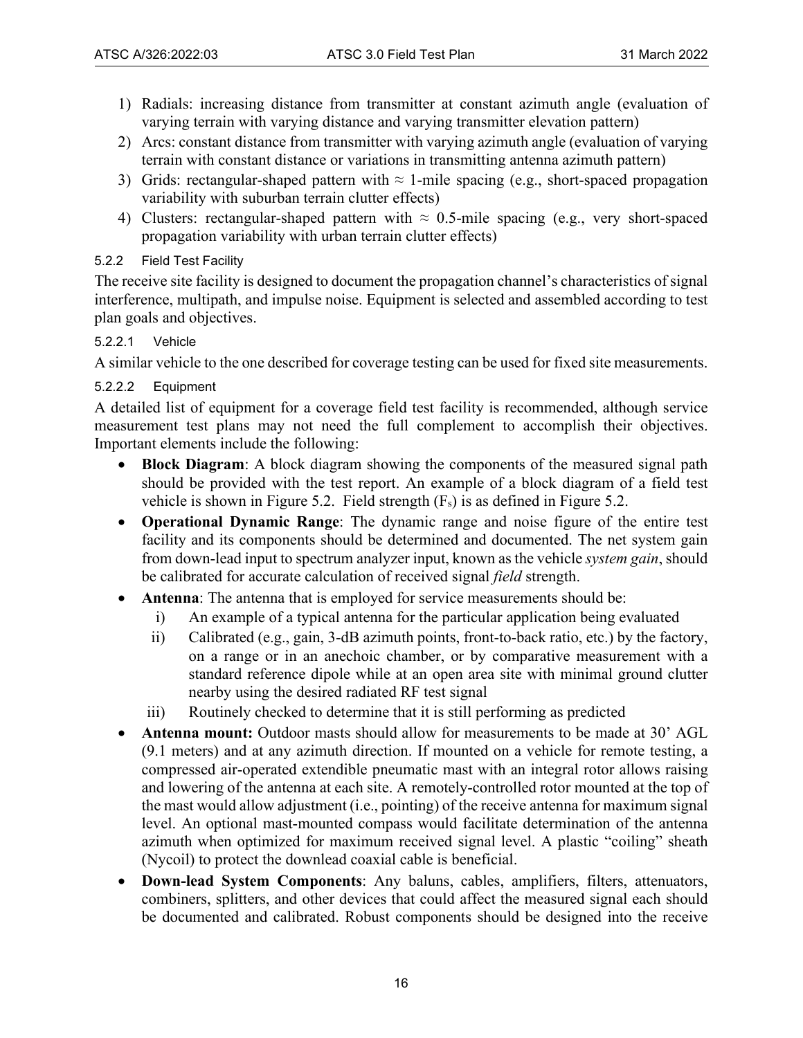1) Radials: increasing distance from transmitter at constant azimuth angle (evaluation of varying terrain with varying distance and varying transmitter elevation pattern)
2) Arcs: constant distance from transmitter with varying azimuth angle (evaluation of varying terrain with constant distance or variations in transmitting antenna azimuth pattern)
3) Grids: rectangular-shaped pattern with ≈ 1-mile spacing (e.g., short-spaced propagation variability with suburban terrain clutter effects)
4) Clusters: rectangular-shaped pattern with ≈ 0.5-mile spacing (e.g., very short-spaced propagation variability with urban terrain clutter effects)

#### 5.2.2 Field Test Facility

The receive site facility is designed to document the propagation channel's characteristics of signal interference, multipath, and impulse noise. Equipment is selected and assembled according to test plan goals and objectives.

##### 5.2.2.1 Vehicle

A similar vehicle to the one described for coverage testing can be used for fixed site measurements.

##### 5.2.2.2 Equipment

A detailed list of equipment for a coverage field test facility is recommended, although service measurement test plans may not need the full complement to accomplish their objectives. Important elements include the following:

- **Block Diagram**: A block diagram showing the components of the measured signal path should be provided with the test report. An example of a block diagram of a field test vehicle is shown in Figure 5.2. Field strength ($F_s$) is as defined in Figure 5.2.
- **Operational Dynamic Range**: The dynamic range and noise figure of the entire test facility and its components should be determined and documented. The net system gain from down-lead input to spectrum analyzer input, known as the vehicle *system gain*, should be calibrated for accurate calculation of received signal *field* strength.
- **Antenna**: The antenna that is employed for service measurements should be:
  - i) An example of a typical antenna for the particular application being evaluated
  - ii) Calibrated (e.g., gain, 3-dB azimuth points, front-to-back ratio, etc.) by the factory, on a range or in an anechoic chamber, or by comparative measurement with a standard reference dipole while at an open area site with minimal ground clutter nearby using the desired radiated RF test signal
  - iii) Routinely checked to determine that it is still performing as predicted
- **Antenna mount:** Outdoor masts should allow for measurements to be made at 30' AGL (9.1 meters) and at any azimuth direction. If mounted on a vehicle for remote testing, a compressed air-operated extendible pneumatic mast with an integral rotor allows raising and lowering of the antenna at each site. A remotely-controlled rotor mounted at the top of the mast would allow adjustment (i.e., pointing) of the receive antenna for maximum signal level. An optional mast-mounted compass would facilitate determination of the antenna azimuth when optimized for maximum received signal level. A plastic "coiling" sheath (Nycoil) to protect the downlead coaxial cable is beneficial.
- **Down-lead System Components**: Any baluns, cables, amplifiers, filters, attenuators, combiners, splitters, and other devices that could affect the measured signal each should be documented and calibrated. Robust components should be designed into the receive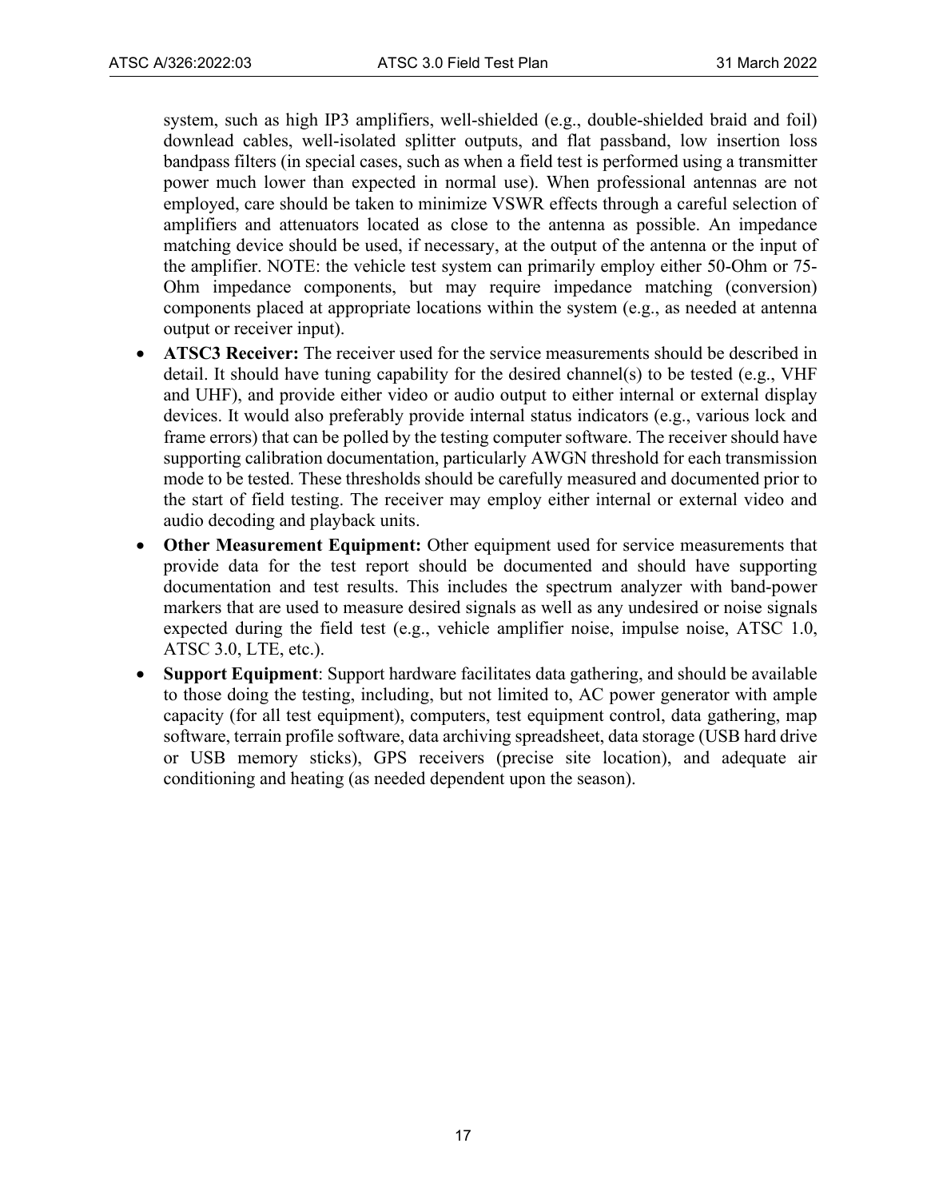system, such as high IP3 amplifiers, well-shielded (e.g., double-shielded braid and foil) downlead cables, well-isolated splitter outputs, and flat passband, low insertion loss bandpass filters (in special cases, such as when a field test is performed using a transmitter power much lower than expected in normal use). When professional antennas are not employed, care should be taken to minimize VSWR effects through a careful selection of amplifiers and attenuators located as close to the antenna as possible. An impedance matching device should be used, if necessary, at the output of the antenna or the input of the amplifier. NOTE: the vehicle test system can primarily employ either 50-Ohm or 75-Ohm impedance components, but may require impedance matching (conversion) components placed at appropriate locations within the system (e.g., as needed at antenna output or receiver input).

- **ATSC3 Receiver:** The receiver used for the service measurements should be described in detail. It should have tuning capability for the desired channel(s) to be tested (e.g., VHF and UHF), and provide either video or audio output to either internal or external display devices. It would also preferably provide internal status indicators (e.g., various lock and frame errors) that can be polled by the testing computer software. The receiver should have supporting calibration documentation, particularly AWGN threshold for each transmission mode to be tested. These thresholds should be carefully measured and documented prior to the start of field testing. The receiver may employ either internal or external video and audio decoding and playback units.
- **Other Measurement Equipment:** Other equipment used for service measurements that provide data for the test report should be documented and should have supporting documentation and test results. This includes the spectrum analyzer with band-power markers that are used to measure desired signals as well as any undesired or noise signals expected during the field test (e.g., vehicle amplifier noise, impulse noise, ATSC 1.0, ATSC 3.0, LTE, etc.).
- **Support Equipment**: Support hardware facilitates data gathering, and should be available to those doing the testing, including, but not limited to, AC power generator with ample capacity (for all test equipment), computers, test equipment control, data gathering, map software, terrain profile software, data archiving spreadsheet, data storage (USB hard drive or USB memory sticks), GPS receivers (precise site location), and adequate air conditioning and heating (as needed dependent upon the season).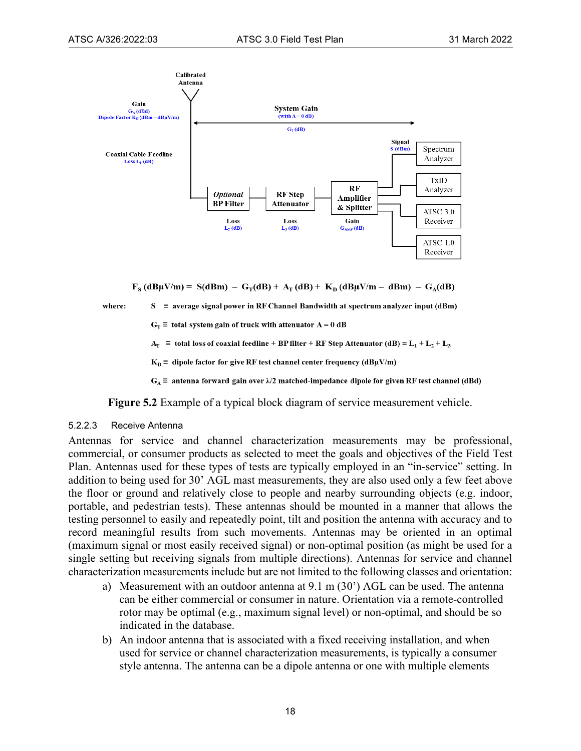Calibrated Antenna

Gain
$G_A$ (dBd)
Dipole Factor $K_D$ (dBm – dBµV/m)

System Gain
(with A = 0 dB)
$G_T$ (dB)

Coaxial Cable Feedline
Loss $L_1$ (dB)

Signal
S (dBm)

Spectrum Analyzer

TxID Analyzer

ATSC 3.0 Receiver

ATSC 1.0 Receiver

Optional BP Filter
Loss
$L_2$ (dB)

RF Step Attenuator
Loss
$L_3$ (dB)

RF Amplifier & Splitter
Gain
$G_{AMP}$ (dB)

$$F_S\ (\text{dB}\mu\text{V/m}) = S(\text{dBm}) - G_T(\text{dB}) + A_T\ (\text{dB}) + K_D\ (\text{dB}\mu\text{V/m} - \text{dBm}) - G_A(\text{dB})$$

where: $S$ ≡ average signal power in RF Channel Bandwidth at spectrum analyzer input (dBm)

$G_T$ ≡ total system gain of truck with attenuator A = 0 dB

$A_T$ ≡ total loss of coaxial feedline + BP filter + RF Step Attenuator (dB) = $L_1 + L_2 + L_3$

$K_D$ ≡ dipole factor for give RF test channel center frequency (dBµV/m)

$G_A$ ≡ antenna forward gain over λ/2 matched-impedance dipole for given RF test channel (dBd)

**Figure 5.2** Example of a typical block diagram of service measurement vehicle.

#### 5.2.2.3 Receive Antenna

Antennas for service and channel characterization measurements may be professional, commercial, or consumer products as selected to meet the goals and objectives of the Field Test Plan. Antennas used for these types of tests are typically employed in an "in-service" setting. In addition to being used for 30' AGL mast measurements, they are also used only a few feet above the floor or ground and relatively close to people and nearby surrounding objects (e.g. indoor, portable, and pedestrian tests). These antennas should be mounted in a manner that allows the testing personnel to easily and repeatedly point, tilt and position the antenna with accuracy and to record meaningful results from such movements. Antennas may be oriented in an optimal (maximum signal or most easily received signal) or non-optimal position (as might be used for a single setting but receiving signals from multiple directions). Antennas for service and channel characterization measurements include but are not limited to the following classes and orientation:

a) Measurement with an outdoor antenna at 9.1 m (30') AGL can be used. The antenna can be either commercial or consumer in nature. Orientation via a remote-controlled rotor may be optimal (e.g., maximum signal level) or non-optimal, and should be so indicated in the database.

b) An indoor antenna that is associated with a fixed receiving installation, and when used for service or channel characterization measurements, is typically a consumer style antenna. The antenna can be a dipole antenna or one with multiple elements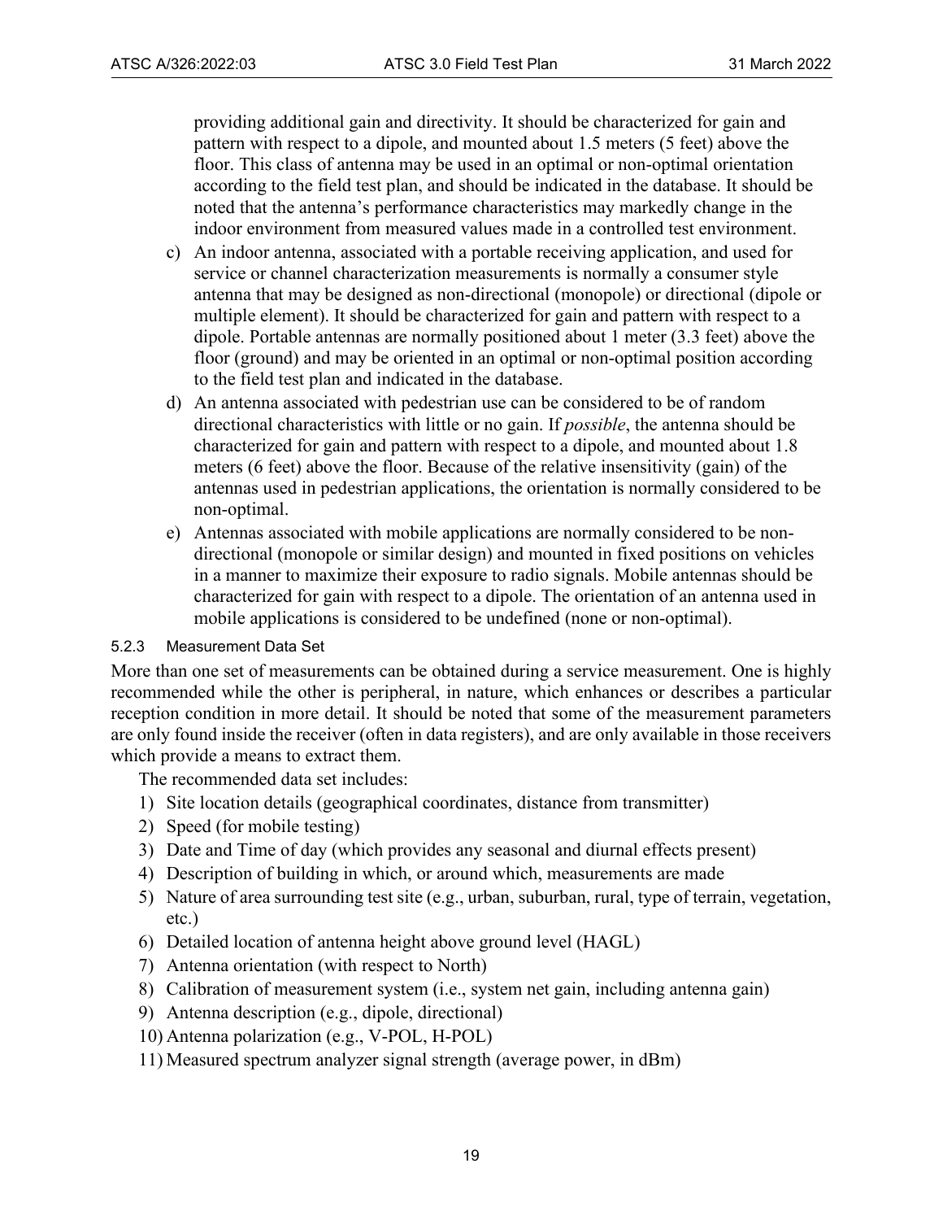providing additional gain and directivity. It should be characterized for gain and pattern with respect to a dipole, and mounted about 1.5 meters (5 feet) above the floor. This class of antenna may be used in an optimal or non-optimal orientation according to the field test plan, and should be indicated in the database. It should be noted that the antenna's performance characteristics may markedly change in the indoor environment from measured values made in a controlled test environment.

c) An indoor antenna, associated with a portable receiving application, and used for service or channel characterization measurements is normally a consumer style antenna that may be designed as non-directional (monopole) or directional (dipole or multiple element). It should be characterized for gain and pattern with respect to a dipole. Portable antennas are normally positioned about 1 meter (3.3 feet) above the floor (ground) and may be oriented in an optimal or non-optimal position according to the field test plan and indicated in the database.

d) An antenna associated with pedestrian use can be considered to be of random directional characteristics with little or no gain. If *possible*, the antenna should be characterized for gain and pattern with respect to a dipole, and mounted about 1.8 meters (6 feet) above the floor. Because of the relative insensitivity (gain) of the antennas used in pedestrian applications, the orientation is normally considered to be non-optimal.

e) Antennas associated with mobile applications are normally considered to be non-directional (monopole or similar design) and mounted in fixed positions on vehicles in a manner to maximize their exposure to radio signals. Mobile antennas should be characterized for gain with respect to a dipole. The orientation of an antenna used in mobile applications is considered to be undefined (none or non-optimal).

#### 5.2.3 Measurement Data Set

More than one set of measurements can be obtained during a service measurement. One is highly recommended while the other is peripheral, in nature, which enhances or describes a particular reception condition in more detail. It should be noted that some of the measurement parameters are only found inside the receiver (often in data registers), and are only available in those receivers which provide a means to extract them.

The recommended data set includes:

1) Site location details (geographical coordinates, distance from transmitter)
2) Speed (for mobile testing)
3) Date and Time of day (which provides any seasonal and diurnal effects present)
4) Description of building in which, or around which, measurements are made
5) Nature of area surrounding test site (e.g., urban, suburban, rural, type of terrain, vegetation, etc.)
6) Detailed location of antenna height above ground level (HAGL)
7) Antenna orientation (with respect to North)
8) Calibration of measurement system (i.e., system net gain, including antenna gain)
9) Antenna description (e.g., dipole, directional)
10) Antenna polarization (e.g., V-POL, H-POL)
11) Measured spectrum analyzer signal strength (average power, in dBm)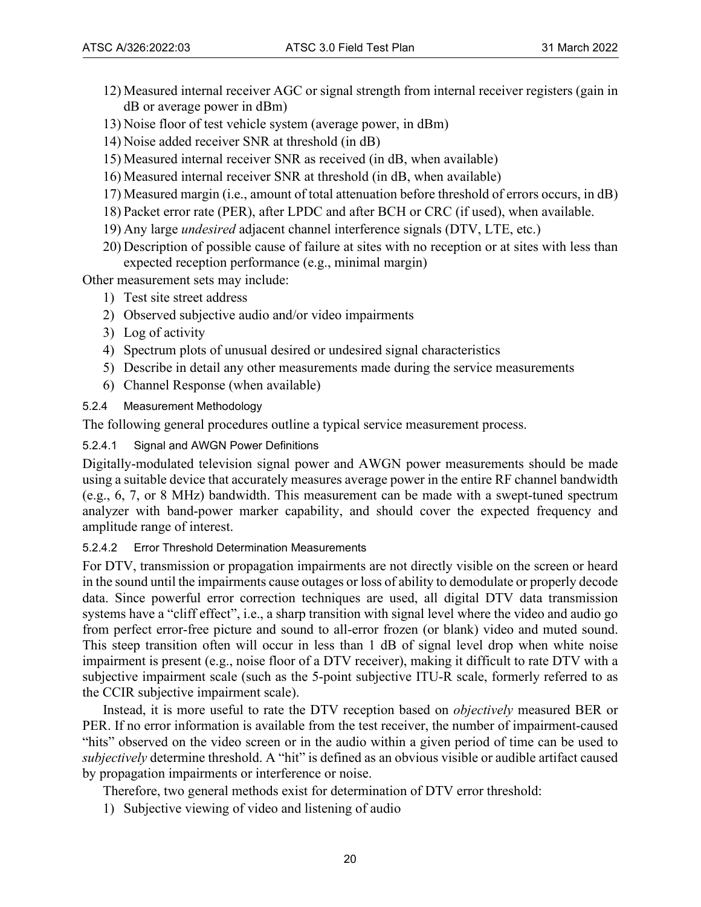12) Measured internal receiver AGC or signal strength from internal receiver registers (gain in dB or average power in dBm)
13) Noise floor of test vehicle system (average power, in dBm)
14) Noise added receiver SNR at threshold (in dB)
15) Measured internal receiver SNR as received (in dB, when available)
16) Measured internal receiver SNR at threshold (in dB, when available)
17) Measured margin (i.e., amount of total attenuation before threshold of errors occurs, in dB)
18) Packet error rate (PER), after LPDC and after BCH or CRC (if used), when available.
19) Any large *undesired* adjacent channel interference signals (DTV, LTE, etc.)
20) Description of possible cause of failure at sites with no reception or at sites with less than expected reception performance (e.g., minimal margin)

Other measurement sets may include:

1) Test site street address
2) Observed subjective audio and/or video impairments
3) Log of activity
4) Spectrum plots of unusual desired or undesired signal characteristics
5) Describe in detail any other measurements made during the service measurements
6) Channel Response (when available)

#### 5.2.4 Measurement Methodology

The following general procedures outline a typical service measurement process.

##### 5.2.4.1 Signal and AWGN Power Definitions

Digitally-modulated television signal power and AWGN power measurements should be made using a suitable device that accurately measures average power in the entire RF channel bandwidth (e.g., 6, 7, or 8 MHz) bandwidth. This measurement can be made with a swept-tuned spectrum analyzer with band-power marker capability, and should cover the expected frequency and amplitude range of interest.

##### 5.2.4.2 Error Threshold Determination Measurements

For DTV, transmission or propagation impairments are not directly visible on the screen or heard in the sound until the impairments cause outages or loss of ability to demodulate or properly decode data. Since powerful error correction techniques are used, all digital DTV data transmission systems have a "cliff effect", i.e., a sharp transition with signal level where the video and audio go from perfect error-free picture and sound to all-error frozen (or blank) video and muted sound. This steep transition often will occur in less than 1 dB of signal level drop when white noise impairment is present (e.g., noise floor of a DTV receiver), making it difficult to rate DTV with a subjective impairment scale (such as the 5-point subjective ITU-R scale, formerly referred to as the CCIR subjective impairment scale).

Instead, it is more useful to rate the DTV reception based on *objectively* measured BER or PER. If no error information is available from the test receiver, the number of impairment-caused "hits" observed on the video screen or in the audio within a given period of time can be used to *subjectively* determine threshold. A "hit" is defined as an obvious visible or audible artifact caused by propagation impairments or interference or noise.

Therefore, two general methods exist for determination of DTV error threshold:

1) Subjective viewing of video and listening of audio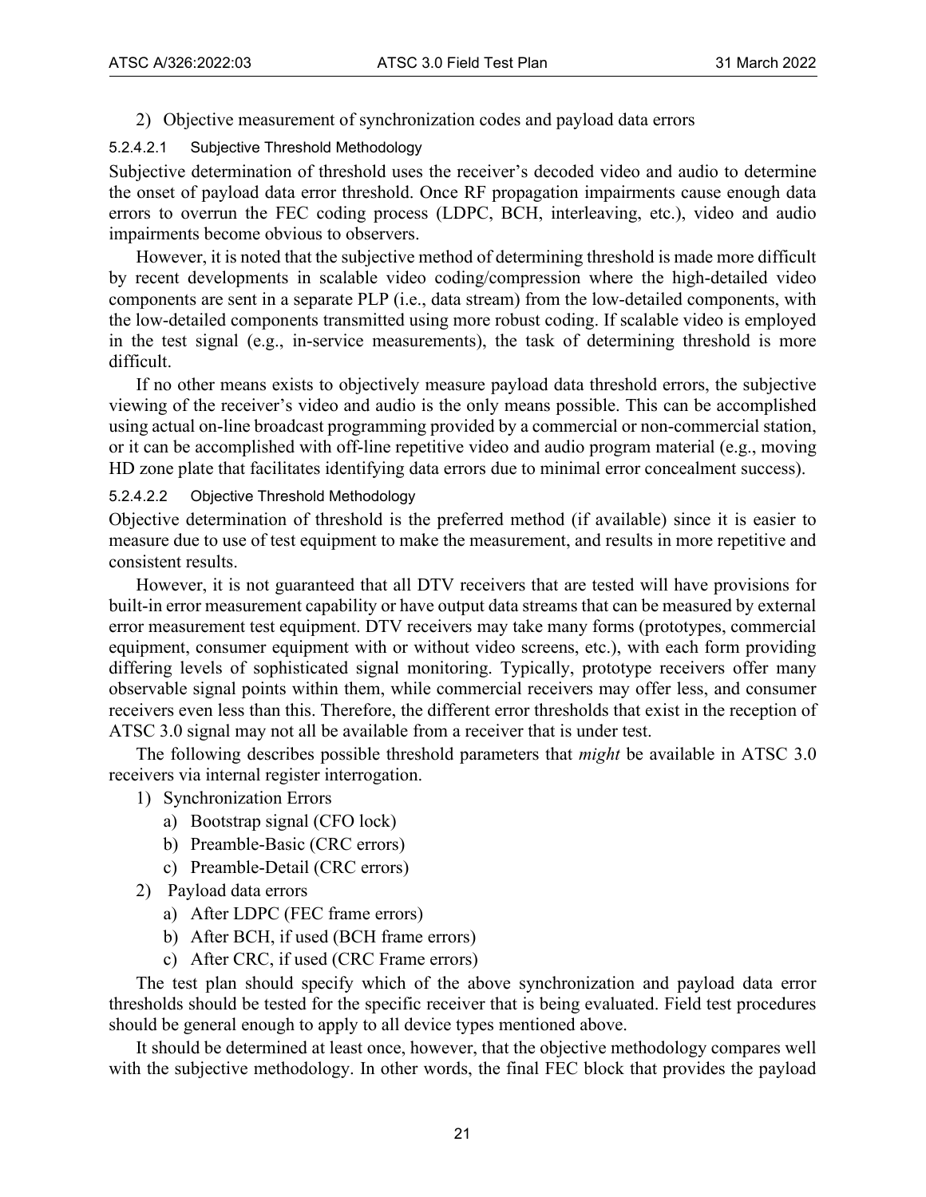2) Objective measurement of synchronization codes and payload data errors

#### 5.2.4.2.1 Subjective Threshold Methodology

Subjective determination of threshold uses the receiver's decoded video and audio to determine the onset of payload data error threshold. Once RF propagation impairments cause enough data errors to overrun the FEC coding process (LDPC, BCH, interleaving, etc.), video and audio impairments become obvious to observers.

However, it is noted that the subjective method of determining threshold is made more difficult by recent developments in scalable video coding/compression where the high-detailed video components are sent in a separate PLP (i.e., data stream) from the low-detailed components, with the low-detailed components transmitted using more robust coding. If scalable video is employed in the test signal (e.g., in-service measurements), the task of determining threshold is more difficult.

If no other means exists to objectively measure payload data threshold errors, the subjective viewing of the receiver's video and audio is the only means possible. This can be accomplished using actual on-line broadcast programming provided by a commercial or non-commercial station, or it can be accomplished with off-line repetitive video and audio program material (e.g., moving HD zone plate that facilitates identifying data errors due to minimal error concealment success).

#### 5.2.4.2.2 Objective Threshold Methodology

Objective determination of threshold is the preferred method (if available) since it is easier to measure due to use of test equipment to make the measurement, and results in more repetitive and consistent results.

However, it is not guaranteed that all DTV receivers that are tested will have provisions for built-in error measurement capability or have output data streams that can be measured by external error measurement test equipment. DTV receivers may take many forms (prototypes, commercial equipment, consumer equipment with or without video screens, etc.), with each form providing differing levels of sophisticated signal monitoring. Typically, prototype receivers offer many observable signal points within them, while commercial receivers may offer less, and consumer receivers even less than this. Therefore, the different error thresholds that exist in the reception of ATSC 3.0 signal may not all be available from a receiver that is under test.

The following describes possible threshold parameters that *might* be available in ATSC 3.0 receivers via internal register interrogation.

1) Synchronization Errors
   a) Bootstrap signal (CFO lock)
   b) Preamble-Basic (CRC errors)
   c) Preamble-Detail (CRC errors)
2) Payload data errors
   a) After LDPC (FEC frame errors)
   b) After BCH, if used (BCH frame errors)
   c) After CRC, if used (CRC Frame errors)

The test plan should specify which of the above synchronization and payload data error thresholds should be tested for the specific receiver that is being evaluated. Field test procedures should be general enough to apply to all device types mentioned above.

It should be determined at least once, however, that the objective methodology compares well with the subjective methodology. In other words, the final FEC block that provides the payload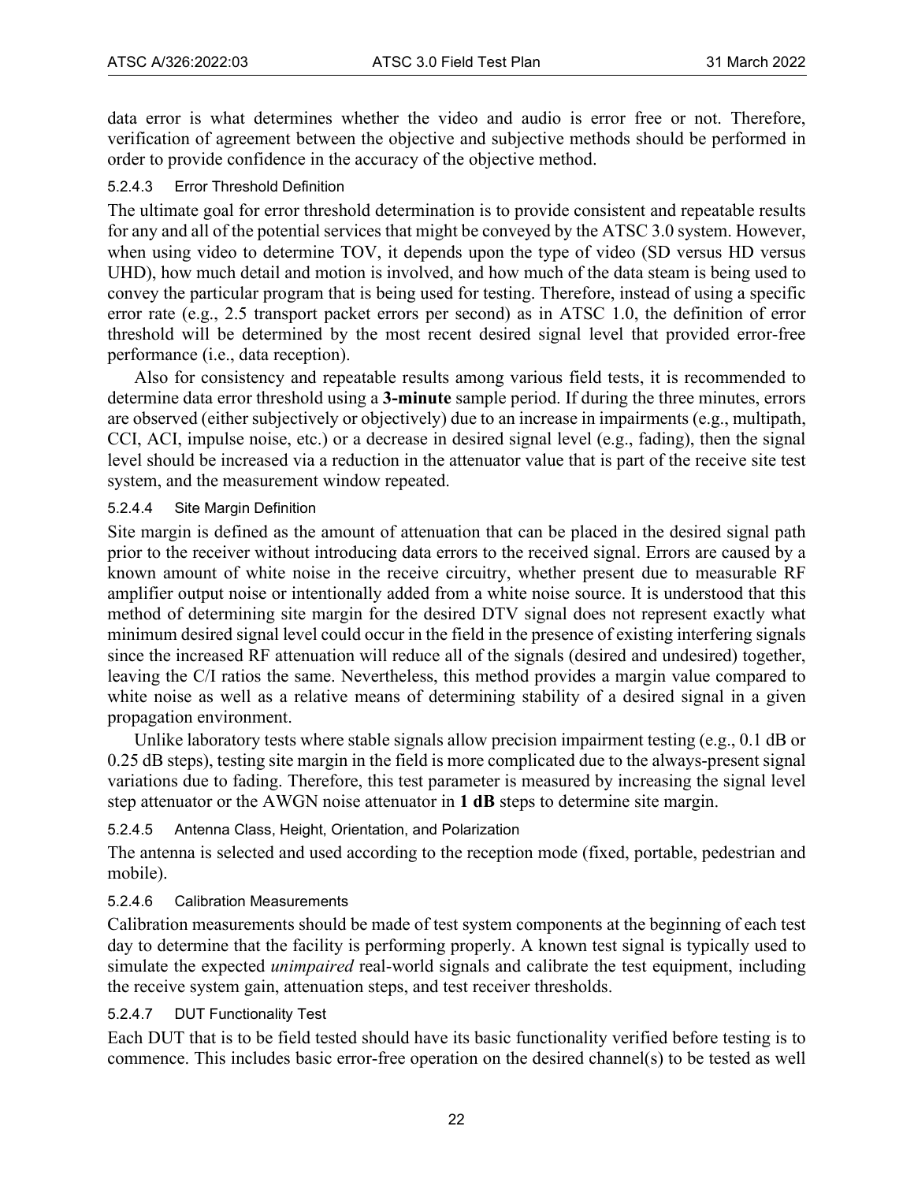data error is what determines whether the video and audio is error free or not. Therefore, verification of agreement between the objective and subjective methods should be performed in order to provide confidence in the accuracy of the objective method.

#### 5.2.4.3 Error Threshold Definition

The ultimate goal for error threshold determination is to provide consistent and repeatable results for any and all of the potential services that might be conveyed by the ATSC 3.0 system. However, when using video to determine TOV, it depends upon the type of video (SD versus HD versus UHD), how much detail and motion is involved, and how much of the data steam is being used to convey the particular program that is being used for testing. Therefore, instead of using a specific error rate (e.g., 2.5 transport packet errors per second) as in ATSC 1.0, the definition of error threshold will be determined by the most recent desired signal level that provided error-free performance (i.e., data reception).

Also for consistency and repeatable results among various field tests, it is recommended to determine data error threshold using a **3-minute** sample period. If during the three minutes, errors are observed (either subjectively or objectively) due to an increase in impairments (e.g., multipath, CCI, ACI, impulse noise, etc.) or a decrease in desired signal level (e.g., fading), then the signal level should be increased via a reduction in the attenuator value that is part of the receive site test system, and the measurement window repeated.

#### 5.2.4.4 Site Margin Definition

Site margin is defined as the amount of attenuation that can be placed in the desired signal path prior to the receiver without introducing data errors to the received signal. Errors are caused by a known amount of white noise in the receive circuitry, whether present due to measurable RF amplifier output noise or intentionally added from a white noise source. It is understood that this method of determining site margin for the desired DTV signal does not represent exactly what minimum desired signal level could occur in the field in the presence of existing interfering signals since the increased RF attenuation will reduce all of the signals (desired and undesired) together, leaving the C/I ratios the same. Nevertheless, this method provides a margin value compared to white noise as well as a relative means of determining stability of a desired signal in a given propagation environment.

Unlike laboratory tests where stable signals allow precision impairment testing (e.g., 0.1 dB or 0.25 dB steps), testing site margin in the field is more complicated due to the always-present signal variations due to fading. Therefore, this test parameter is measured by increasing the signal level step attenuator or the AWGN noise attenuator in **1 dB** steps to determine site margin.

#### 5.2.4.5 Antenna Class, Height, Orientation, and Polarization

The antenna is selected and used according to the reception mode (fixed, portable, pedestrian and mobile).

#### 5.2.4.6 Calibration Measurements

Calibration measurements should be made of test system components at the beginning of each test day to determine that the facility is performing properly. A known test signal is typically used to simulate the expected *unimpaired* real-world signals and calibrate the test equipment, including the receive system gain, attenuation steps, and test receiver thresholds.

#### 5.2.4.7 DUT Functionality Test

Each DUT that is to be field tested should have its basic functionality verified before testing is to commence. This includes basic error-free operation on the desired channel(s) to be tested as well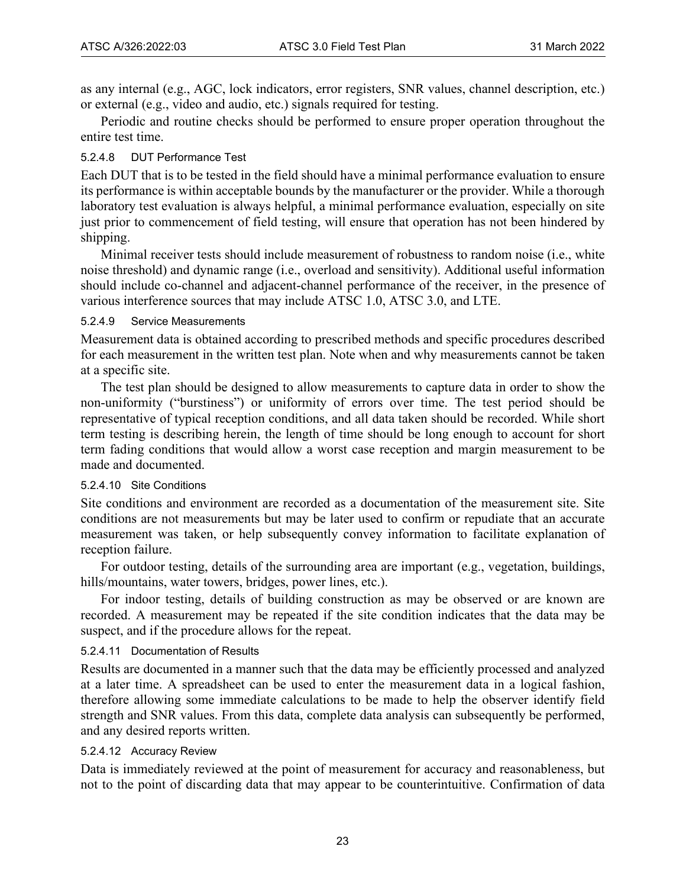as any internal (e.g., AGC, lock indicators, error registers, SNR values, channel description, etc.) or external (e.g., video and audio, etc.) signals required for testing.

Periodic and routine checks should be performed to ensure proper operation throughout the entire test time.

#### 5.2.4.8 DUT Performance Test

Each DUT that is to be tested in the field should have a minimal performance evaluation to ensure its performance is within acceptable bounds by the manufacturer or the provider. While a thorough laboratory test evaluation is always helpful, a minimal performance evaluation, especially on site just prior to commencement of field testing, will ensure that operation has not been hindered by shipping.

Minimal receiver tests should include measurement of robustness to random noise (i.e., white noise threshold) and dynamic range (i.e., overload and sensitivity). Additional useful information should include co-channel and adjacent-channel performance of the receiver, in the presence of various interference sources that may include ATSC 1.0, ATSC 3.0, and LTE.

#### 5.2.4.9 Service Measurements

Measurement data is obtained according to prescribed methods and specific procedures described for each measurement in the written test plan. Note when and why measurements cannot be taken at a specific site.

The test plan should be designed to allow measurements to capture data in order to show the non-uniformity ("burstiness") or uniformity of errors over time. The test period should be representative of typical reception conditions, and all data taken should be recorded. While short term testing is describing herein, the length of time should be long enough to account for short term fading conditions that would allow a worst case reception and margin measurement to be made and documented.

#### 5.2.4.10 Site Conditions

Site conditions and environment are recorded as a documentation of the measurement site. Site conditions are not measurements but may be later used to confirm or repudiate that an accurate measurement was taken, or help subsequently convey information to facilitate explanation of reception failure.

For outdoor testing, details of the surrounding area are important (e.g., vegetation, buildings, hills/mountains, water towers, bridges, power lines, etc.).

For indoor testing, details of building construction as may be observed or are known are recorded. A measurement may be repeated if the site condition indicates that the data may be suspect, and if the procedure allows for the repeat.

#### 5.2.4.11 Documentation of Results

Results are documented in a manner such that the data may be efficiently processed and analyzed at a later time. A spreadsheet can be used to enter the measurement data in a logical fashion, therefore allowing some immediate calculations to be made to help the observer identify field strength and SNR values. From this data, complete data analysis can subsequently be performed, and any desired reports written.

#### 5.2.4.12 Accuracy Review

Data is immediately reviewed at the point of measurement for accuracy and reasonableness, but not to the point of discarding data that may appear to be counterintuitive. Confirmation of data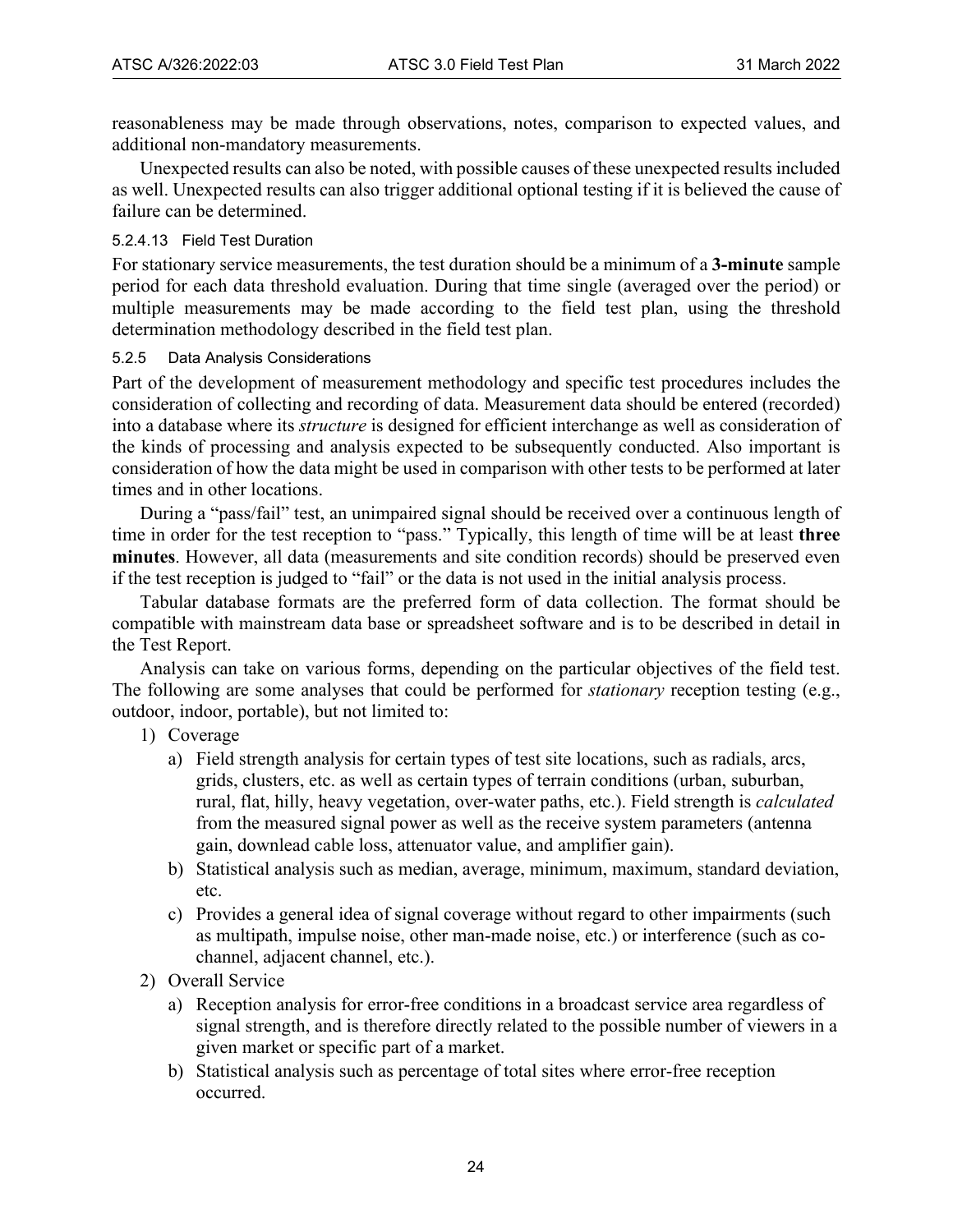reasonableness may be made through observations, notes, comparison to expected values, and additional non-mandatory measurements.

Unexpected results can also be noted, with possible causes of these unexpected results included as well. Unexpected results can also trigger additional optional testing if it is believed the cause of failure can be determined.

##### 5.2.4.13 Field Test Duration

For stationary service measurements, the test duration should be a minimum of a **3-minute** sample period for each data threshold evaluation. During that time single (averaged over the period) or multiple measurements may be made according to the field test plan, using the threshold determination methodology described in the field test plan.

### 5.2.5 Data Analysis Considerations

Part of the development of measurement methodology and specific test procedures includes the consideration of collecting and recording of data. Measurement data should be entered (recorded) into a database where its *structure* is designed for efficient interchange as well as consideration of the kinds of processing and analysis expected to be subsequently conducted. Also important is consideration of how the data might be used in comparison with other tests to be performed at later times and in other locations.

During a "pass/fail" test, an unimpaired signal should be received over a continuous length of time in order for the test reception to "pass." Typically, this length of time will be at least **three minutes**. However, all data (measurements and site condition records) should be preserved even if the test reception is judged to "fail" or the data is not used in the initial analysis process.

Tabular database formats are the preferred form of data collection. The format should be compatible with mainstream data base or spreadsheet software and is to be described in detail in the Test Report.

Analysis can take on various forms, depending on the particular objectives of the field test. The following are some analyses that could be performed for *stationary* reception testing (e.g., outdoor, indoor, portable), but not limited to:

1) Coverage
   a) Field strength analysis for certain types of test site locations, such as radials, arcs, grids, clusters, etc. as well as certain types of terrain conditions (urban, suburban, rural, flat, hilly, heavy vegetation, over-water paths, etc.). Field strength is *calculated* from the measured signal power as well as the receive system parameters (antenna gain, downlead cable loss, attenuator value, and amplifier gain).
   b) Statistical analysis such as median, average, minimum, maximum, standard deviation, etc.
   c) Provides a general idea of signal coverage without regard to other impairments (such as multipath, impulse noise, other man-made noise, etc.) or interference (such as co-channel, adjacent channel, etc.).
2) Overall Service
   a) Reception analysis for error-free conditions in a broadcast service area regardless of signal strength, and is therefore directly related to the possible number of viewers in a given market or specific part of a market.
   b) Statistical analysis such as percentage of total sites where error-free reception occurred.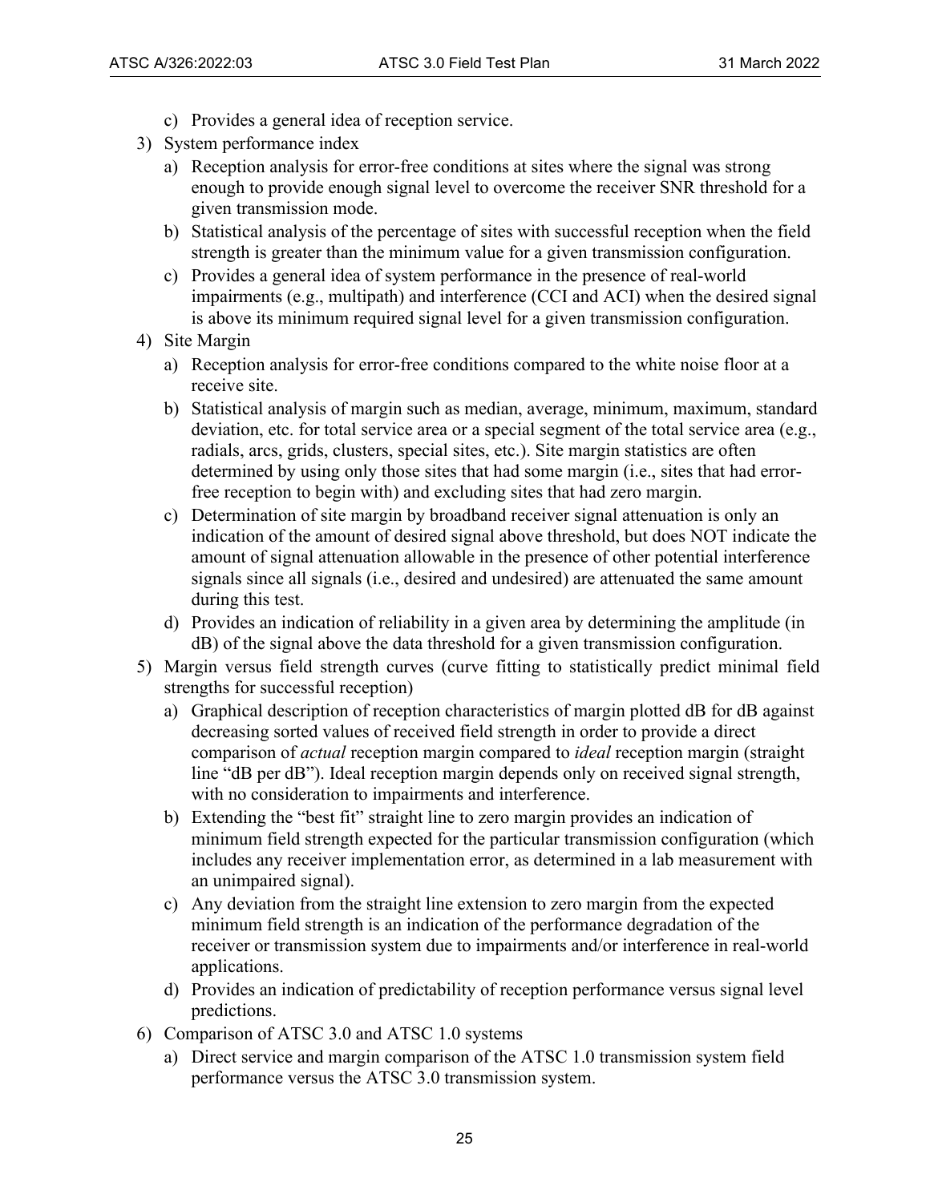c) Provides a general idea of reception service.

3) System performance index
   a) Reception analysis for error-free conditions at sites where the signal was strong enough to provide enough signal level to overcome the receiver SNR threshold for a given transmission mode.
   b) Statistical analysis of the percentage of sites with successful reception when the field strength is greater than the minimum value for a given transmission configuration.
   c) Provides a general idea of system performance in the presence of real-world impairments (e.g., multipath) and interference (CCI and ACI) when the desired signal is above its minimum required signal level for a given transmission configuration.

4) Site Margin
   a) Reception analysis for error-free conditions compared to the white noise floor at a receive site.
   b) Statistical analysis of margin such as median, average, minimum, maximum, standard deviation, etc. for total service area or a special segment of the total service area (e.g., radials, arcs, grids, clusters, special sites, etc.). Site margin statistics are often determined by using only those sites that had some margin (i.e., sites that had error-free reception to begin with) and excluding sites that had zero margin.
   c) Determination of site margin by broadband receiver signal attenuation is only an indication of the amount of desired signal above threshold, but does NOT indicate the amount of signal attenuation allowable in the presence of other potential interference signals since all signals (i.e., desired and undesired) are attenuated the same amount during this test.
   d) Provides an indication of reliability in a given area by determining the amplitude (in dB) of the signal above the data threshold for a given transmission configuration.

5) Margin versus field strength curves (curve fitting to statistically predict minimal field strengths for successful reception)
   a) Graphical description of reception characteristics of margin plotted dB for dB against decreasing sorted values of received field strength in order to provide a direct comparison of *actual* reception margin compared to *ideal* reception margin (straight line "dB per dB"). Ideal reception margin depends only on received signal strength, with no consideration to impairments and interference.
   b) Extending the "best fit" straight line to zero margin provides an indication of minimum field strength expected for the particular transmission configuration (which includes any receiver implementation error, as determined in a lab measurement with an unimpaired signal).
   c) Any deviation from the straight line extension to zero margin from the expected minimum field strength is an indication of the performance degradation of the receiver or transmission system due to impairments and/or interference in real-world applications.
   d) Provides an indication of predictability of reception performance versus signal level predictions.

6) Comparison of ATSC 3.0 and ATSC 1.0 systems
   a) Direct service and margin comparison of the ATSC 1.0 transmission system field performance versus the ATSC 3.0 transmission system.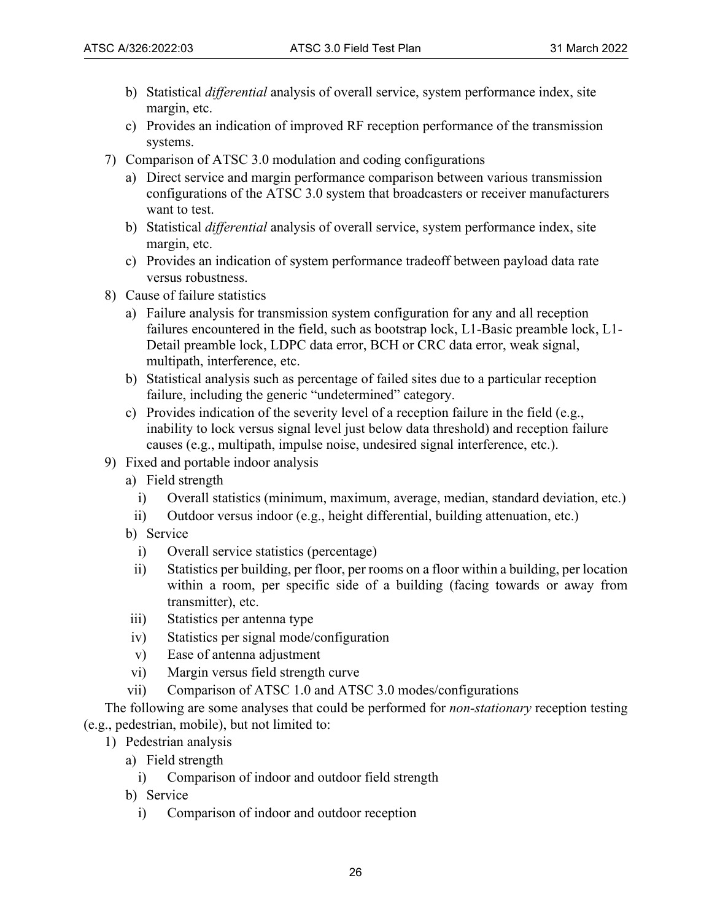b) Statistical *differential* analysis of overall service, system performance index, site margin, etc.
   c) Provides an indication of improved RF reception performance of the transmission systems.
7) Comparison of ATSC 3.0 modulation and coding configurations
   a) Direct service and margin performance comparison between various transmission configurations of the ATSC 3.0 system that broadcasters or receiver manufacturers want to test.
   b) Statistical *differential* analysis of overall service, system performance index, site margin, etc.
   c) Provides an indication of system performance tradeoff between payload data rate versus robustness.
8) Cause of failure statistics
   a) Failure analysis for transmission system configuration for any and all reception failures encountered in the field, such as bootstrap lock, L1-Basic preamble lock, L1-Detail preamble lock, LDPC data error, BCH or CRC data error, weak signal, multipath, interference, etc.
   b) Statistical analysis such as percentage of failed sites due to a particular reception failure, including the generic "undetermined" category.
   c) Provides indication of the severity level of a reception failure in the field (e.g., inability to lock versus signal level just below data threshold) and reception failure causes (e.g., multipath, impulse noise, undesired signal interference, etc.).
9) Fixed and portable indoor analysis
   a) Field strength
      i) Overall statistics (minimum, maximum, average, median, standard deviation, etc.)
      ii) Outdoor versus indoor (e.g., height differential, building attenuation, etc.)
   b) Service
      i) Overall service statistics (percentage)
      ii) Statistics per building, per floor, per rooms on a floor within a building, per location within a room, per specific side of a building (facing towards or away from transmitter), etc.
      iii) Statistics per antenna type
      iv) Statistics per signal mode/configuration
      v) Ease of antenna adjustment
      vi) Margin versus field strength curve
      vii) Comparison of ATSC 1.0 and ATSC 3.0 modes/configurations

The following are some analyses that could be performed for *non-stationary* reception testing (e.g., pedestrian, mobile), but not limited to:

1) Pedestrian analysis
   a) Field strength
      i) Comparison of indoor and outdoor field strength
   b) Service
      i) Comparison of indoor and outdoor reception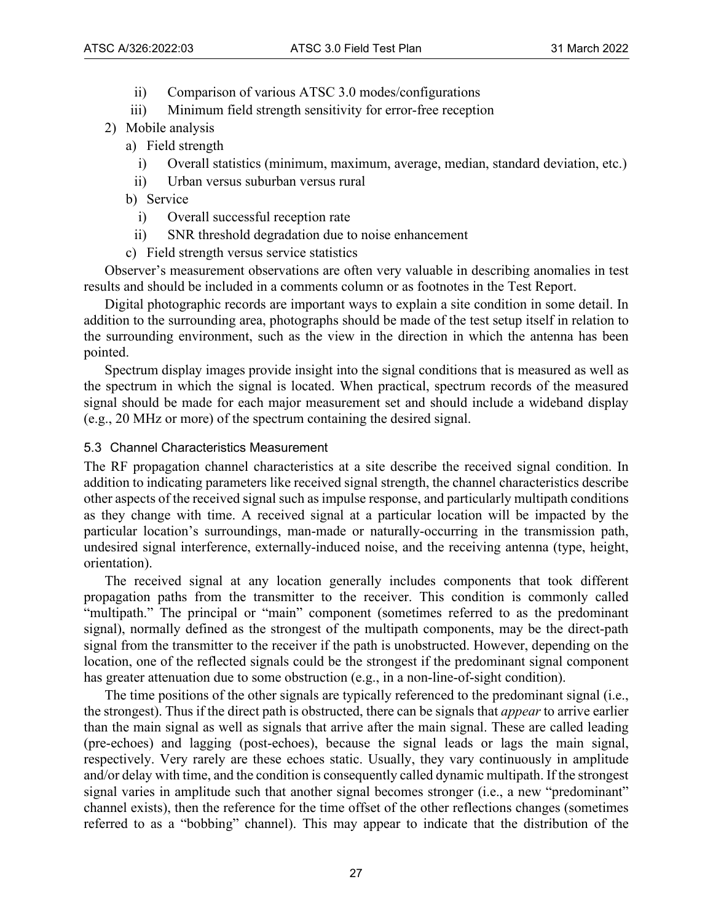ii) Comparison of various ATSC 3.0 modes/configurations
iii) Minimum field strength sensitivity for error-free reception

2) Mobile analysis
   a) Field strength
      i) Overall statistics (minimum, maximum, average, median, standard deviation, etc.)
      ii) Urban versus suburban versus rural
   b) Service
      i) Overall successful reception rate
      ii) SNR threshold degradation due to noise enhancement
   c) Field strength versus service statistics

Observer's measurement observations are often very valuable in describing anomalies in test results and should be included in a comments column or as footnotes in the Test Report.

Digital photographic records are important ways to explain a site condition in some detail. In addition to the surrounding area, photographs should be made of the test setup itself in relation to the surrounding environment, such as the view in the direction in which the antenna has been pointed.

Spectrum display images provide insight into the signal conditions that is measured as well as the spectrum in which the signal is located. When practical, spectrum records of the measured signal should be made for each major measurement set and should include a wideband display (e.g., 20 MHz or more) of the spectrum containing the desired signal.

### 5.3 Channel Characteristics Measurement

The RF propagation channel characteristics at a site describe the received signal condition. In addition to indicating parameters like received signal strength, the channel characteristics describe other aspects of the received signal such as impulse response, and particularly multipath conditions as they change with time. A received signal at a particular location will be impacted by the particular location's surroundings, man-made or naturally-occurring in the transmission path, undesired signal interference, externally-induced noise, and the receiving antenna (type, height, orientation).

The received signal at any location generally includes components that took different propagation paths from the transmitter to the receiver. This condition is commonly called "multipath." The principal or "main" component (sometimes referred to as the predominant signal), normally defined as the strongest of the multipath components, may be the direct-path signal from the transmitter to the receiver if the path is unobstructed. However, depending on the location, one of the reflected signals could be the strongest if the predominant signal component has greater attenuation due to some obstruction (e.g., in a non-line-of-sight condition).

The time positions of the other signals are typically referenced to the predominant signal (i.e., the strongest). Thus if the direct path is obstructed, there can be signals that *appear* to arrive earlier than the main signal as well as signals that arrive after the main signal. These are called leading (pre-echoes) and lagging (post-echoes), because the signal leads or lags the main signal, respectively. Very rarely are these echoes static. Usually, they vary continuously in amplitude and/or delay with time, and the condition is consequently called dynamic multipath. If the strongest signal varies in amplitude such that another signal becomes stronger (i.e., a new "predominant" channel exists), then the reference for the time offset of the other reflections changes (sometimes referred to as a "bobbing" channel). This may appear to indicate that the distribution of the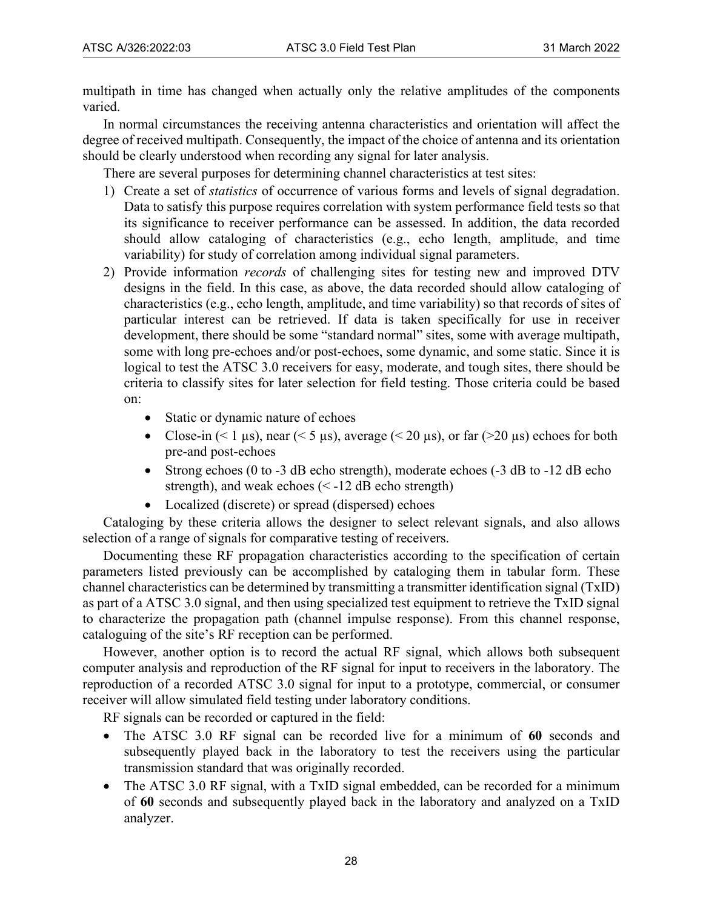multipath in time has changed when actually only the relative amplitudes of the components varied.

In normal circumstances the receiving antenna characteristics and orientation will affect the degree of received multipath. Consequently, the impact of the choice of antenna and its orientation should be clearly understood when recording any signal for later analysis.

There are several purposes for determining channel characteristics at test sites:

1) Create a set of *statistics* of occurrence of various forms and levels of signal degradation. Data to satisfy this purpose requires correlation with system performance field tests so that its significance to receiver performance can be assessed. In addition, the data recorded should allow cataloging of characteristics (e.g., echo length, amplitude, and time variability) for study of correlation among individual signal parameters.
2) Provide information *records* of challenging sites for testing new and improved DTV designs in the field. In this case, as above, the data recorded should allow cataloging of characteristics (e.g., echo length, amplitude, and time variability) so that records of sites of particular interest can be retrieved. If data is taken specifically for use in receiver development, there should be some "standard normal" sites, some with average multipath, some with long pre-echoes and/or post-echoes, some dynamic, and some static. Since it is logical to test the ATSC 3.0 receivers for easy, moderate, and tough sites, there should be criteria to classify sites for later selection for field testing. Those criteria could be based on:
    - Static or dynamic nature of echoes
    - Close-in (< 1 µs), near (< 5 µs), average (< 20 µs), or far (>20 µs) echoes for both pre-and post-echoes
    - Strong echoes (0 to -3 dB echo strength), moderate echoes (-3 dB to -12 dB echo strength), and weak echoes (< -12 dB echo strength)
    - Localized (discrete) or spread (dispersed) echoes

Cataloging by these criteria allows the designer to select relevant signals, and also allows selection of a range of signals for comparative testing of receivers.

Documenting these RF propagation characteristics according to the specification of certain parameters listed previously can be accomplished by cataloging them in tabular form. These channel characteristics can be determined by transmitting a transmitter identification signal (TxID) as part of a ATSC 3.0 signal, and then using specialized test equipment to retrieve the TxID signal to characterize the propagation path (channel impulse response). From this channel response, cataloguing of the site's RF reception can be performed.

However, another option is to record the actual RF signal, which allows both subsequent computer analysis and reproduction of the RF signal for input to receivers in the laboratory. The reproduction of a recorded ATSC 3.0 signal for input to a prototype, commercial, or consumer receiver will allow simulated field testing under laboratory conditions.

RF signals can be recorded or captured in the field:

- The ATSC 3.0 RF signal can be recorded live for a minimum of **60** seconds and subsequently played back in the laboratory to test the receivers using the particular transmission standard that was originally recorded.
- The ATSC 3.0 RF signal, with a TxID signal embedded, can be recorded for a minimum of **60** seconds and subsequently played back in the laboratory and analyzed on a TxID analyzer.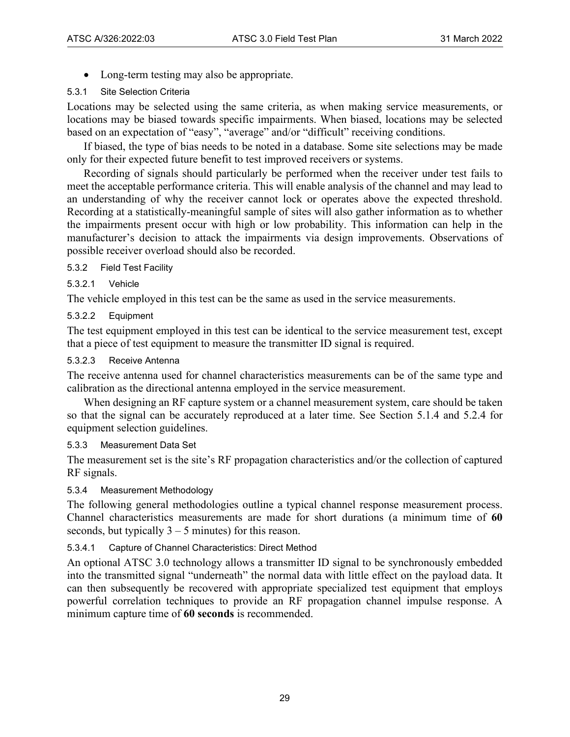- Long-term testing may also be appropriate.

#### 5.3.1 Site Selection Criteria

Locations may be selected using the same criteria, as when making service measurements, or locations may be biased towards specific impairments. When biased, locations may be selected based on an expectation of "easy", "average" and/or "difficult" receiving conditions.

If biased, the type of bias needs to be noted in a database. Some site selections may be made only for their expected future benefit to test improved receivers or systems.

Recording of signals should particularly be performed when the receiver under test fails to meet the acceptable performance criteria. This will enable analysis of the channel and may lead to an understanding of why the receiver cannot lock or operates above the expected threshold. Recording at a statistically-meaningful sample of sites will also gather information as to whether the impairments present occur with high or low probability. This information can help in the manufacturer's decision to attack the impairments via design improvements. Observations of possible receiver overload should also be recorded.

#### 5.3.2 Field Test Facility

##### 5.3.2.1 Vehicle

The vehicle employed in this test can be the same as used in the service measurements.

##### 5.3.2.2 Equipment

The test equipment employed in this test can be identical to the service measurement test, except that a piece of test equipment to measure the transmitter ID signal is required.

##### 5.3.2.3 Receive Antenna

The receive antenna used for channel characteristics measurements can be of the same type and calibration as the directional antenna employed in the service measurement.

When designing an RF capture system or a channel measurement system, care should be taken so that the signal can be accurately reproduced at a later time. See Section 5.1.4 and 5.2.4 for equipment selection guidelines.

#### 5.3.3 Measurement Data Set

The measurement set is the site's RF propagation characteristics and/or the collection of captured RF signals.

#### 5.3.4 Measurement Methodology

The following general methodologies outline a typical channel response measurement process. Channel characteristics measurements are made for short durations (a minimum time of **60** seconds, but typically 3 – 5 minutes) for this reason.

##### 5.3.4.1 Capture of Channel Characteristics: Direct Method

An optional ATSC 3.0 technology allows a transmitter ID signal to be synchronously embedded into the transmitted signal "underneath" the normal data with little effect on the payload data. It can then subsequently be recovered with appropriate specialized test equipment that employs powerful correlation techniques to provide an RF propagation channel impulse response. A minimum capture time of **60 seconds** is recommended.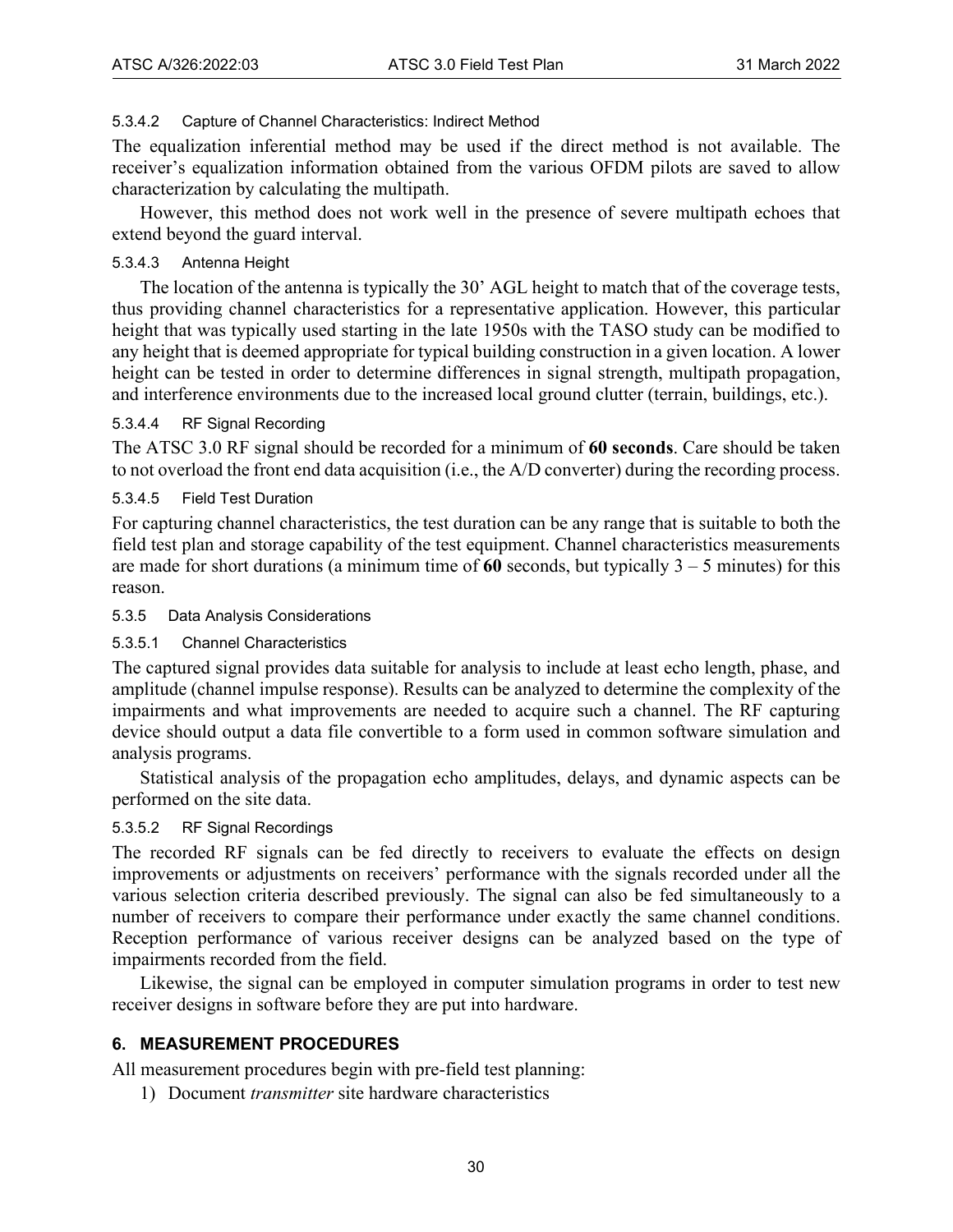#### 5.3.4.2 Capture of Channel Characteristics: Indirect Method

The equalization inferential method may be used if the direct method is not available. The receiver's equalization information obtained from the various OFDM pilots are saved to allow characterization by calculating the multipath.

However, this method does not work well in the presence of severe multipath echoes that extend beyond the guard interval.

#### 5.3.4.3 Antenna Height

The location of the antenna is typically the 30' AGL height to match that of the coverage tests, thus providing channel characteristics for a representative application. However, this particular height that was typically used starting in the late 1950s with the TASO study can be modified to any height that is deemed appropriate for typical building construction in a given location. A lower height can be tested in order to determine differences in signal strength, multipath propagation, and interference environments due to the increased local ground clutter (terrain, buildings, etc.).

#### 5.3.4.4 RF Signal Recording

The ATSC 3.0 RF signal should be recorded for a minimum of **60 seconds**. Care should be taken to not overload the front end data acquisition (i.e., the A/D converter) during the recording process.

#### 5.3.4.5 Field Test Duration

For capturing channel characteristics, the test duration can be any range that is suitable to both the field test plan and storage capability of the test equipment. Channel characteristics measurements are made for short durations (a minimum time of **60** seconds, but typically 3 – 5 minutes) for this reason.

### 5.3.5 Data Analysis Considerations

#### 5.3.5.1 Channel Characteristics

The captured signal provides data suitable for analysis to include at least echo length, phase, and amplitude (channel impulse response). Results can be analyzed to determine the complexity of the impairments and what improvements are needed to acquire such a channel. The RF capturing device should output a data file convertible to a form used in common software simulation and analysis programs.

Statistical analysis of the propagation echo amplitudes, delays, and dynamic aspects can be performed on the site data.

#### 5.3.5.2 RF Signal Recordings

The recorded RF signals can be fed directly to receivers to evaluate the effects on design improvements or adjustments on receivers' performance with the signals recorded under all the various selection criteria described previously. The signal can also be fed simultaneously to a number of receivers to compare their performance under exactly the same channel conditions. Reception performance of various receiver designs can be analyzed based on the type of impairments recorded from the field.

Likewise, the signal can be employed in computer simulation programs in order to test new receiver designs in software before they are put into hardware.

## 6. MEASUREMENT PROCEDURES

All measurement procedures begin with pre-field test planning:

1) Document *transmitter* site hardware characteristics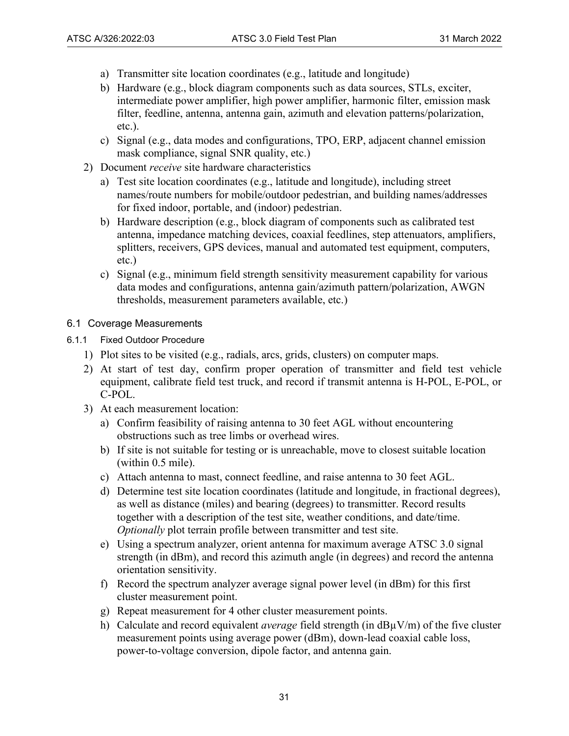a) Transmitter site location coordinates (e.g., latitude and longitude)
   b) Hardware (e.g., block diagram components such as data sources, STLs, exciter, intermediate power amplifier, high power amplifier, harmonic filter, emission mask filter, feedline, antenna, antenna gain, azimuth and elevation patterns/polarization, etc.).
   c) Signal (e.g., data modes and configurations, TPO, ERP, adjacent channel emission mask compliance, signal SNR quality, etc.)
2) Document *receive* site hardware characteristics
   a) Test site location coordinates (e.g., latitude and longitude), including street names/route numbers for mobile/outdoor pedestrian, and building names/addresses for fixed indoor, portable, and (indoor) pedestrian.
   b) Hardware description (e.g., block diagram of components such as calibrated test antenna, impedance matching devices, coaxial feedlines, step attenuators, amplifiers, splitters, receivers, GPS devices, manual and automated test equipment, computers, etc.)
   c) Signal (e.g., minimum field strength sensitivity measurement capability for various data modes and configurations, antenna gain/azimuth pattern/polarization, AWGN thresholds, measurement parameters available, etc.)

## 6.1 Coverage Measurements

### 6.1.1 Fixed Outdoor Procedure

1) Plot sites to be visited (e.g., radials, arcs, grids, clusters) on computer maps.
2) At start of test day, confirm proper operation of transmitter and field test vehicle equipment, calibrate field test truck, and record if transmit antenna is H-POL, E-POL, or C-POL.
3) At each measurement location:
   a) Confirm feasibility of raising antenna to 30 feet AGL without encountering obstructions such as tree limbs or overhead wires.
   b) If site is not suitable for testing or is unreachable, move to closest suitable location (within 0.5 mile).
   c) Attach antenna to mast, connect feedline, and raise antenna to 30 feet AGL.
   d) Determine test site location coordinates (latitude and longitude, in fractional degrees), as well as distance (miles) and bearing (degrees) to transmitter. Record results together with a description of the test site, weather conditions, and date/time. *Optionally* plot terrain profile between transmitter and test site.
   e) Using a spectrum analyzer, orient antenna for maximum average ATSC 3.0 signal strength (in dBm), and record this azimuth angle (in degrees) and record the antenna orientation sensitivity.
   f) Record the spectrum analyzer average signal power level (in dBm) for this first cluster measurement point.
   g) Repeat measurement for 4 other cluster measurement points.
   h) Calculate and record equivalent *average* field strength (in dBμV/m) of the five cluster measurement points using average power (dBm), down-lead coaxial cable loss, power-to-voltage conversion, dipole factor, and antenna gain.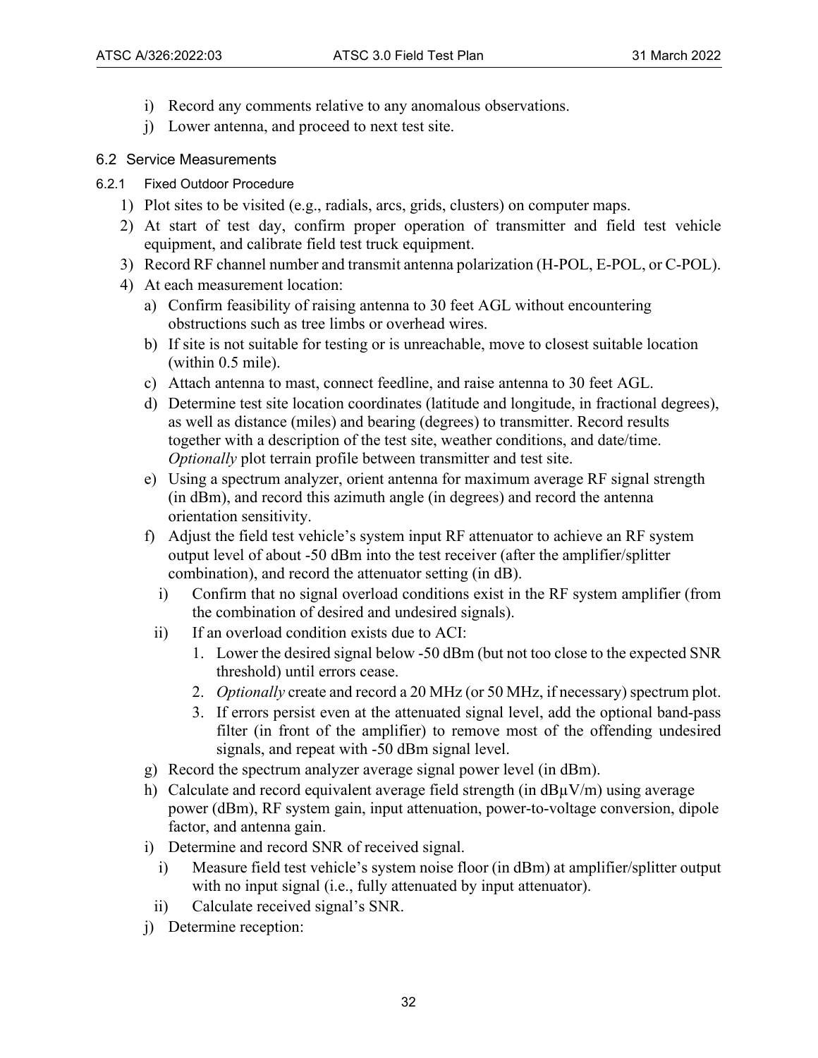i) Record any comments relative to any anomalous observations.
j) Lower antenna, and proceed to next test site.

## 6.2 Service Measurements

### 6.2.1 Fixed Outdoor Procedure

1) Plot sites to be visited (e.g., radials, arcs, grids, clusters) on computer maps.
2) At start of test day, confirm proper operation of transmitter and field test vehicle equipment, and calibrate field test truck equipment.
3) Record RF channel number and transmit antenna polarization (H-POL, E-POL, or C-POL).
4) At each measurement location:
   a) Confirm feasibility of raising antenna to 30 feet AGL without encountering obstructions such as tree limbs or overhead wires.
   b) If site is not suitable for testing or is unreachable, move to closest suitable location (within 0.5 mile).
   c) Attach antenna to mast, connect feedline, and raise antenna to 30 feet AGL.
   d) Determine test site location coordinates (latitude and longitude, in fractional degrees), as well as distance (miles) and bearing (degrees) to transmitter. Record results together with a description of the test site, weather conditions, and date/time. *Optionally* plot terrain profile between transmitter and test site.
   e) Using a spectrum analyzer, orient antenna for maximum average RF signal strength (in dBm), and record this azimuth angle (in degrees) and record the antenna orientation sensitivity.
   f) Adjust the field test vehicle's system input RF attenuator to achieve an RF system output level of about -50 dBm into the test receiver (after the amplifier/splitter combination), and record the attenuator setting (in dB).
      i) Confirm that no signal overload conditions exist in the RF system amplifier (from the combination of desired and undesired signals).
      ii) If an overload condition exists due to ACI:
         1. Lower the desired signal below -50 dBm (but not too close to the expected SNR threshold) until errors cease.
         2. *Optionally* create and record a 20 MHz (or 50 MHz, if necessary) spectrum plot.
         3. If errors persist even at the attenuated signal level, add the optional band-pass filter (in front of the amplifier) to remove most of the offending undesired signals, and repeat with -50 dBm signal level.
   g) Record the spectrum analyzer average signal power level (in dBm).
   h) Calculate and record equivalent average field strength (in dBμV/m) using average power (dBm), RF system gain, input attenuation, power-to-voltage conversion, dipole factor, and antenna gain.
   i) Determine and record SNR of received signal.
      i) Measure field test vehicle's system noise floor (in dBm) at amplifier/splitter output with no input signal (i.e., fully attenuated by input attenuator).
      ii) Calculate received signal's SNR.
   j) Determine reception: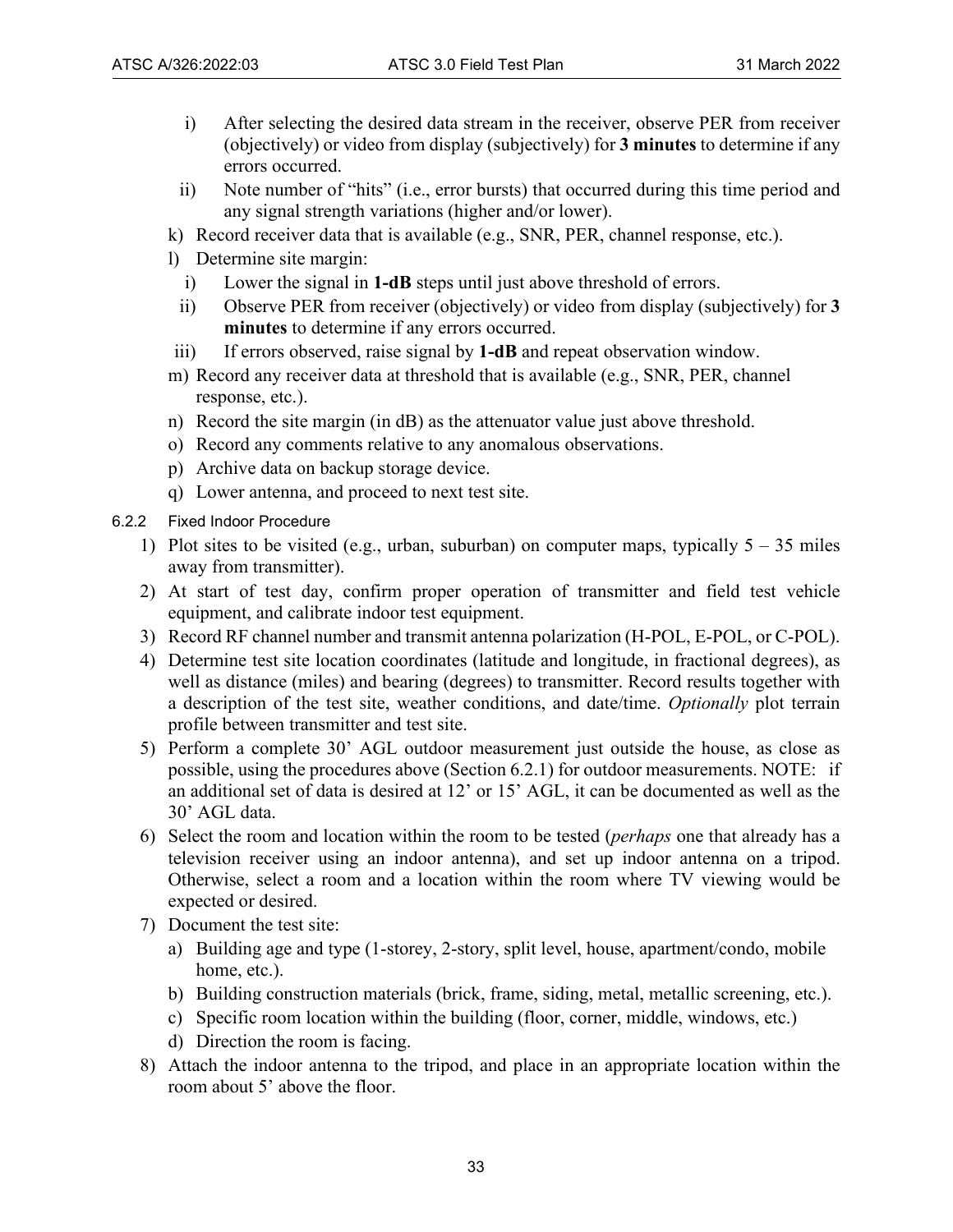i) After selecting the desired data stream in the receiver, observe PER from receiver (objectively) or video from display (subjectively) for **3 minutes** to determine if any errors occurred.

ii) Note number of "hits" (i.e., error bursts) that occurred during this time period and any signal strength variations (higher and/or lower).

k) Record receiver data that is available (e.g., SNR, PER, channel response, etc.).

l) Determine site margin:

i) Lower the signal in **1-dB** steps until just above threshold of errors.

ii) Observe PER from receiver (objectively) or video from display (subjectively) for **3 minutes** to determine if any errors occurred.

iii) If errors observed, raise signal by **1-dB** and repeat observation window.

m) Record any receiver data at threshold that is available (e.g., SNR, PER, channel response, etc.).

n) Record the site margin (in dB) as the attenuator value just above threshold.

o) Record any comments relative to any anomalous observations.

p) Archive data on backup storage device.

q) Lower antenna, and proceed to next test site.

#### 6.2.2 Fixed Indoor Procedure

1) Plot sites to be visited (e.g., urban, suburban) on computer maps, typically 5 – 35 miles away from transmitter).

2) At start of test day, confirm proper operation of transmitter and field test vehicle equipment, and calibrate indoor test equipment.

3) Record RF channel number and transmit antenna polarization (H-POL, E-POL, or C-POL).

4) Determine test site location coordinates (latitude and longitude, in fractional degrees), as well as distance (miles) and bearing (degrees) to transmitter. Record results together with a description of the test site, weather conditions, and date/time. *Optionally* plot terrain profile between transmitter and test site.

5) Perform a complete 30' AGL outdoor measurement just outside the house, as close as possible, using the procedures above (Section 6.2.1) for outdoor measurements. NOTE: if an additional set of data is desired at 12' or 15' AGL, it can be documented as well as the 30' AGL data.

6) Select the room and location within the room to be tested (*perhaps* one that already has a television receiver using an indoor antenna), and set up indoor antenna on a tripod. Otherwise, select a room and a location within the room where TV viewing would be expected or desired.

7) Document the test site:

a) Building age and type (1-storey, 2-story, split level, house, apartment/condo, mobile home, etc.).

b) Building construction materials (brick, frame, siding, metal, metallic screening, etc.).

c) Specific room location within the building (floor, corner, middle, windows, etc.)

d) Direction the room is facing.

8) Attach the indoor antenna to the tripod, and place in an appropriate location within the room about 5' above the floor.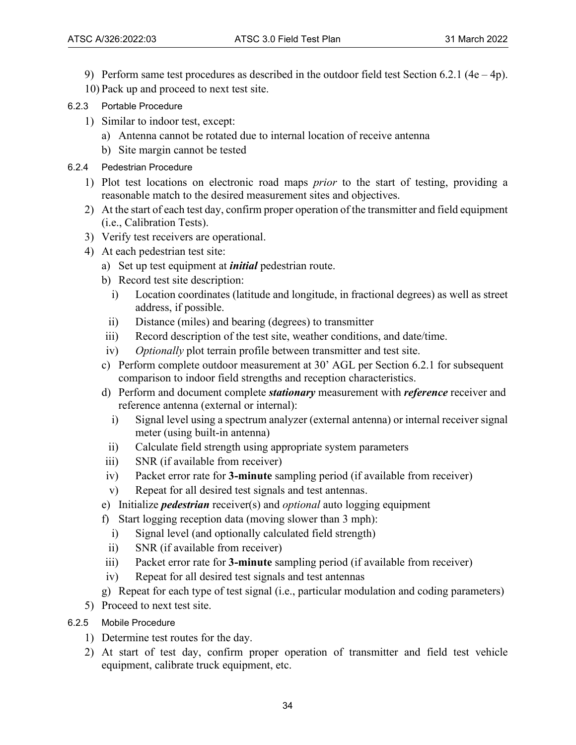9) Perform same test procedures as described in the outdoor field test Section 6.2.1 (4e – 4p).
10) Pack up and proceed to next test site.

#### 6.2.3 Portable Procedure

1) Similar to indoor test, except:
   a) Antenna cannot be rotated due to internal location of receive antenna
   b) Site margin cannot be tested

#### 6.2.4 Pedestrian Procedure

1) Plot test locations on electronic road maps *prior* to the start of testing, providing a reasonable match to the desired measurement sites and objectives.
2) At the start of each test day, confirm proper operation of the transmitter and field equipment (i.e., Calibration Tests).
3) Verify test receivers are operational.
4) At each pedestrian test site:
   a) Set up test equipment at ***initial*** pedestrian route.
   b) Record test site description:
      i) Location coordinates (latitude and longitude, in fractional degrees) as well as street address, if possible.
      ii) Distance (miles) and bearing (degrees) to transmitter
      iii) Record description of the test site, weather conditions, and date/time.
      iv) *Optionally* plot terrain profile between transmitter and test site.
   c) Perform complete outdoor measurement at 30’ AGL per Section 6.2.1 for subsequent comparison to indoor field strengths and reception characteristics.
   d) Perform and document complete ***stationary*** measurement with ***reference*** receiver and reference antenna (external or internal):
      i) Signal level using a spectrum analyzer (external antenna) or internal receiver signal meter (using built-in antenna)
      ii) Calculate field strength using appropriate system parameters
      iii) SNR (if available from receiver)
      iv) Packet error rate for **3-minute** sampling period (if available from receiver)
      v) Repeat for all desired test signals and test antennas.
   e) Initialize ***pedestrian*** receiver(s) and *optional* auto logging equipment
   f) Start logging reception data (moving slower than 3 mph):
      i) Signal level (and optionally calculated field strength)
      ii) SNR (if available from receiver)
      iii) Packet error rate for **3-minute** sampling period (if available from receiver)
      iv) Repeat for all desired test signals and test antennas
   g) Repeat for each type of test signal (i.e., particular modulation and coding parameters)
5) Proceed to next test site.

#### 6.2.5 Mobile Procedure

1) Determine test routes for the day.
2) At start of test day, confirm proper operation of transmitter and field test vehicle equipment, calibrate truck equipment, etc.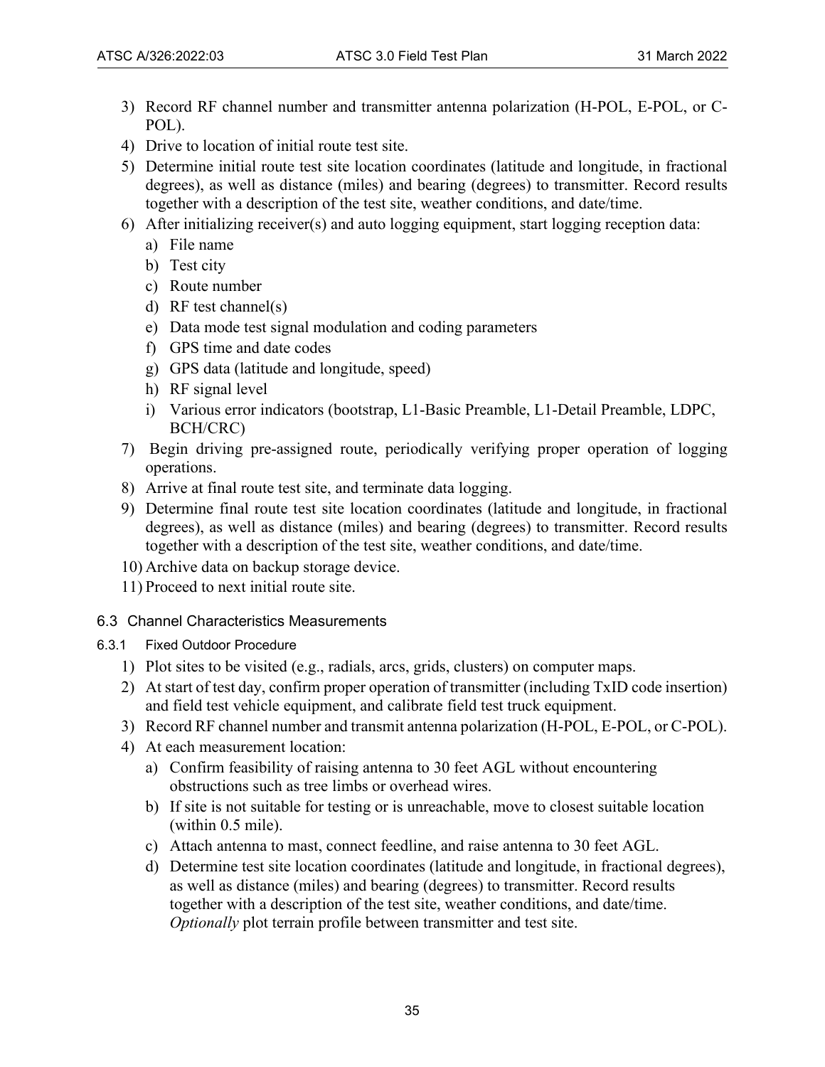3) Record RF channel number and transmitter antenna polarization (H-POL, E-POL, or C-POL).
4) Drive to location of initial route test site.
5) Determine initial route test site location coordinates (latitude and longitude, in fractional degrees), as well as distance (miles) and bearing (degrees) to transmitter. Record results together with a description of the test site, weather conditions, and date/time.
6) After initializing receiver(s) and auto logging equipment, start logging reception data:
   a) File name
   b) Test city
   c) Route number
   d) RF test channel(s)
   e) Data mode test signal modulation and coding parameters
   f) GPS time and date codes
   g) GPS data (latitude and longitude, speed)
   h) RF signal level
   i) Various error indicators (bootstrap, L1-Basic Preamble, L1-Detail Preamble, LDPC, BCH/CRC)
7) Begin driving pre-assigned route, periodically verifying proper operation of logging operations.
8) Arrive at final route test site, and terminate data logging.
9) Determine final route test site location coordinates (latitude and longitude, in fractional degrees), as well as distance (miles) and bearing (degrees) to transmitter. Record results together with a description of the test site, weather conditions, and date/time.
10) Archive data on backup storage device.
11) Proceed to next initial route site.

## 6.3 Channel Characteristics Measurements

### 6.3.1 Fixed Outdoor Procedure

1) Plot sites to be visited (e.g., radials, arcs, grids, clusters) on computer maps.
2) At start of test day, confirm proper operation of transmitter (including TxID code insertion) and field test vehicle equipment, and calibrate field test truck equipment.
3) Record RF channel number and transmit antenna polarization (H-POL, E-POL, or C-POL).
4) At each measurement location:
   a) Confirm feasibility of raising antenna to 30 feet AGL without encountering obstructions such as tree limbs or overhead wires.
   b) If site is not suitable for testing or is unreachable, move to closest suitable location (within 0.5 mile).
   c) Attach antenna to mast, connect feedline, and raise antenna to 30 feet AGL.
   d) Determine test site location coordinates (latitude and longitude, in fractional degrees), as well as distance (miles) and bearing (degrees) to transmitter. Record results together with a description of the test site, weather conditions, and date/time. *Optionally* plot terrain profile between transmitter and test site.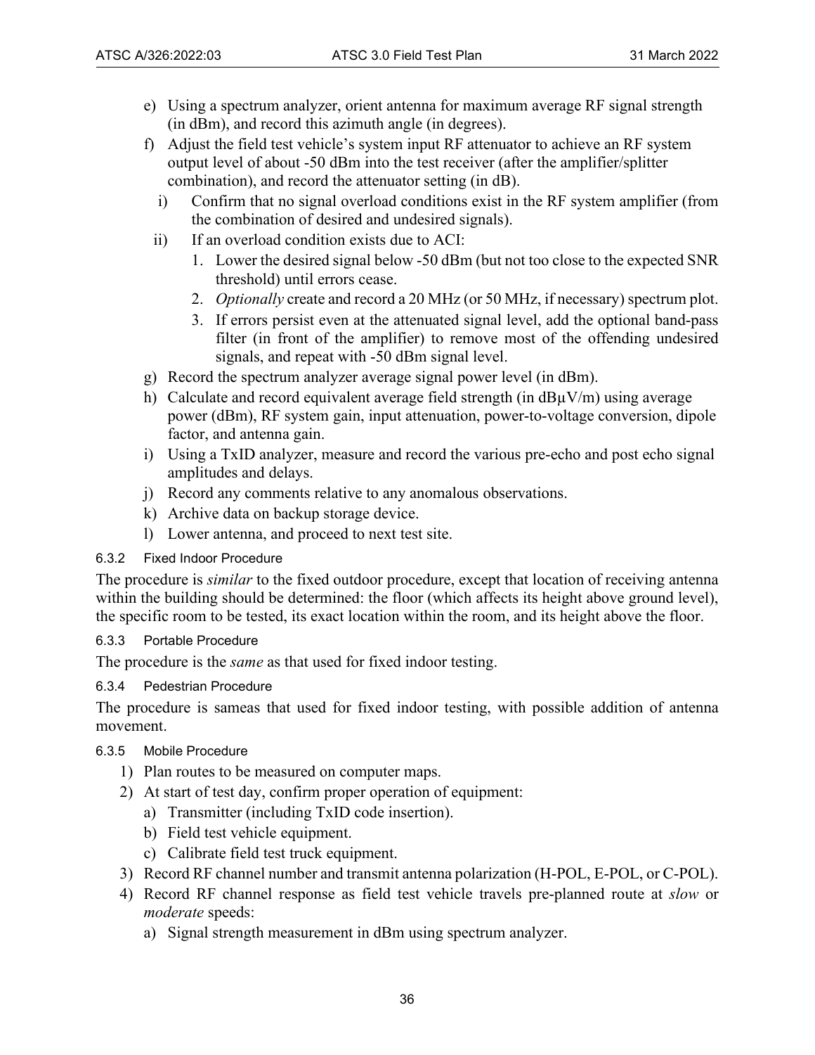e) Using a spectrum analyzer, orient antenna for maximum average RF signal strength (in dBm), and record this azimuth angle (in degrees).

f) Adjust the field test vehicle's system input RF attenuator to achieve an RF system output level of about -50 dBm into the test receiver (after the amplifier/splitter combination), and record the attenuator setting (in dB).

   i) Confirm that no signal overload conditions exist in the RF system amplifier (from the combination of desired and undesired signals).

   ii) If an overload condition exists due to ACI:

      1. Lower the desired signal below -50 dBm (but not too close to the expected SNR threshold) until errors cease.
      2. *Optionally* create and record a 20 MHz (or 50 MHz, if necessary) spectrum plot.
      3. If errors persist even at the attenuated signal level, add the optional band-pass filter (in front of the amplifier) to remove most of the offending undesired signals, and repeat with -50 dBm signal level.

g) Record the spectrum analyzer average signal power level (in dBm).

h) Calculate and record equivalent average field strength (in dBμV/m) using average power (dBm), RF system gain, input attenuation, power-to-voltage conversion, dipole factor, and antenna gain.

i) Using a TxID analyzer, measure and record the various pre-echo and post echo signal amplitudes and delays.

j) Record any comments relative to any anomalous observations.

k) Archive data on backup storage device.

l) Lower antenna, and proceed to next test site.

#### 6.3.2 Fixed Indoor Procedure

The procedure is *similar* to the fixed outdoor procedure, except that location of receiving antenna within the building should be determined: the floor (which affects its height above ground level), the specific room to be tested, its exact location within the room, and its height above the floor.

#### 6.3.3 Portable Procedure

The procedure is the *same* as that used for fixed indoor testing.

#### 6.3.4 Pedestrian Procedure

The procedure is sameas that used for fixed indoor testing, with possible addition of antenna movement.

#### 6.3.5 Mobile Procedure

1) Plan routes to be measured on computer maps.
2) At start of test day, confirm proper operation of equipment:
   a) Transmitter (including TxID code insertion).
   b) Field test vehicle equipment.
   c) Calibrate field test truck equipment.
3) Record RF channel number and transmit antenna polarization (H-POL, E-POL, or C-POL).
4) Record RF channel response as field test vehicle travels pre-planned route at *slow* or *moderate* speeds:
   a) Signal strength measurement in dBm using spectrum analyzer.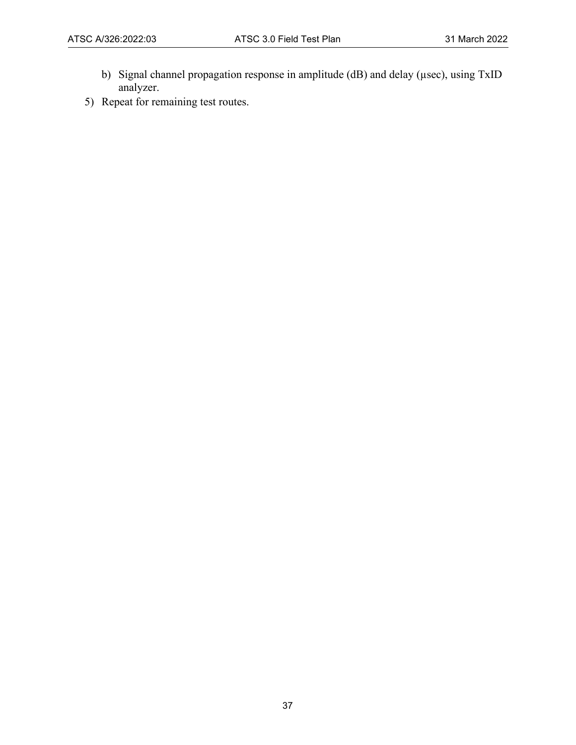b) Signal channel propagation response in amplitude (dB) and delay (μsec), using TxID analyzer.

5) Repeat for remaining test routes.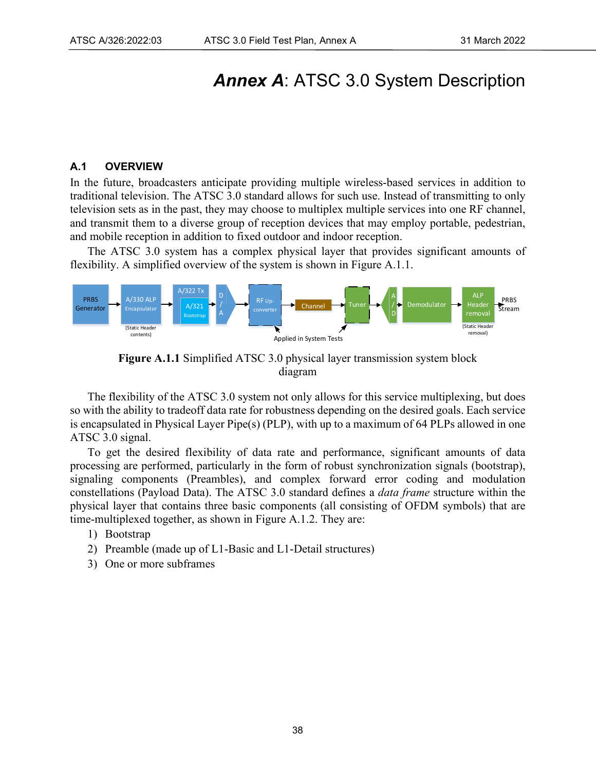# *Annex A*: ATSC 3.0 System Description

## A.1 OVERVIEW

In the future, broadcasters anticipate providing multiple wireless-based services in addition to traditional television. The ATSC 3.0 standard allows for such use. Instead of transmitting to only television sets as in the past, they may choose to multiplex multiple services into one RF channel, and transmit them to a diverse group of reception devices that may employ portable, pedestrian, and mobile reception in addition to fixed outdoor and indoor reception.

The ATSC 3.0 system has a complex physical layer that provides significant amounts of flexibility. A simplified overview of the system is shown in Figure A.1.1.

PRBS Generator
A/330 ALP Encapsulator
(Static Header contents)
A/322 Tx
A/321 Bootstrap
D / A
RF Up-converter
Channel
Tuner
A / D
Demodulator
ALP Header removal
(Static Header removal)
PRBS Stream
Applied in System Tests

**Figure A.1.1** Simplified ATSC 3.0 physical layer transmission system block diagram

The flexibility of the ATSC 3.0 system not only allows for this service multiplexing, but does so with the ability to tradeoff data rate for robustness depending on the desired goals. Each service is encapsulated in Physical Layer Pipe(s) (PLP), with up to a maximum of 64 PLPs allowed in one ATSC 3.0 signal.

To get the desired flexibility of data rate and performance, significant amounts of data processing are performed, particularly in the form of robust synchronization signals (bootstrap), signaling components (Preambles), and complex forward error coding and modulation constellations (Payload Data). The ATSC 3.0 standard defines a *data frame* structure within the physical layer that contains three basic components (all consisting of OFDM symbols) that are time-multiplexed together, as shown in Figure A.1.2. They are:

1) Bootstrap
2) Preamble (made up of L1-Basic and L1-Detail structures)
3) One or more subframes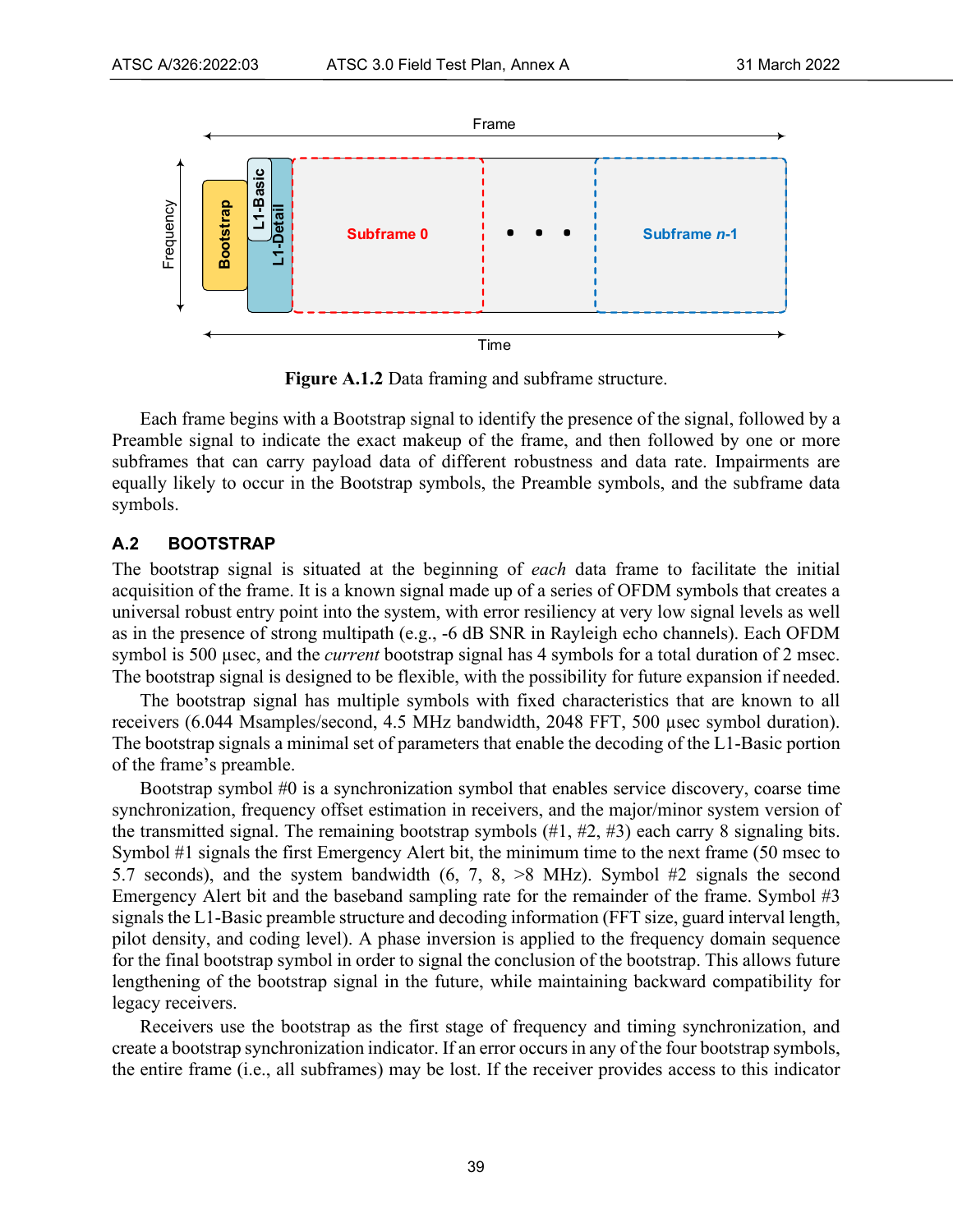Frame

Frequency

Bootstrap

L1-Basic

L1-Detail

Subframe 0

• • •

Subframe *n*-1

Time

**Figure A.1.2** Data framing and subframe structure.

Each frame begins with a Bootstrap signal to identify the presence of the signal, followed by a Preamble signal to indicate the exact makeup of the frame, and then followed by one or more subframes that can carry payload data of different robustness and data rate. Impairments are equally likely to occur in the Bootstrap symbols, the Preamble symbols, and the subframe data symbols.

## A.2 BOOTSTRAP

The bootstrap signal is situated at the beginning of *each* data frame to facilitate the initial acquisition of the frame. It is a known signal made up of a series of OFDM symbols that creates a universal robust entry point into the system, with error resiliency at very low signal levels as well as in the presence of strong multipath (e.g., -6 dB SNR in Rayleigh echo channels). Each OFDM symbol is 500 µsec, and the *current* bootstrap signal has 4 symbols for a total duration of 2 msec. The bootstrap signal is designed to be flexible, with the possibility for future expansion if needed.

The bootstrap signal has multiple symbols with fixed characteristics that are known to all receivers (6.044 Msamples/second, 4.5 MHz bandwidth, 2048 FFT, 500 µsec symbol duration). The bootstrap signals a minimal set of parameters that enable the decoding of the L1-Basic portion of the frame's preamble.

Bootstrap symbol #0 is a synchronization symbol that enables service discovery, coarse time synchronization, frequency offset estimation in receivers, and the major/minor system version of the transmitted signal. The remaining bootstrap symbols (#1, #2, #3) each carry 8 signaling bits. Symbol #1 signals the first Emergency Alert bit, the minimum time to the next frame (50 msec to 5.7 seconds), and the system bandwidth (6, 7, 8, >8 MHz). Symbol #2 signals the second Emergency Alert bit and the baseband sampling rate for the remainder of the frame. Symbol #3 signals the L1-Basic preamble structure and decoding information (FFT size, guard interval length, pilot density, and coding level). A phase inversion is applied to the frequency domain sequence for the final bootstrap symbol in order to signal the conclusion of the bootstrap. This allows future lengthening of the bootstrap signal in the future, while maintaining backward compatibility for legacy receivers.

Receivers use the bootstrap as the first stage of frequency and timing synchronization, and create a bootstrap synchronization indicator. If an error occurs in any of the four bootstrap symbols, the entire frame (i.e., all subframes) may be lost. If the receiver provides access to this indicator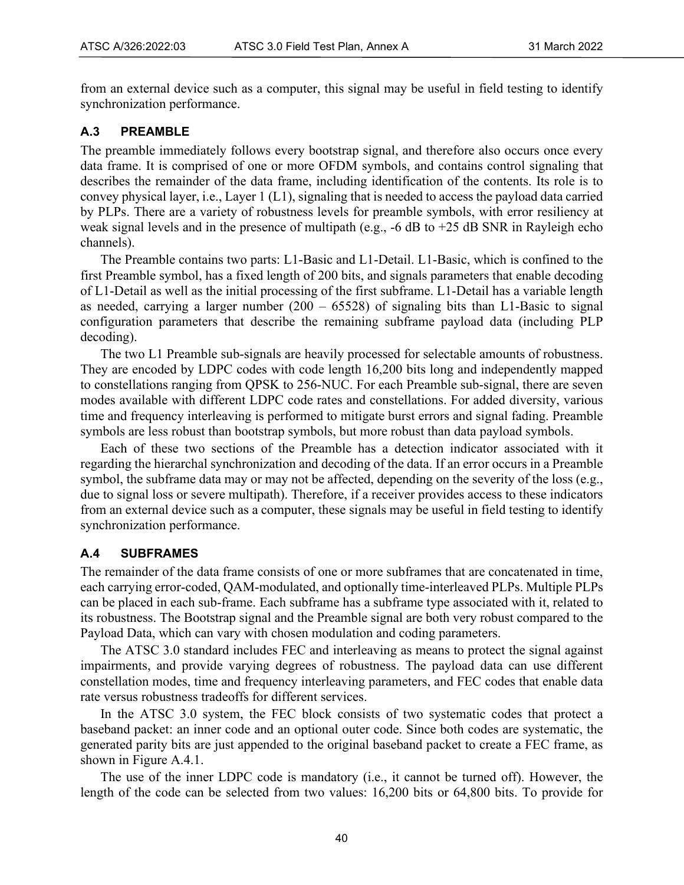from an external device such as a computer, this signal may be useful in field testing to identify synchronization performance.

## A.3 PREAMBLE

The preamble immediately follows every bootstrap signal, and therefore also occurs once every data frame. It is comprised of one or more OFDM symbols, and contains control signaling that describes the remainder of the data frame, including identification of the contents. Its role is to convey physical layer, i.e., Layer 1 (L1), signaling that is needed to access the payload data carried by PLPs. There are a variety of robustness levels for preamble symbols, with error resiliency at weak signal levels and in the presence of multipath (e.g., -6 dB to +25 dB SNR in Rayleigh echo channels).

The Preamble contains two parts: L1-Basic and L1-Detail. L1-Basic, which is confined to the first Preamble symbol, has a fixed length of 200 bits, and signals parameters that enable decoding of L1-Detail as well as the initial processing of the first subframe. L1-Detail has a variable length as needed, carrying a larger number (200 – 65528) of signaling bits than L1-Basic to signal configuration parameters that describe the remaining subframe payload data (including PLP decoding).

The two L1 Preamble sub-signals are heavily processed for selectable amounts of robustness. They are encoded by LDPC codes with code length 16,200 bits long and independently mapped to constellations ranging from QPSK to 256-NUC. For each Preamble sub-signal, there are seven modes available with different LDPC code rates and constellations. For added diversity, various time and frequency interleaving is performed to mitigate burst errors and signal fading. Preamble symbols are less robust than bootstrap symbols, but more robust than data payload symbols.

Each of these two sections of the Preamble has a detection indicator associated with it regarding the hierarchal synchronization and decoding of the data. If an error occurs in a Preamble symbol, the subframe data may or may not be affected, depending on the severity of the loss (e.g., due to signal loss or severe multipath). Therefore, if a receiver provides access to these indicators from an external device such as a computer, these signals may be useful in field testing to identify synchronization performance.

## A.4 SUBFRAMES

The remainder of the data frame consists of one or more subframes that are concatenated in time, each carrying error-coded, QAM-modulated, and optionally time-interleaved PLPs. Multiple PLPs can be placed in each sub-frame. Each subframe has a subframe type associated with it, related to its robustness. The Bootstrap signal and the Preamble signal are both very robust compared to the Payload Data, which can vary with chosen modulation and coding parameters.

The ATSC 3.0 standard includes FEC and interleaving as means to protect the signal against impairments, and provide varying degrees of robustness. The payload data can use different constellation modes, time and frequency interleaving parameters, and FEC codes that enable data rate versus robustness tradeoffs for different services.

In the ATSC 3.0 system, the FEC block consists of two systematic codes that protect a baseband packet: an inner code and an optional outer code. Since both codes are systematic, the generated parity bits are just appended to the original baseband packet to create a FEC frame, as shown in Figure A.4.1.

The use of the inner LDPC code is mandatory (i.e., it cannot be turned off). However, the length of the code can be selected from two values: 16,200 bits or 64,800 bits. To provide for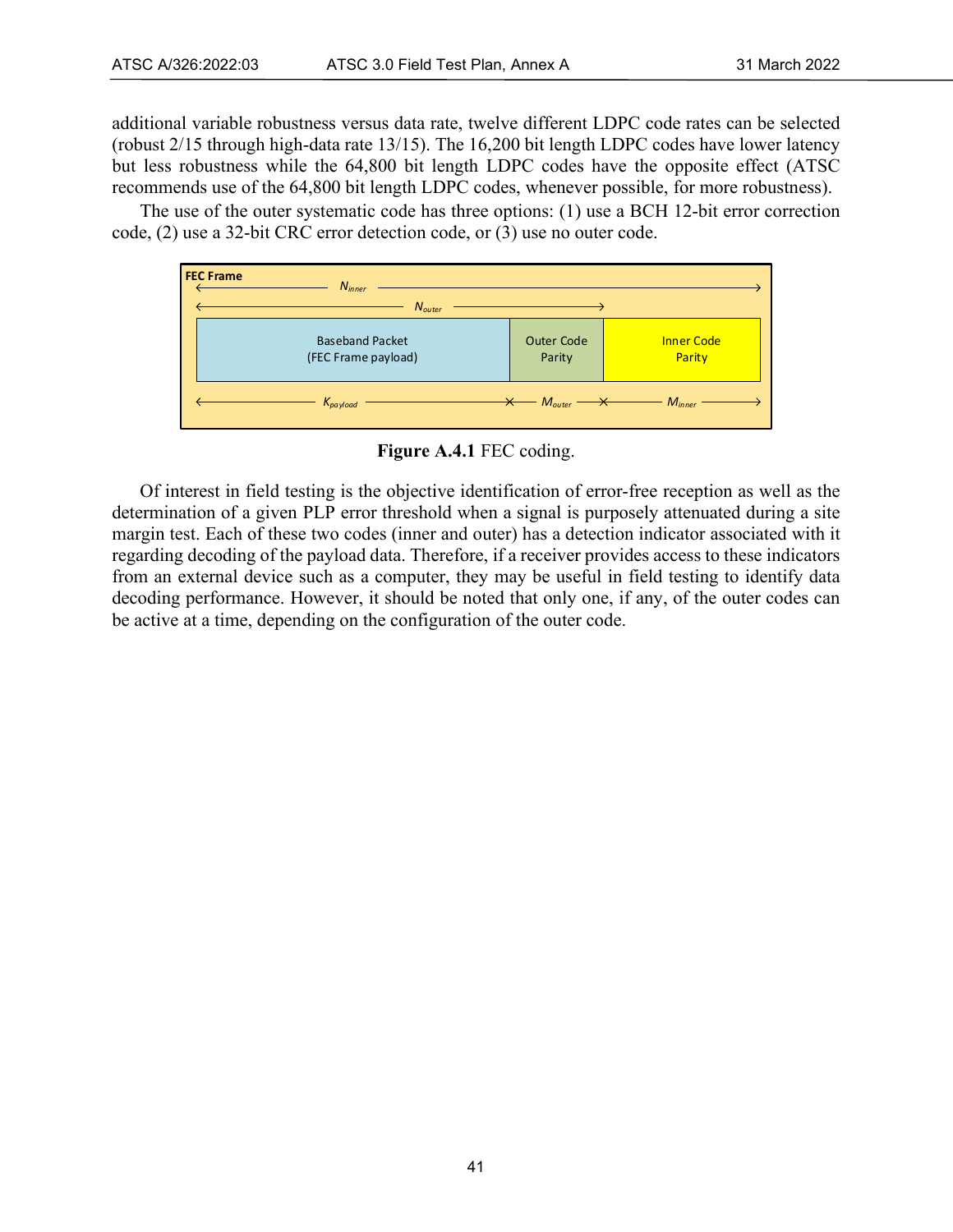additional variable robustness versus data rate, twelve different LDPC code rates can be selected (robust 2/15 through high-data rate 13/15). The 16,200 bit length LDPC codes have lower latency but less robustness while the 64,800 bit length LDPC codes have the opposite effect (ATSC recommends use of the 64,800 bit length LDPC codes, whenever possible, for more robustness).

The use of the outer systematic code has three options: (1) use a BCH 12-bit error correction code, (2) use a 32-bit CRC error detection code, or (3) use no outer code.

| FEC Frame | | |
|---|---|---|
| $N_{inner}$ | | |
| $N_{outer}$ | | |
| Baseband Packet (FEC Frame payload) | Outer Code Parity | Inner Code Parity |
| $K_{payload}$ | $M_{outer}$ | $M_{inner}$ |

**Figure A.4.1** FEC coding.

Of interest in field testing is the objective identification of error-free reception as well as the determination of a given PLP error threshold when a signal is purposely attenuated during a site margin test. Each of these two codes (inner and outer) has a detection indicator associated with it regarding decoding of the payload data. Therefore, if a receiver provides access to these indicators from an external device such as a computer, they may be useful in field testing to identify data decoding performance. However, it should be noted that only one, if any, of the outer codes can be active at a time, depending on the configuration of the outer code.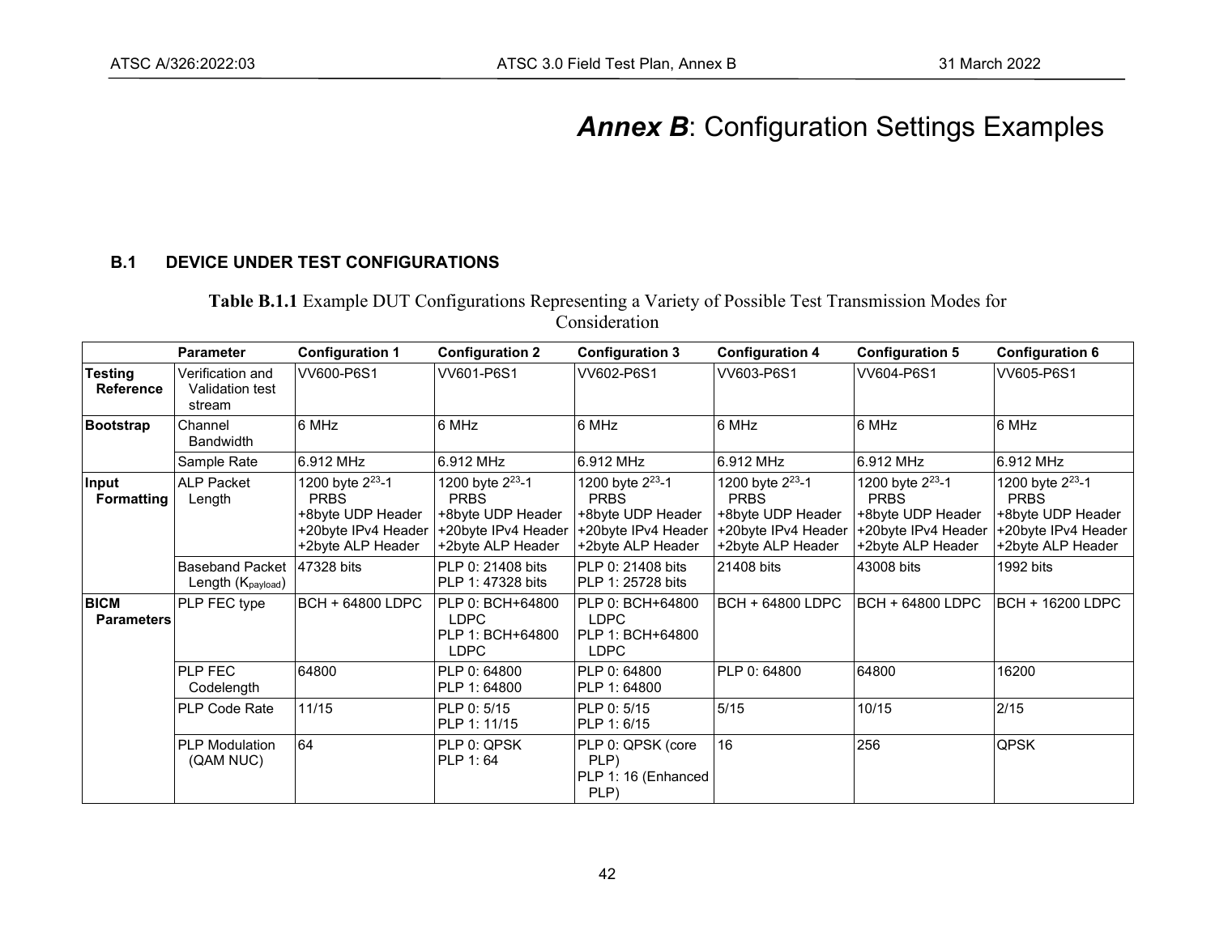# *Annex B*: Configuration Settings Examples

## B.1 DEVICE UNDER TEST CONFIGURATIONS

**Table B.1.1** Example DUT Configurations Representing a Variety of Possible Test Transmission Modes for Consideration

| | Parameter | Configuration 1 | Configuration 2 | Configuration 3 | Configuration 4 | Configuration 5 | Configuration 6 |
|---|---|---|---|---|---|---|---|
| **Testing Reference** | Verification and Validation test stream | VV600-P6S1 | VV601-P6S1 | VV602-P6S1 | VV603-P6S1 | VV604-P6S1 | VV605-P6S1 |
| **Bootstrap** | Channel Bandwidth | 6 MHz | 6 MHz | 6 MHz | 6 MHz | 6 MHz | 6 MHz |
| | Sample Rate | 6.912 MHz | 6.912 MHz | 6.912 MHz | 6.912 MHz | 6.912 MHz | 6.912 MHz |
| **Input Formatting** | ALP Packet Length | 1200 byte $2^{23}$-1 PRBS +8byte UDP Header +20byte IPv4 Header +2byte ALP Header | 1200 byte $2^{23}$-1 PRBS +8byte UDP Header +20byte IPv4 Header +2byte ALP Header | 1200 byte $2^{23}$-1 PRBS +8byte UDP Header +20byte IPv4 Header +2byte ALP Header | 1200 byte $2^{23}$-1 PRBS +8byte UDP Header +20byte IPv4 Header +2byte ALP Header | 1200 byte $2^{23}$-1 PRBS +8byte UDP Header +20byte IPv4 Header +2byte ALP Header | 1200 byte $2^{23}$-1 PRBS +8byte UDP Header +20byte IPv4 Header +2byte ALP Header |
| | Baseband Packet Length ($K_{payload}$) | 47328 bits | PLP 0: 21408 bits PLP 1: 47328 bits | PLP 0: 21408 bits PLP 1: 25728 bits | 21408 bits | 43008 bits | 1992 bits |
| **BICM Parameters** | PLP FEC type | BCH + 64800 LDPC | PLP 0: BCH+64800 LDPC PLP 1: BCH+64800 LDPC | PLP 0: BCH+64800 LDPC PLP 1: BCH+64800 LDPC | BCH + 64800 LDPC | BCH + 64800 LDPC | BCH + 16200 LDPC |
| | PLP FEC Codelength | 64800 | PLP 0: 64800 PLP 1: 64800 | PLP 0: 64800 PLP 1: 64800 | PLP 0: 64800 | 64800 | 16200 |
| | PLP Code Rate | 11/15 | PLP 0: 5/15 PLP 1: 11/15 | PLP 0: 5/15 PLP 1: 6/15 | 5/15 | 10/15 | 2/15 |
| | PLP Modulation (QAM NUC) | 64 | PLP 0: QPSK PLP 1: 64 | PLP 0: QPSK (core PLP) PLP 1: 16 (Enhanced PLP) | 16 | 256 | QPSK |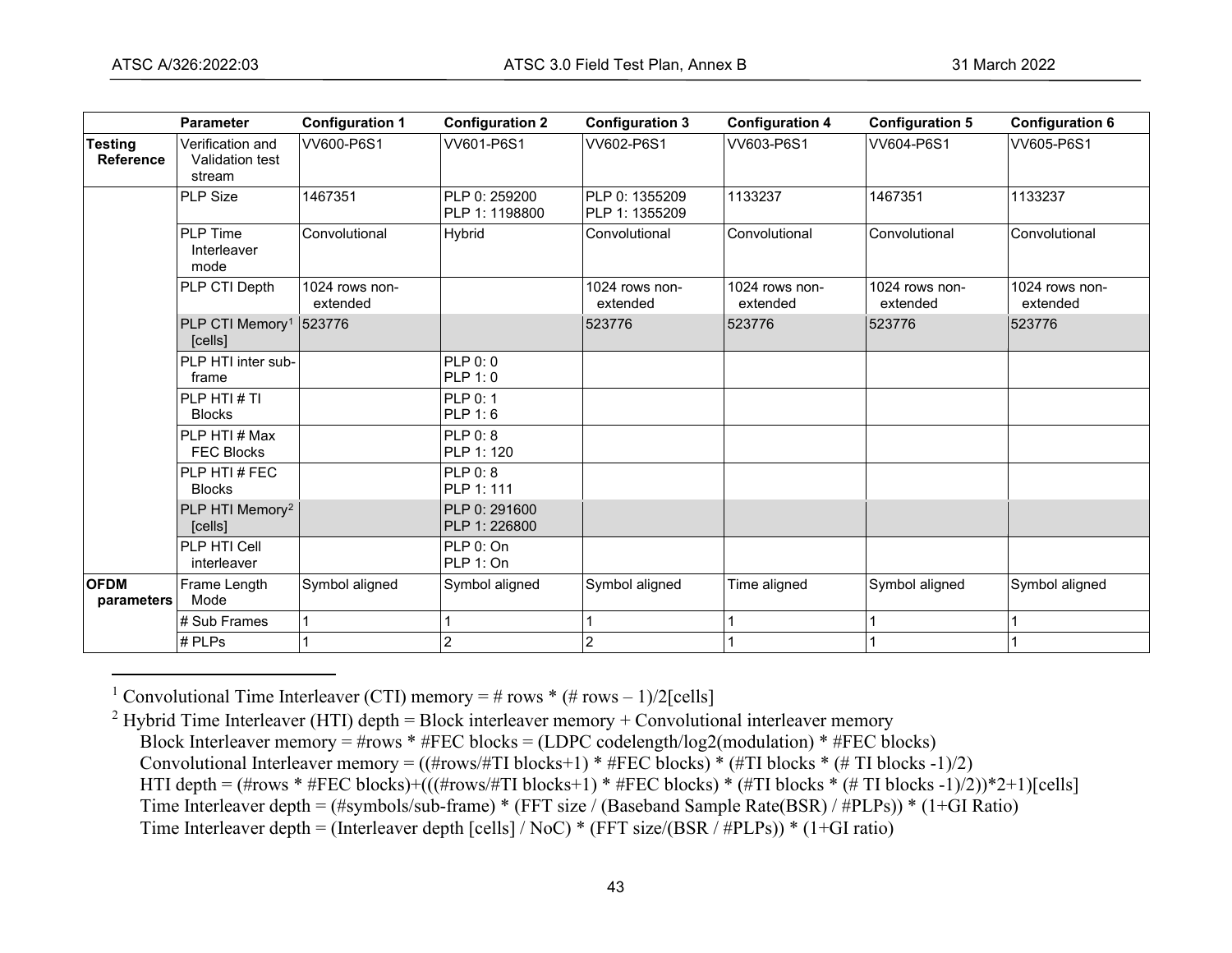| | Parameter | Configuration 1 | Configuration 2 | Configuration 3 | Configuration 4 | Configuration 5 | Configuration 6 |
|---|---|---|---|---|---|---|---|
| **Testing Reference** | Verification and Validation test stream | VV600-P6S1 | VV601-P6S1 | VV602-P6S1 | VV603-P6S1 | VV604-P6S1 | VV605-P6S1 |
| | PLP Size | 1467351 | PLP 0: 259200<br>PLP 1: 1198800 | PLP 0: 1355209<br>PLP 1: 1355209 | 1133237 | 1467351 | 1133237 |
| | PLP Time Interleaver mode | Convolutional | Hybrid | Convolutional | Convolutional | Convolutional | Convolutional |
| | PLP CTI Depth | 1024 rows non-extended | | 1024 rows non-extended | 1024 rows non-extended | 1024 rows non-extended | 1024 rows non-extended |
| | PLP CTI Memory[1] [cells] | 523776 | | 523776 | 523776 | 523776 | 523776 |
| | PLP HTI inter sub-frame | | PLP 0: 0<br>PLP 1: 0 | | | | |
| | PLP HTI # TI Blocks | | PLP 0: 1<br>PLP 1: 6 | | | | |
| | PLP HTI # Max FEC Blocks | | PLP 0: 8<br>PLP 1: 120 | | | | |
| | PLP HTI # FEC Blocks | | PLP 0: 8<br>PLP 1: 111 | | | | |
| | PLP HTI Memory[2] [cells] | | PLP 0: 291600<br>PLP 1: 226800 | | | | |
| | PLP HTI Cell interleaver | | PLP 0: On<br>PLP 1: On | | | | |
| **OFDM parameters** | Frame Length Mode | Symbol aligned | Symbol aligned | Symbol aligned | Time aligned | Symbol aligned | Symbol aligned |
| | # Sub Frames | 1 | 1 | 1 | 1 | 1 | 1 |
| | # PLPs | 1 | 2 | 2 | 1 | 1 | 1 |

---

[1] Convolutional Time Interleaver (CTI) memory = # rows * (# rows – 1)/2[cells]

[2] Hybrid Time Interleaver (HTI) depth = Block interleaver memory + Convolutional interleaver memory

Block Interleaver memory = #rows * #FEC blocks = (LDPC codelength/log2(modulation) * #FEC blocks)

Convolutional Interleaver memory = ((#rows/#TI blocks+1) * #FEC blocks) * (#TI blocks * (# TI blocks -1)/2)

HTI depth = (#rows * #FEC blocks)+(((#rows/#TI blocks+1) * #FEC blocks) * (#TI blocks * (# TI blocks -1)/2))*2+1)[cells]

Time Interleaver depth = (#symbols/sub-frame) * (FFT size / (Baseband Sample Rate(BSR) / #PLPs)) * (1+GI Ratio)

Time Interleaver depth = (Interleaver depth [cells] / NoC) * (FFT size/(BSR / #PLPs)) * (1+GI ratio)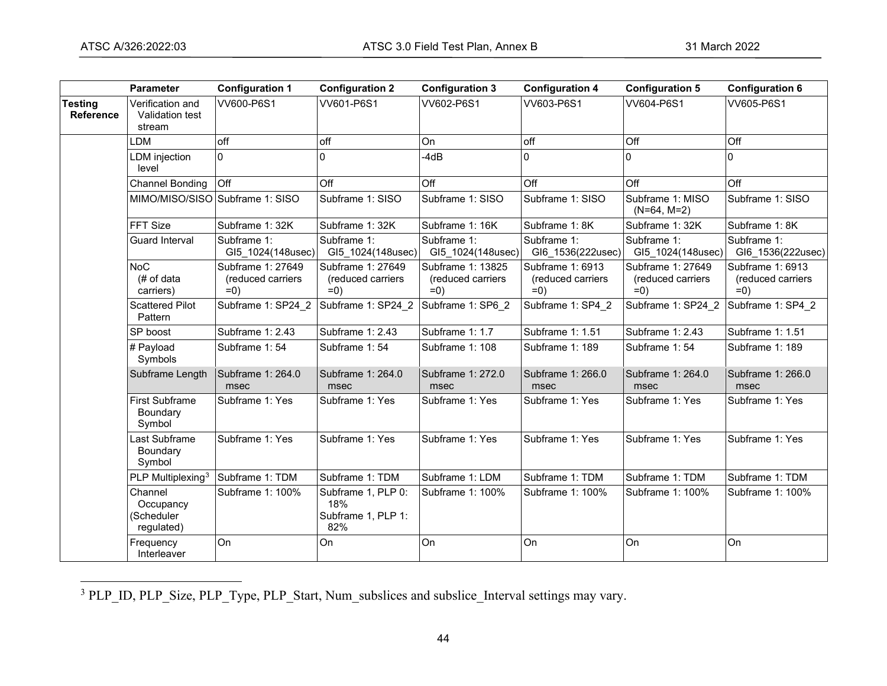| | Parameter | Configuration 1 | Configuration 2 | Configuration 3 | Configuration 4 | Configuration 5 | Configuration 6 |
|---|---|---|---|---|---|---|---|
| **Testing Reference** | Verification and Validation test stream | VV600-P6S1 | VV601-P6S1 | VV602-P6S1 | VV603-P6S1 | VV604-P6S1 | VV605-P6S1 |
| | LDM | off | off | On | off | Off | Off |
| | LDM injection level | 0 | 0 | -4dB | 0 | 0 | 0 |
| | Channel Bonding | Off | Off | Off | Off | Off | Off |
| | MIMO/MISO/SISO | Subframe 1: SISO | Subframe 1: SISO | Subframe 1: SISO | Subframe 1: SISO | Subframe 1: MISO (N=64, M=2) | Subframe 1: SISO |
| | FFT Size | Subframe 1: 32K | Subframe 1: 32K | Subframe 1: 16K | Subframe 1: 8K | Subframe 1: 32K | Subframe 1: 8K |
| | Guard Interval | Subframe 1: GI5_1024(148usec) | Subframe 1: GI5_1024(148usec) | Subframe 1: GI5_1024(148usec) | Subframe 1: GI6_1536(222usec) | Subframe 1: GI5_1024(148usec) | Subframe 1: GI6_1536(222usec) |
| | NoC (# of data carriers) | Subframe 1: 27649 (reduced carriers =0) | Subframe 1: 27649 (reduced carriers =0) | Subframe 1: 13825 (reduced carriers =0) | Subframe 1: 6913 (reduced carriers =0) | Subframe 1: 27649 (reduced carriers =0) | Subframe 1: 6913 (reduced carriers =0) |
| | Scattered Pilot Pattern | Subframe 1: SP24_2 | Subframe 1: SP24_2 | Subframe 1: SP6_2 | Subframe 1: SP4_2 | Subframe 1: SP24_2 | Subframe 1: SP4_2 |
| | SP boost | Subframe 1: 2.43 | Subframe 1: 2.43 | Subframe 1: 1.7 | Subframe 1: 1.51 | Subframe 1: 2.43 | Subframe 1: 1.51 |
| | # Payload Symbols | Subframe 1: 54 | Subframe 1: 54 | Subframe 1: 108 | Subframe 1: 189 | Subframe 1: 54 | Subframe 1: 189 |
| | Subframe Length | Subframe 1: 264.0 msec | Subframe 1: 264.0 msec | Subframe 1: 272.0 msec | Subframe 1: 266.0 msec | Subframe 1: 264.0 msec | Subframe 1: 266.0 msec |
| | First Subframe Boundary Symbol | Subframe 1: Yes | Subframe 1: Yes | Subframe 1: Yes | Subframe 1: Yes | Subframe 1: Yes | Subframe 1: Yes |
| | Last Subframe Boundary Symbol | Subframe 1: Yes | Subframe 1: Yes | Subframe 1: Yes | Subframe 1: Yes | Subframe 1: Yes | Subframe 1: Yes |
| | PLP Multiplexing[3] | Subframe 1: TDM | Subframe 1: TDM | Subframe 1: LDM | Subframe 1: TDM | Subframe 1: TDM | Subframe 1: TDM |
| | Channel Occupancy (Scheduler regulated) | Subframe 1: 100% | Subframe 1, PLP 0: 18% Subframe 1, PLP 1: 82% | Subframe 1: 100% | Subframe 1: 100% | Subframe 1: 100% | Subframe 1: 100% |
| | Frequency Interleaver | On | On | On | On | On | On |

[3] PLP_ID, PLP_Size, PLP_Type, PLP_Start, Num_subslices and subslice_Interval settings may vary.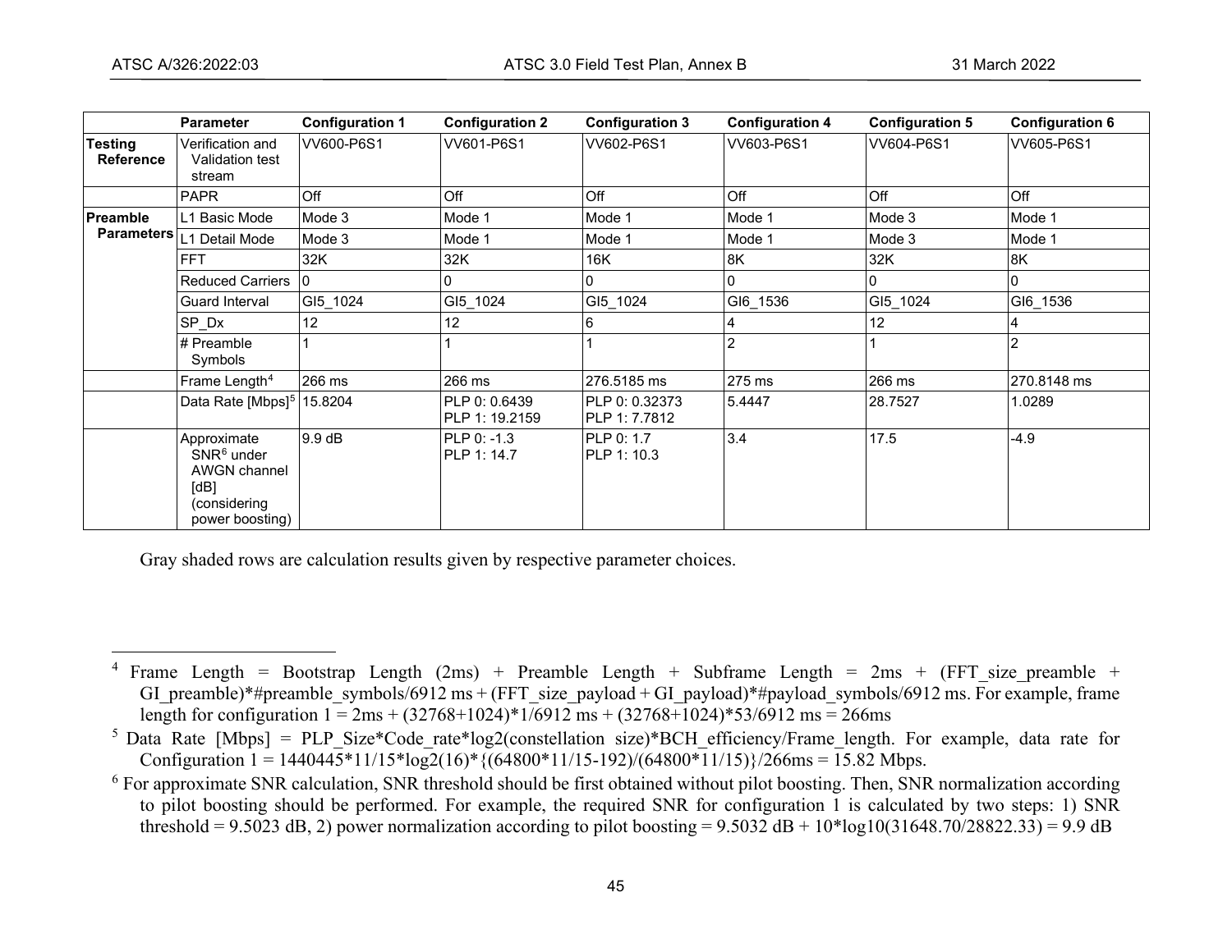| | Parameter | Configuration 1 | Configuration 2 | Configuration 3 | Configuration 4 | Configuration 5 | Configuration 6 |
|---|---|---|---|---|---|---|---|
| **Testing Reference** | Verification and Validation test stream | VV600-P6S1 | VV601-P6S1 | VV602-P6S1 | VV603-P6S1 | VV604-P6S1 | VV605-P6S1 |
| | PAPR | Off | Off | Off | Off | Off | Off |
| **Preamble Parameters** | L1 Basic Mode | Mode 3 | Mode 1 | Mode 1 | Mode 1 | Mode 3 | Mode 1 |
| | L1 Detail Mode | Mode 3 | Mode 1 | Mode 1 | Mode 1 | Mode 3 | Mode 1 |
| | FFT | 32K | 32K | 16K | 8K | 32K | 8K |
| | Reduced Carriers | 0 | 0 | 0 | 0 | 0 | 0 |
| | Guard Interval | GI5_1024 | GI5_1024 | GI5_1024 | GI6_1536 | GI5_1024 | GI6_1536 |
| | SP_Dx | 12 | 12 | 6 | 4 | 12 | 4 |
| | # Preamble Symbols | 1 | 1 | 1 | 2 | 1 | 2 |
| | Frame Length[4] | 266 ms | 266 ms | 276.5185 ms | 275 ms | 266 ms | 270.8148 ms |
| | Data Rate [Mbps][5] | 15.8204 | PLP 0: 0.6439<br>PLP 1: 19.2159 | PLP 0: 0.32373<br>PLP 1: 7.7812 | 5.4447 | 28.7527 | 1.0289 |
| | Approximate SNR[6] under AWGN channel [dB] (considering power boosting) | 9.9 dB | PLP 0: -1.3<br>PLP 1: 14.7 | PLP 0: 1.7<br>PLP 1: 10.3 | 3.4 | 17.5 | -4.9 |

Gray shaded rows are calculation results given by respective parameter choices.

---

[4] Frame Length = Bootstrap Length (2ms) + Preamble Length + Subframe Length = 2ms + (FFT_size_preamble + GI_preamble)*#preamble_symbols/6912 ms + (FFT_size_payload + GI_payload)*#payload_symbols/6912 ms. For example, frame length for configuration 1 = 2ms + (32768+1024)*1/6912 ms + (32768+1024)*53/6912 ms = 266ms

[5] Data Rate [Mbps] = PLP_Size*Code_rate*log2(constellation size)*BCH_efficiency/Frame_length. For example, data rate for Configuration 1 = 1440445*11/15*log2(16)*{(64800*11/15-192)/(64800*11/15)}/266ms = 15.82 Mbps.

[6] For approximate SNR calculation, SNR threshold should be first obtained without pilot boosting. Then, SNR normalization according to pilot boosting should be performed. For example, the required SNR for configuration 1 is calculated by two steps: 1) SNR threshold = 9.5023 dB, 2) power normalization according to pilot boosting = 9.5032 dB + 10*log10(31648.70/28822.33) = 9.9 dB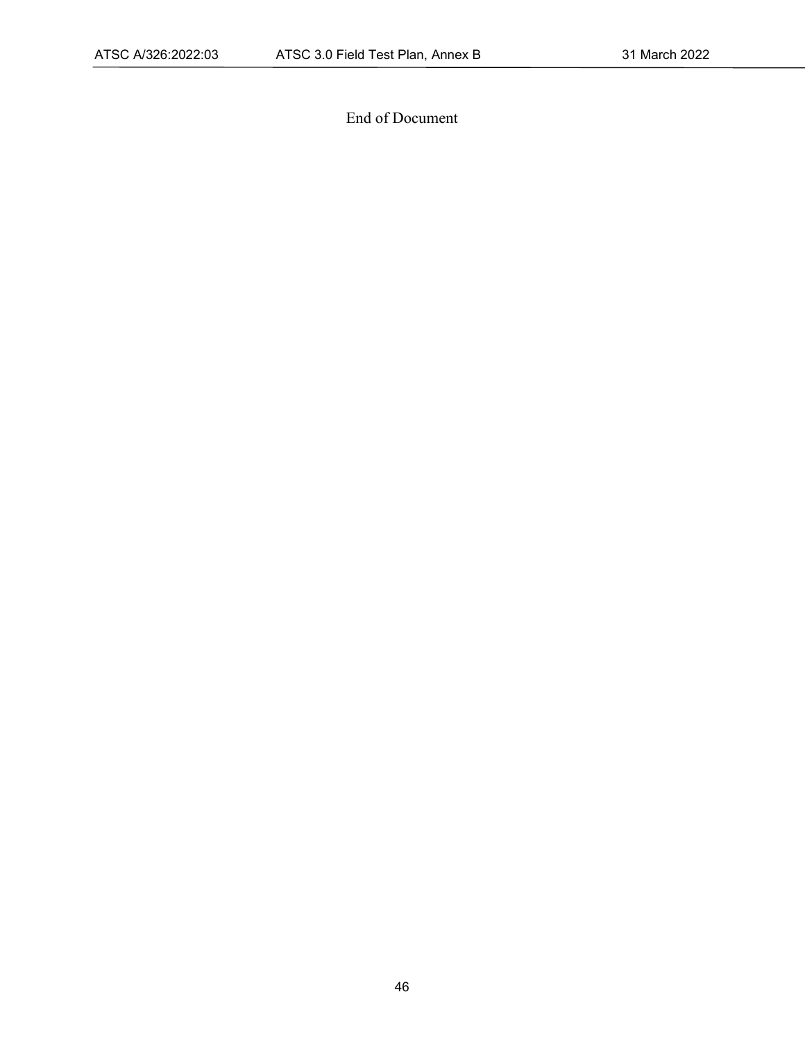End of Document